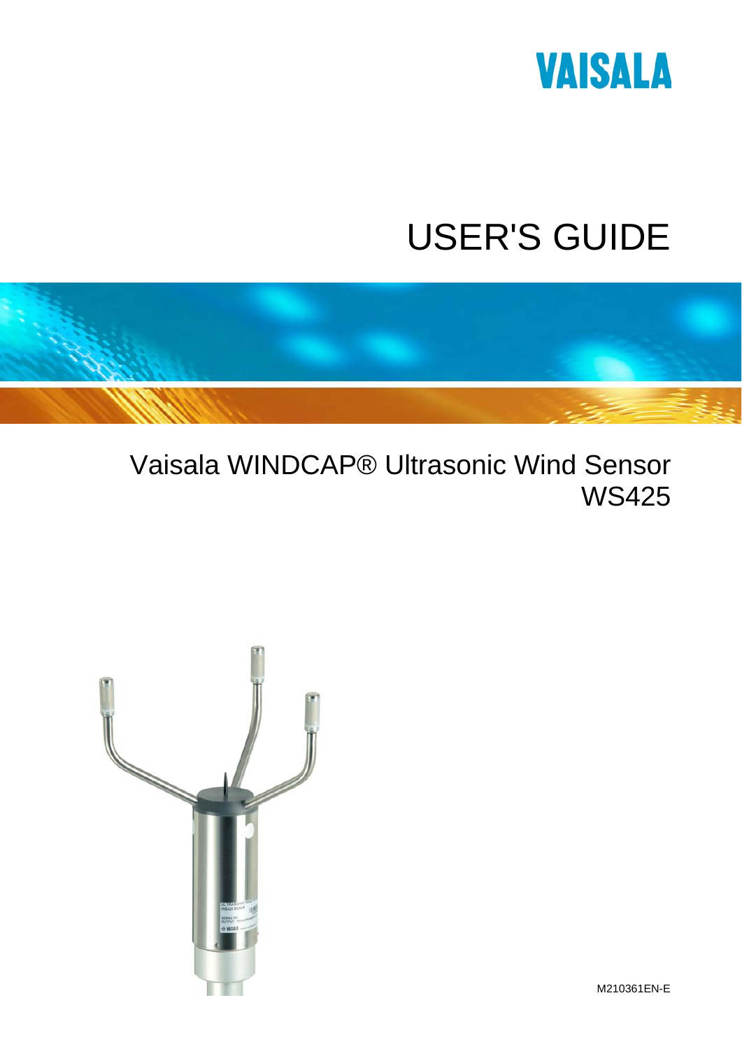VAISALA

# USER'S GUIDE

## Vaisala WINDCAP® Ultrasonic Wind Sensor WS425

M210361EN-E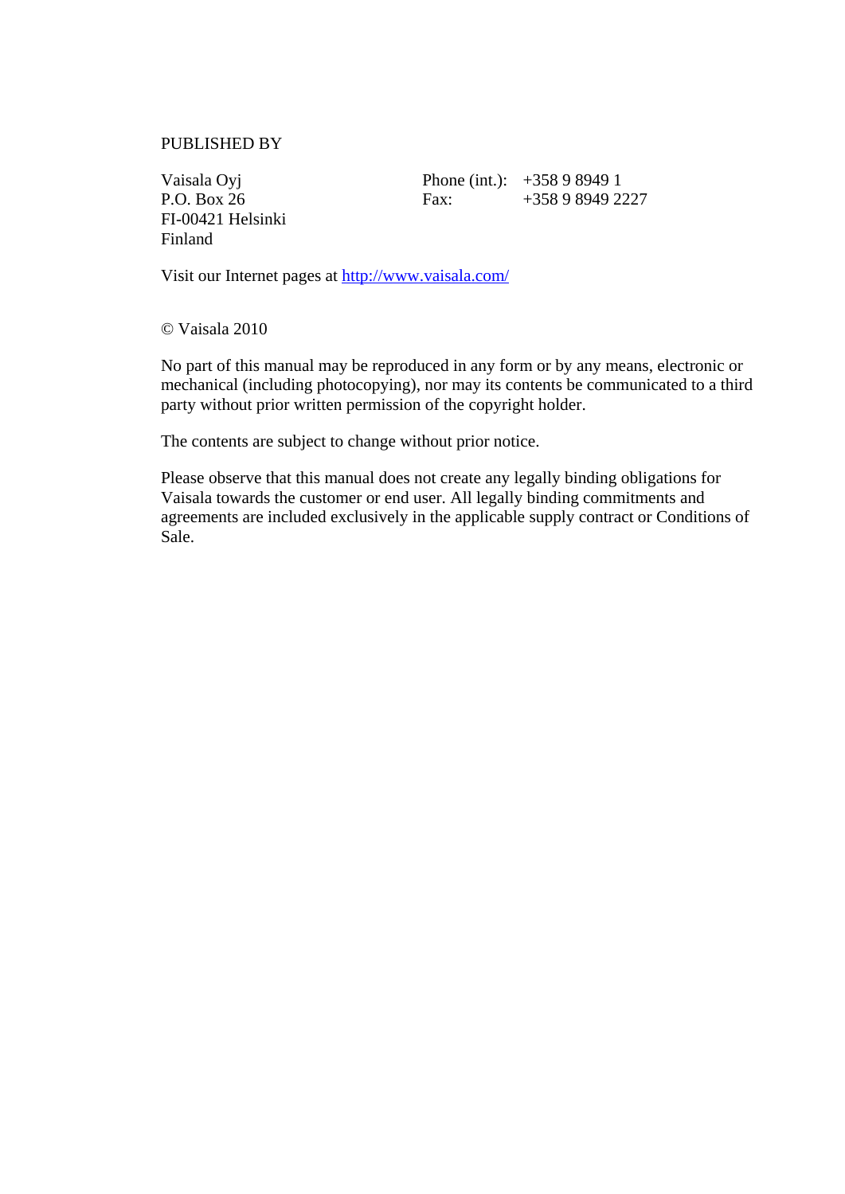PUBLISHED BY

| | | |
|---|---|---|
| Vaisala Oyj | Phone (int.): | +358 9 8949 1 |
| P.O. Box 26 | Fax: | +358 9 8949 2227 |
| FI-00421 Helsinki | | |
| Finland | | |

Visit our Internet pages at [http://www.vaisala.com/](http://www.vaisala.com/)

© Vaisala 2010

No part of this manual may be reproduced in any form or by any means, electronic or mechanical (including photocopying), nor may its contents be communicated to a third party without prior written permission of the copyright holder.

The contents are subject to change without prior notice.

Please observe that this manual does not create any legally binding obligations for Vaisala towards the customer or end user. All legally binding commitments and agreements are included exclusively in the applicable supply contract or Conditions of Sale.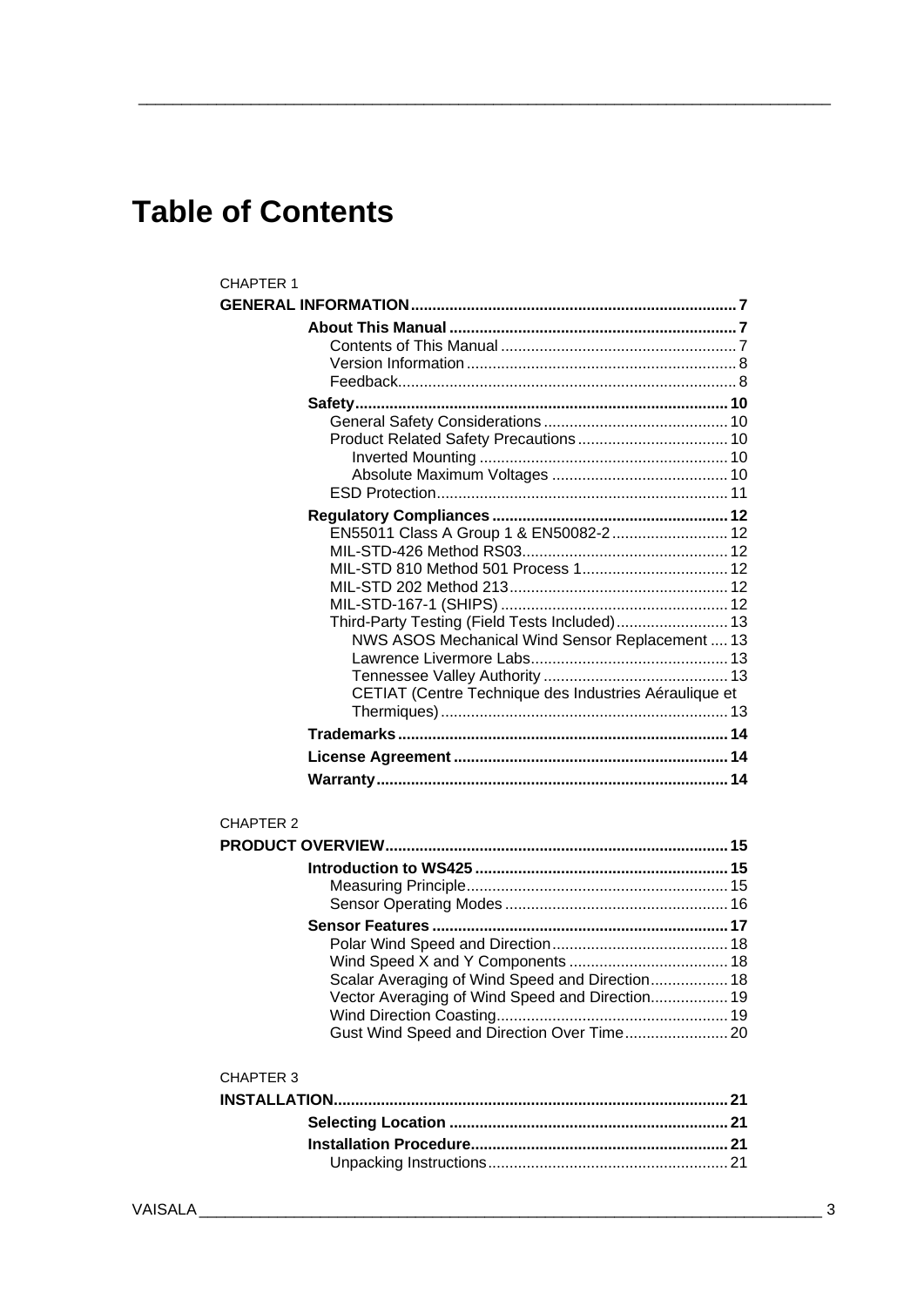# Table of Contents

CHAPTER 1

**GENERAL INFORMATION** ..... 7

- **About This Manual** ..... 7
  - Contents of This Manual ..... 7
  - Version Information ..... 8
  - Feedback ..... 8
- **Safety** ..... 10
  - General Safety Considerations ..... 10
  - Product Related Safety Precautions ..... 10
    - Inverted Mounting ..... 10
    - Absolute Maximum Voltages ..... 10
  - ESD Protection ..... 11
- **Regulatory Compliances** ..... 12
  - EN55011 Class A Group 1 & EN50082-2 ..... 12
  - MIL-STD-426 Method RS03 ..... 12
  - MIL-STD 810 Method 501 Process 1 ..... 12
  - MIL-STD 202 Method 213 ..... 12
  - MIL-STD-167-1 (SHIPS) ..... 12
  - Third-Party Testing (Field Tests Included) ..... 13
    - NWS ASOS Mechanical Wind Sensor Replacement ..... 13
    - Lawrence Livermore Labs ..... 13
    - Tennessee Valley Authority ..... 13
    - CETIAT (Centre Technique des Industries Aéraulique et Thermiques) ..... 13
- **Trademarks** ..... 14
- **License Agreement** ..... 14
- **Warranty** ..... 14

CHAPTER 2

**PRODUCT OVERVIEW** ..... 15

- **Introduction to WS425** ..... 15
  - Measuring Principle ..... 15
  - Sensor Operating Modes ..... 16
- **Sensor Features** ..... 17
  - Polar Wind Speed and Direction ..... 18
  - Wind Speed X and Y Components ..... 18
  - Scalar Averaging of Wind Speed and Direction ..... 18
  - Vector Averaging of Wind Speed and Direction ..... 19
  - Wind Direction Coasting ..... 19
  - Gust Wind Speed and Direction Over Time ..... 20

CHAPTER 3

**INSTALLATION** ..... 21

- **Selecting Location** ..... 21
- **Installation Procedure** ..... 21
  - Unpacking Instructions ..... 21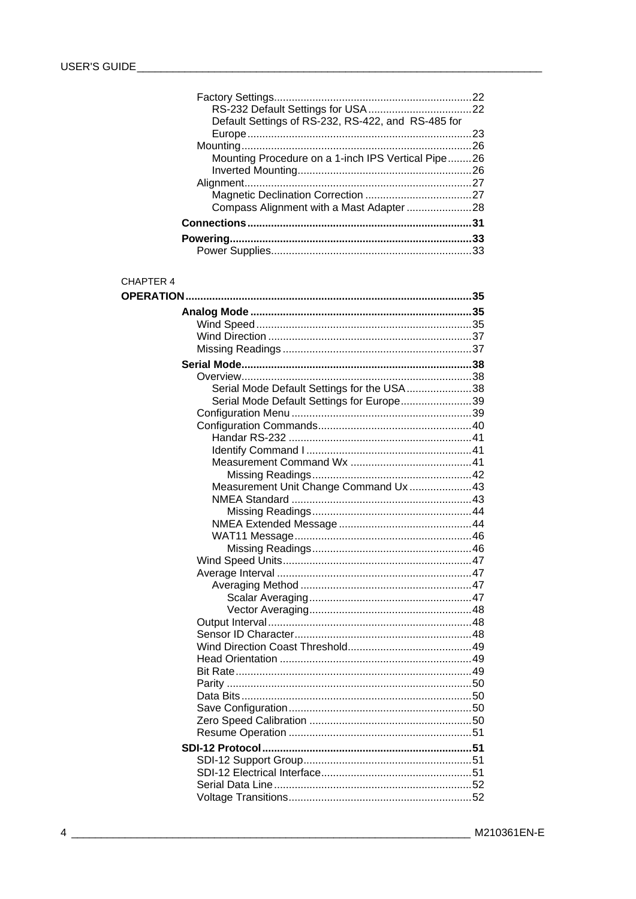Factory Settings....................................................................22
RS-232 Default Settings for USA....................................22
Default Settings of RS-232, RS-422, and RS-485 for Europe....................................................................23
Mounting....................................................................26
Mounting Procedure on a 1-inch IPS Vertical Pipe........26
Inverted Mounting....................................................................26
Alignment....................................................................27
Magnetic Declination Correction....................................27
Compass Alignment with a Mast Adapter......................28

**Connections....................................................................31**

**Powering....................................................................33**

Power Supplies....................................................................33

CHAPTER 4

**OPERATION....................................................................35**

**Analog Mode....................................................................35**

Wind Speed....................................................................35
Wind Direction....................................................................37
Missing Readings....................................................................37

**Serial Mode....................................................................38**

Overview....................................................................38
Serial Mode Default Settings for the USA......................38
Serial Mode Default Settings for Europe........................39
Configuration Menu....................................................................39
Configuration Commands....................................................................40
Handar RS-232....................................................................41
Identify Command I....................................................................41
Measurement Command Wx....................................................................41
Missing Readings....................................................................42
Measurement Unit Change Command Ux....................43
NMEA Standard....................................................................43
Missing Readings....................................................................44
NMEA Extended Message....................................................................44
WAT11 Message....................................................................46
Missing Readings....................................................................46
Wind Speed Units....................................................................47
Average Interval....................................................................47
Averaging Method....................................................................47
Scalar Averaging....................................................................47
Vector Averaging....................................................................48
Output Interval....................................................................48
Sensor ID Character....................................................................48
Wind Direction Coast Threshold....................................................................49
Head Orientation....................................................................49
Bit Rate....................................................................49
Parity....................................................................50
Data Bits....................................................................50
Save Configuration....................................................................50
Zero Speed Calibration....................................................................50
Resume Operation....................................................................51

**SDI-12 Protocol....................................................................51**

SDI-12 Support Group....................................................................51
SDI-12 Electrical Interface....................................................................51
Serial Data Line....................................................................52
Voltage Transitions....................................................................52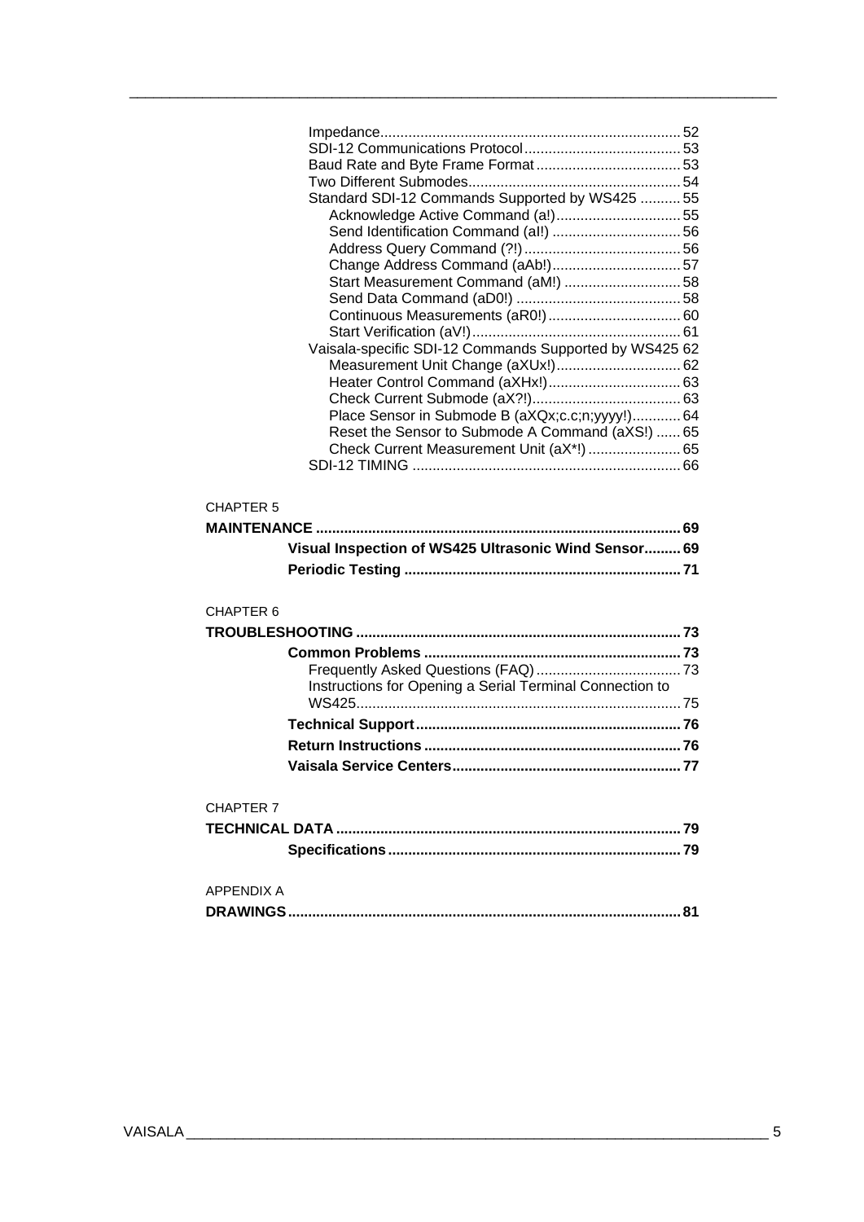Impedance........................................................................ 52
SDI-12 Communications Protocol....................................... 53
Baud Rate and Byte Frame Format.................................... 53
Two Different Submodes.................................................... 54
Standard SDI-12 Commands Supported by WS425 .......... 55
    Acknowledge Active Command (a!).............................. 55
    Send Identification Command (aI!) ................................ 56
    Address Query Command (?!)....................................... 56
    Change Address Command (aAb!)................................ 57
    Start Measurement Command (aM!) ............................. 58
    Send Data Command (aD0!) ......................................... 58
    Continuous Measurements (aR0!)................................. 60
    Start Verification (aV!).................................................... 61
Vaisala-specific SDI-12 Commands Supported by WS425 62
    Measurement Unit Change (aXUx!)............................... 62
    Heater Control Command (aXHx!)................................. 63
    Check Current Submode (aX?!)..................................... 63
    Place Sensor in Submode B (aXQx;c.c;n;yyyy!)............ 64
    Reset the Sensor to Submode A Command (aXS!) ...... 65
    Check Current Measurement Unit (aX*!) ....................... 65
SDI-12 TIMING .................................................................. 66

CHAPTER 5

**MAINTENANCE ........................................................................................ 69**

**Visual Inspection of WS425 Ultrasonic Wind Sensor......... 69**

**Periodic Testing .................................................................... 71**

CHAPTER 6

**TROUBLESHOOTING ................................................................................ 73**

**Common Problems ................................................................ 73**

Frequently Asked Questions (FAQ).................................... 73
Instructions for Opening a Serial Terminal Connection to WS425................................................................................. 75

**Technical Support.................................................................. 76**

**Return Instructions ................................................................ 76**

**Vaisala Service Centers......................................................... 77**

CHAPTER 7

**TECHNICAL DATA ..................................................................................... 79**

**Specifications......................................................................... 79**

APPENDIX A

**DRAWINGS................................................................................................. 81**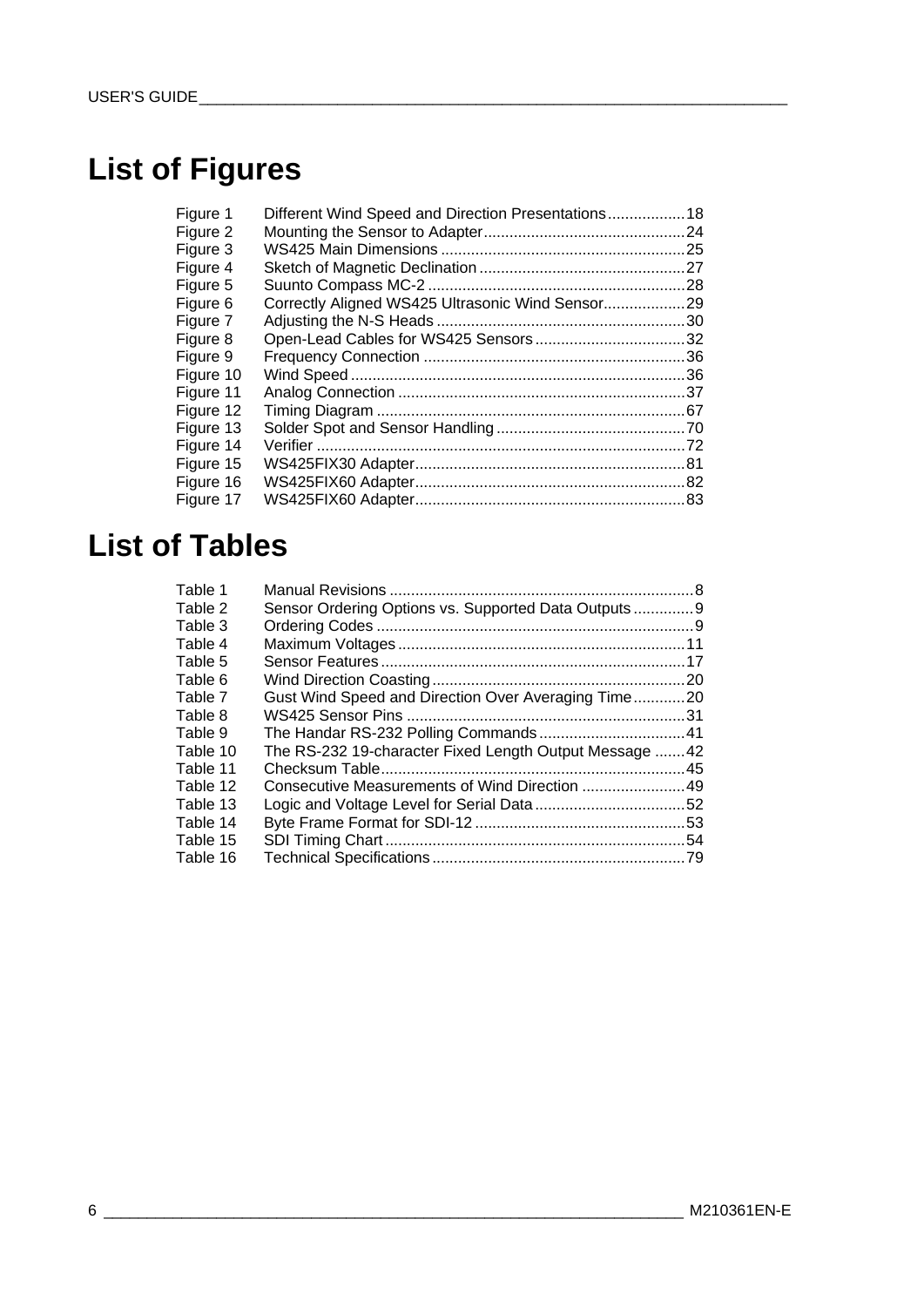# List of Figures

| | | |
|---|---|---|
| Figure 1 | Different Wind Speed and Direction Presentations | 18 |
| Figure 2 | Mounting the Sensor to Adapter | 24 |
| Figure 3 | WS425 Main Dimensions | 25 |
| Figure 4 | Sketch of Magnetic Declination | 27 |
| Figure 5 | Suunto Compass MC-2 | 28 |
| Figure 6 | Correctly Aligned WS425 Ultrasonic Wind Sensor | 29 |
| Figure 7 | Adjusting the N-S Heads | 30 |
| Figure 8 | Open-Lead Cables for WS425 Sensors | 32 |
| Figure 9 | Frequency Connection | 36 |
| Figure 10 | Wind Speed | 36 |
| Figure 11 | Analog Connection | 37 |
| Figure 12 | Timing Diagram | 67 |
| Figure 13 | Solder Spot and Sensor Handling | 70 |
| Figure 14 | Verifier | 72 |
| Figure 15 | WS425FIX30 Adapter | 81 |
| Figure 16 | WS425FIX60 Adapter | 82 |
| Figure 17 | WS425FIX60 Adapter | 83 |

# List of Tables

| | | |
|---|---|---|
| Table 1 | Manual Revisions | 8 |
| Table 2 | Sensor Ordering Options vs. Supported Data Outputs | 9 |
| Table 3 | Ordering Codes | 9 |
| Table 4 | Maximum Voltages | 11 |
| Table 5 | Sensor Features | 17 |
| Table 6 | Wind Direction Coasting | 20 |
| Table 7 | Gust Wind Speed and Direction Over Averaging Time | 20 |
| Table 8 | WS425 Sensor Pins | 31 |
| Table 9 | The Handar RS-232 Polling Commands | 41 |
| Table 10 | The RS-232 19-character Fixed Length Output Message | 42 |
| Table 11 | Checksum Table | 45 |
| Table 12 | Consecutive Measurements of Wind Direction | 49 |
| Table 13 | Logic and Voltage Level for Serial Data | 52 |
| Table 14 | Byte Frame Format for SDI-12 | 53 |
| Table 15 | SDI Timing Chart | 54 |
| Table 16 | Technical Specifications | 79 |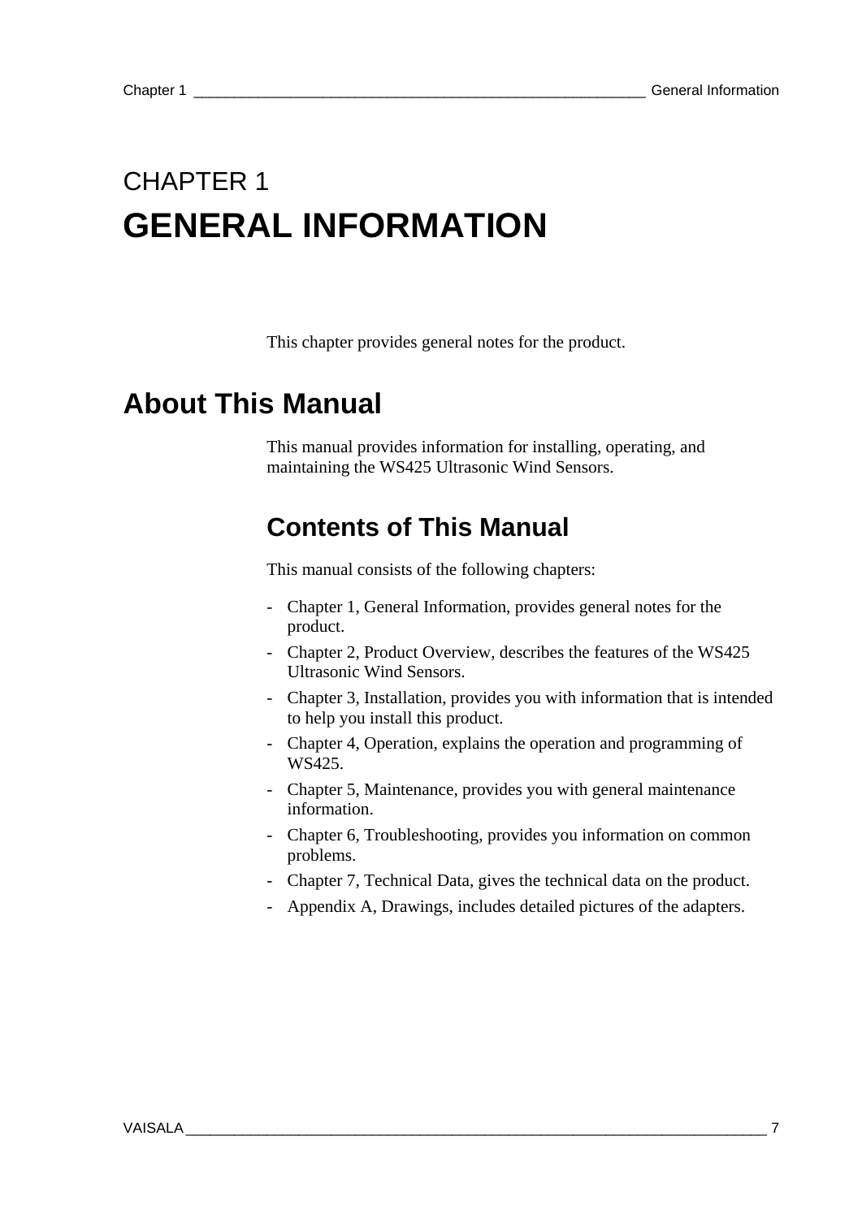# CHAPTER 1
# GENERAL INFORMATION

This chapter provides general notes for the product.

## About This Manual

This manual provides information for installing, operating, and maintaining the WS425 Ultrasonic Wind Sensors.

### Contents of This Manual

This manual consists of the following chapters:

- Chapter 1, General Information, provides general notes for the product.
- Chapter 2, Product Overview, describes the features of the WS425 Ultrasonic Wind Sensors.
- Chapter 3, Installation, provides you with information that is intended to help you install this product.
- Chapter 4, Operation, explains the operation and programming of WS425.
- Chapter 5, Maintenance, provides you with general maintenance information.
- Chapter 6, Troubleshooting, provides you information on common problems.
- Chapter 7, Technical Data, gives the technical data on the product.
- Appendix A, Drawings, includes detailed pictures of the adapters.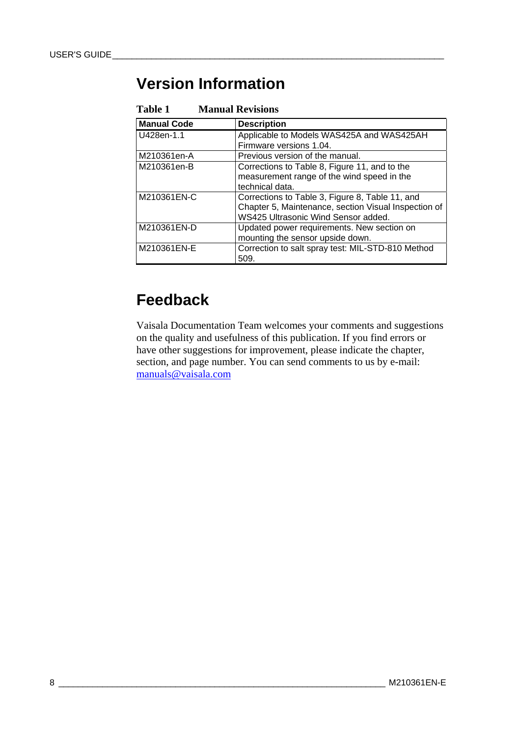## Version Information

**Table 1 Manual Revisions**

| Manual Code | Description |
|---|---|
| U428en-1.1 | Applicable to Models WAS425A and WAS425AH Firmware versions 1.04. |
| M210361en-A | Previous version of the manual. |
| M210361en-B | Corrections to Table 8, Figure 11, and to the measurement range of the wind speed in the technical data. |
| M210361EN-C | Corrections to Table 3, Figure 8, Table 11, and Chapter 5, Maintenance, section Visual Inspection of WS425 Ultrasonic Wind Sensor added. |
| M210361EN-D | Updated power requirements. New section on mounting the sensor upside down. |
| M210361EN-E | Correction to salt spray test: MIL-STD-810 Method 509. |

## Feedback

Vaisala Documentation Team welcomes your comments and suggestions on the quality and usefulness of this publication. If you find errors or have other suggestions for improvement, please indicate the chapter, section, and page number. You can send comments to us by e-mail: manuals@vaisala.com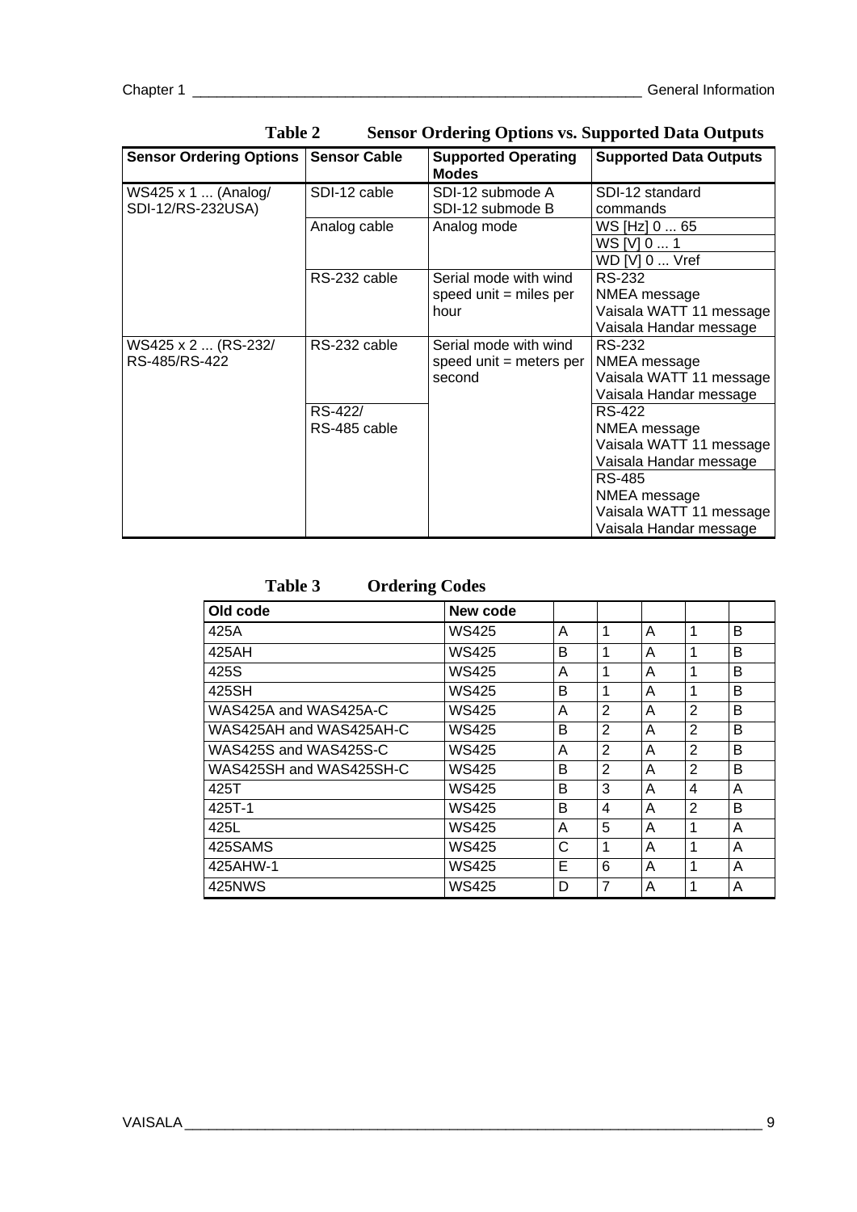**Table 2 Sensor Ordering Options vs. Supported Data Outputs**

| Sensor Ordering Options | Sensor Cable | Supported Operating Modes | Supported Data Outputs |
|---|---|---|---|
| WS425 x 1 ... (Analog/ SDI-12/RS-232USA) | SDI-12 cable | SDI-12 submode A<br>SDI-12 submode B | SDI-12 standard commands |
| | Analog cable | Analog mode | WS [Hz] 0 ... 65 |
| | | | WS [V] 0 ... 1 |
| | | | WD [V] 0 ... Vref |
| | RS-232 cable | Serial mode with wind speed unit = miles per hour | RS-232<br>NMEA message<br>Vaisala WATT 11 message<br>Vaisala Handar message |
| WS425 x 2 ... (RS-232/ RS-485/RS-422 | RS-232 cable | Serial mode with wind speed unit = meters per second | RS-232<br>NMEA message<br>Vaisala WATT 11 message<br>Vaisala Handar message |
| | RS-422/ RS-485 cable | | RS-422<br>NMEA message<br>Vaisala WATT 11 message<br>Vaisala Handar message |
| | | | RS-485<br>NMEA message<br>Vaisala WATT 11 message<br>Vaisala Handar message |

**Table 3 Ordering Codes**

| Old code | New code | | | | | |
|---|---|---|---|---|---|---|
| 425A | WS425 | A | 1 | A | 1 | B |
| 425AH | WS425 | B | 1 | A | 1 | B |
| 425S | WS425 | A | 1 | A | 1 | B |
| 425SH | WS425 | B | 1 | A | 1 | B |
| WAS425A and WAS425A-C | WS425 | A | 2 | A | 2 | B |
| WAS425AH and WAS425AH-C | WS425 | B | 2 | A | 2 | B |
| WAS425S and WAS425S-C | WS425 | A | 2 | A | 2 | B |
| WAS425SH and WAS425SH-C | WS425 | B | 2 | A | 2 | B |
| 425T | WS425 | B | 3 | A | 4 | A |
| 425T-1 | WS425 | B | 4 | A | 2 | B |
| 425L | WS425 | A | 5 | A | 1 | A |
| 425SAMS | WS425 | C | 1 | A | 1 | A |
| 425AHW-1 | WS425 | E | 6 | A | 1 | A |
| 425NWS | WS425 | D | 7 | A | 1 | A |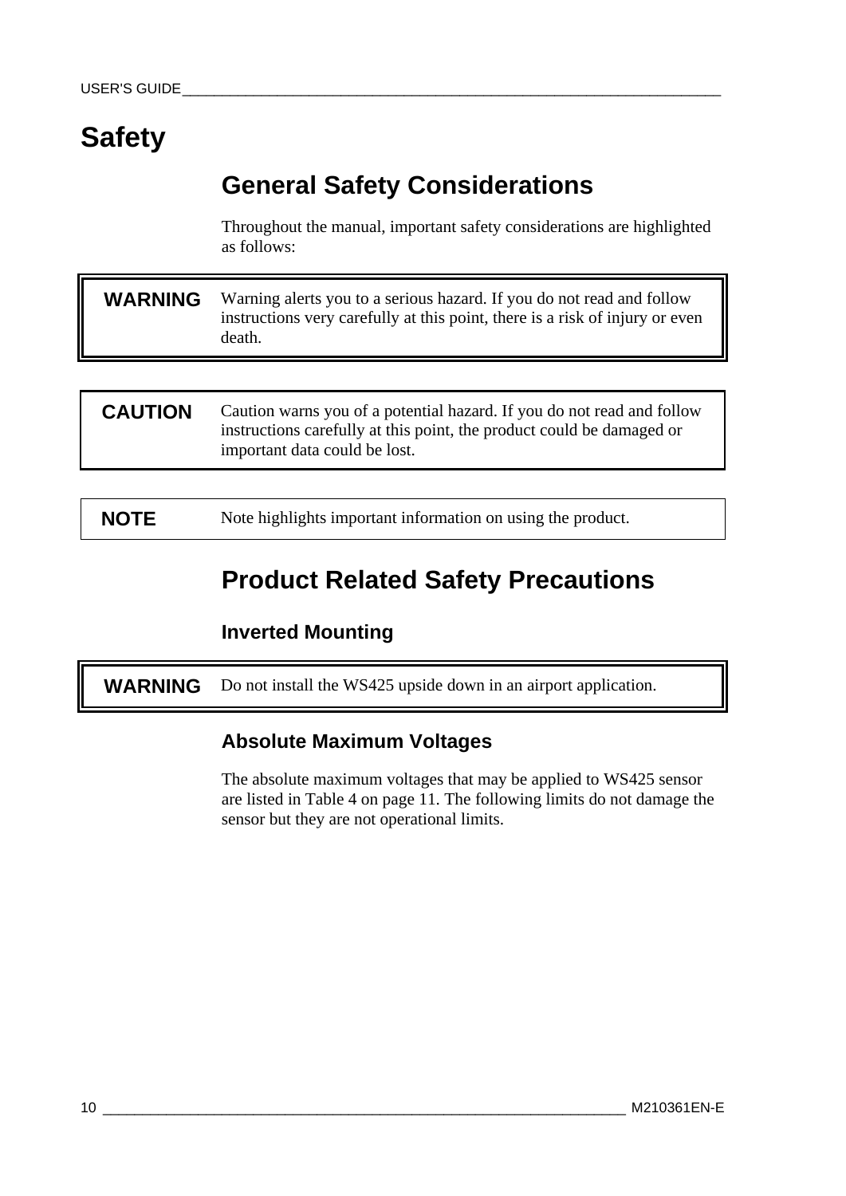# Safety

## General Safety Considerations

Throughout the manual, important safety considerations are highlighted as follows:

| **WARNING** | Warning alerts you to a serious hazard. If you do not read and follow instructions very carefully at this point, there is a risk of injury or even death. |
|---|---|

| **CAUTION** | Caution warns you of a potential hazard. If you do not read and follow instructions carefully at this point, the product could be damaged or important data could be lost. |
|---|---|

| **NOTE** | Note highlights important information on using the product. |
|---|---|

## Product Related Safety Precautions

### Inverted Mounting

| **WARNING** | Do not install the WS425 upside down in an airport application. |
|---|---|

### Absolute Maximum Voltages

The absolute maximum voltages that may be applied to WS425 sensor are listed in Table 4 on page 11. The following limits do not damage the sensor but they are not operational limits.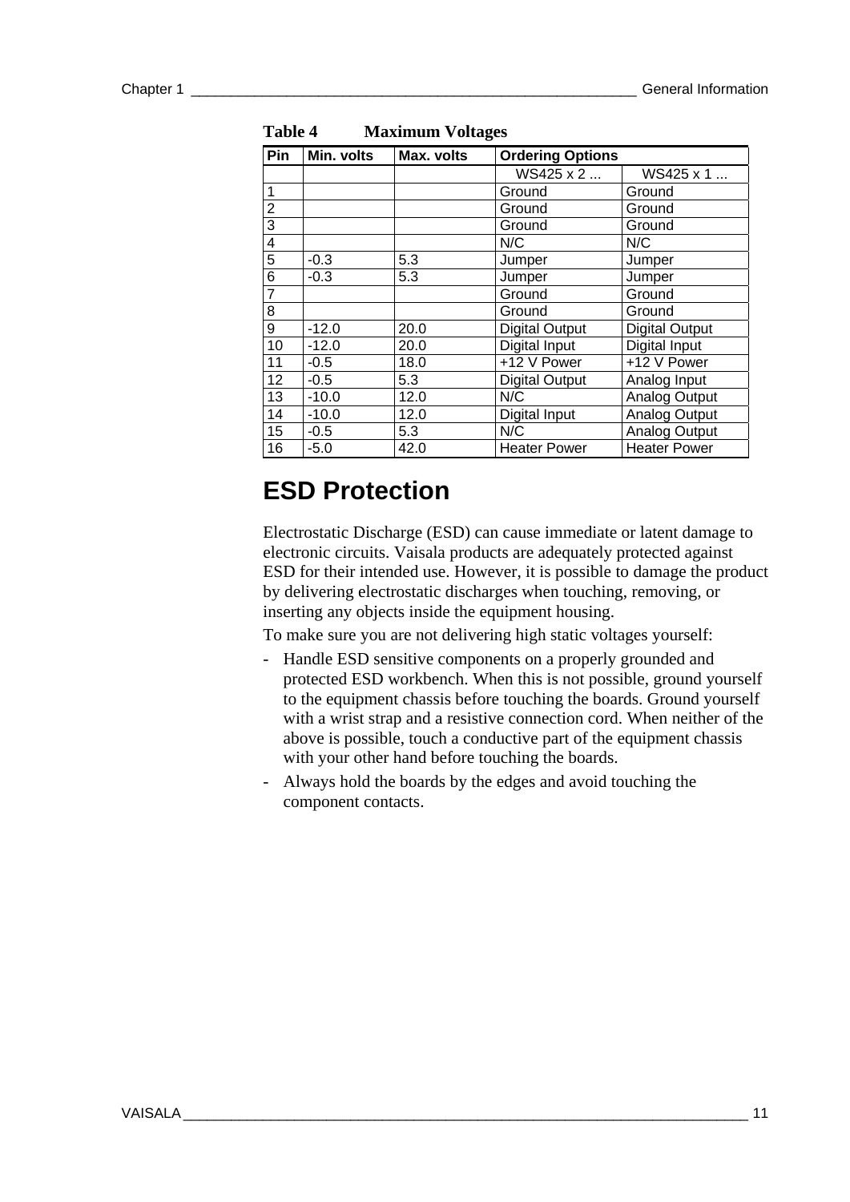**Table 4 Maximum Voltages**

| Pin | Min. volts | Max. volts | Ordering Options | |
|---|---|---|---|---|
| | | | WS425 x 2 ... | WS425 x 1 ... |
| 1 | | | Ground | Ground |
| 2 | | | Ground | Ground |
| 3 | | | Ground | Ground |
| 4 | | | N/C | N/C |
| 5 | -0.3 | 5.3 | Jumper | Jumper |
| 6 | -0.3 | 5.3 | Jumper | Jumper |
| 7 | | | Ground | Ground |
| 8 | | | Ground | Ground |
| 9 | -12.0 | 20.0 | Digital Output | Digital Output |
| 10 | -12.0 | 20.0 | Digital Input | Digital Input |
| 11 | -0.5 | 18.0 | +12 V Power | +12 V Power |
| 12 | -0.5 | 5.3 | Digital Output | Analog Input |
| 13 | -10.0 | 12.0 | N/C | Analog Output |
| 14 | -10.0 | 12.0 | Digital Input | Analog Output |
| 15 | -0.5 | 5.3 | N/C | Analog Output |
| 16 | -5.0 | 42.0 | Heater Power | Heater Power |

# ESD Protection

Electrostatic Discharge (ESD) can cause immediate or latent damage to electronic circuits. Vaisala products are adequately protected against ESD for their intended use. However, it is possible to damage the product by delivering electrostatic discharges when touching, removing, or inserting any objects inside the equipment housing.

To make sure you are not delivering high static voltages yourself:

- Handle ESD sensitive components on a properly grounded and protected ESD workbench. When this is not possible, ground yourself to the equipment chassis before touching the boards. Ground yourself with a wrist strap and a resistive connection cord. When neither of the above is possible, touch a conductive part of the equipment chassis with your other hand before touching the boards.
- Always hold the boards by the edges and avoid touching the component contacts.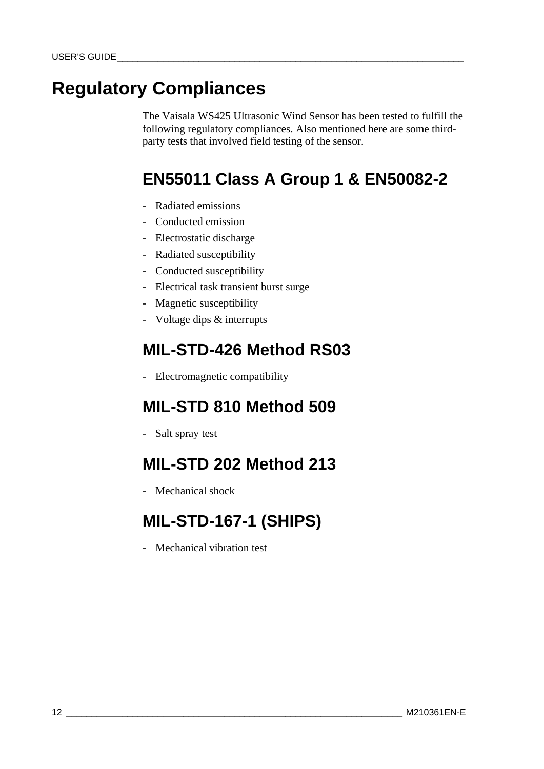# Regulatory Compliances

The Vaisala WS425 Ultrasonic Wind Sensor has been tested to fulfill the following regulatory compliances. Also mentioned here are some third-party tests that involved field testing of the sensor.

## EN55011 Class A Group 1 & EN50082-2

- Radiated emissions
- Conducted emission
- Electrostatic discharge
- Radiated susceptibility
- Conducted susceptibility
- Electrical task transient burst surge
- Magnetic susceptibility
- Voltage dips & interrupts

## MIL-STD-426 Method RS03

- Electromagnetic compatibility

## MIL-STD 810 Method 509

- Salt spray test

## MIL-STD 202 Method 213

- Mechanical shock

## MIL-STD-167-1 (SHIPS)

- Mechanical vibration test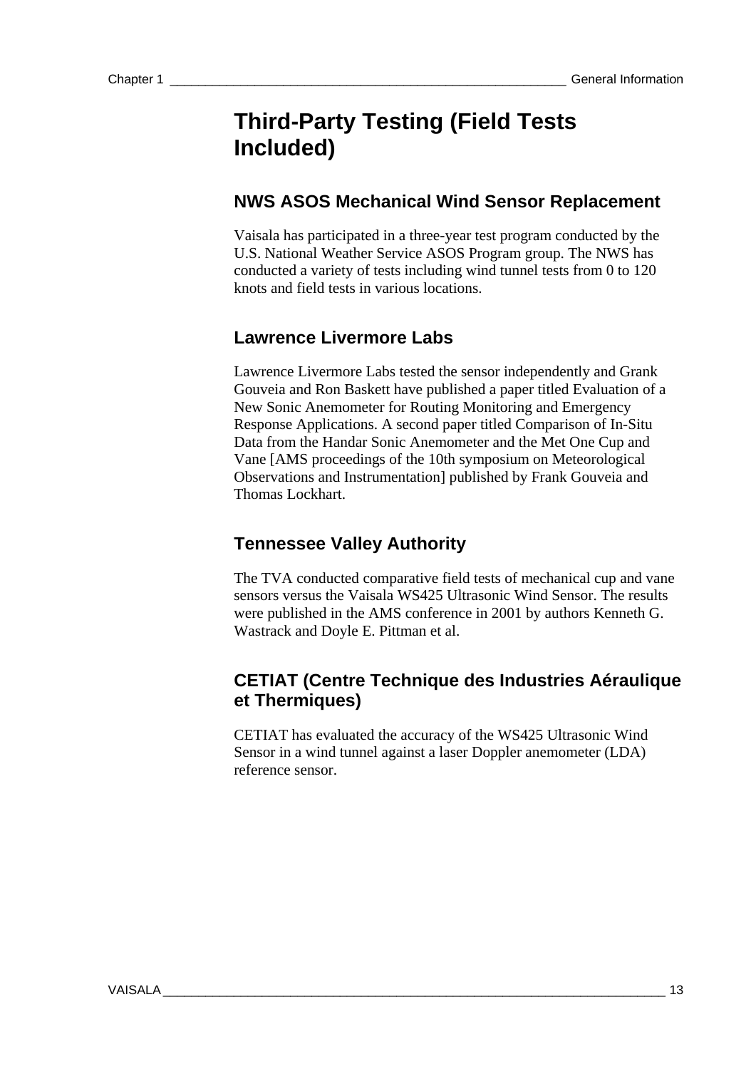# Third-Party Testing (Field Tests Included)

## NWS ASOS Mechanical Wind Sensor Replacement

Vaisala has participated in a three-year test program conducted by the U.S. National Weather Service ASOS Program group. The NWS has conducted a variety of tests including wind tunnel tests from 0 to 120 knots and field tests in various locations.

## Lawrence Livermore Labs

Lawrence Livermore Labs tested the sensor independently and Grank Gouveia and Ron Baskett have published a paper titled Evaluation of a New Sonic Anemometer for Routing Monitoring and Emergency Response Applications. A second paper titled Comparison of In-Situ Data from the Handar Sonic Anemometer and the Met One Cup and Vane [AMS proceedings of the 10th symposium on Meteorological Observations and Instrumentation] published by Frank Gouveia and Thomas Lockhart.

## Tennessee Valley Authority

The TVA conducted comparative field tests of mechanical cup and vane sensors versus the Vaisala WS425 Ultrasonic Wind Sensor. The results were published in the AMS conference in 2001 by authors Kenneth G. Wastrack and Doyle E. Pittman et al.

## CETIAT (Centre Technique des Industries Aéraulique et Thermiques)

CETIAT has evaluated the accuracy of the WS425 Ultrasonic Wind Sensor in a wind tunnel against a laser Doppler anemometer (LDA) reference sensor.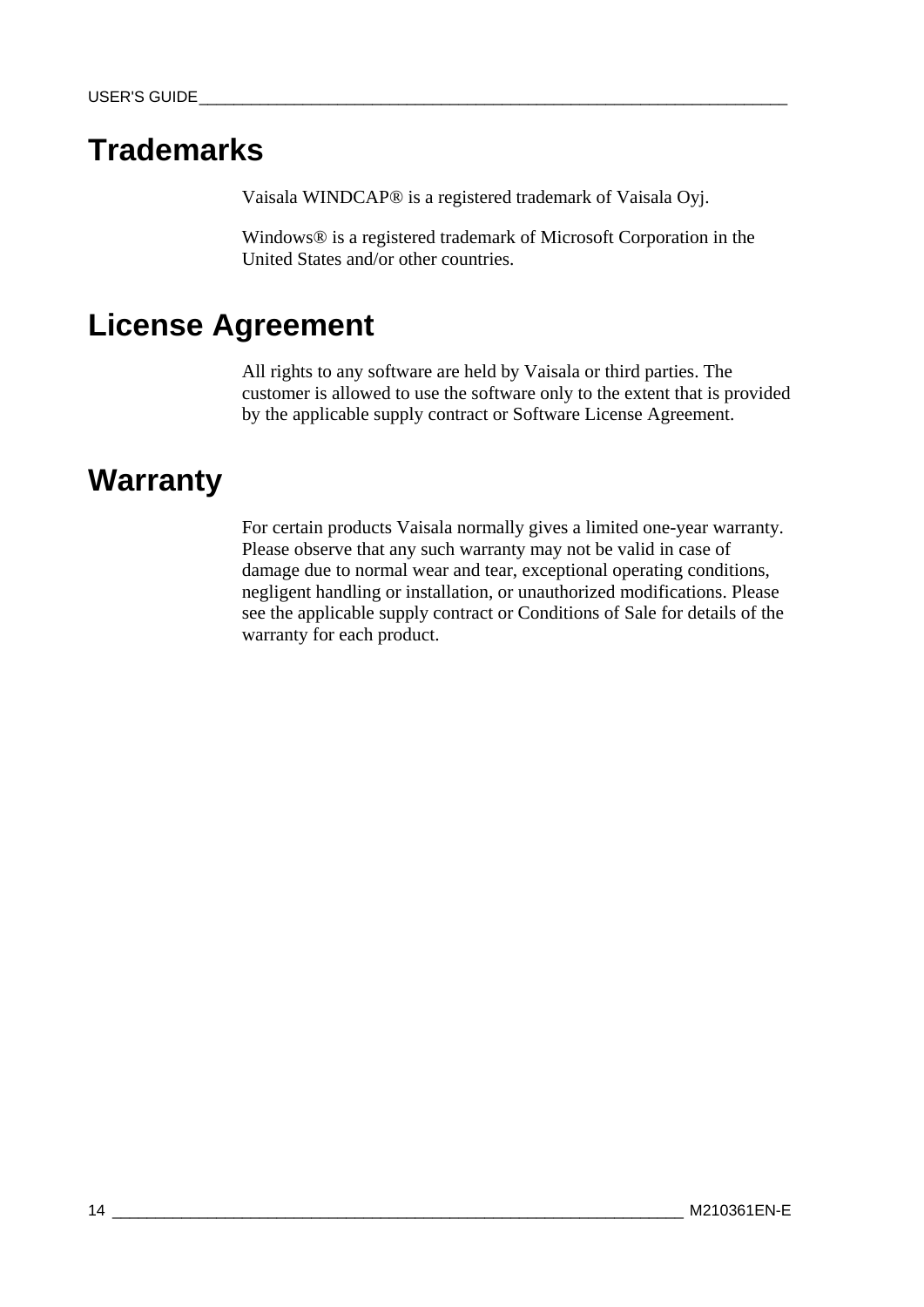# Trademarks

Vaisala WINDCAP® is a registered trademark of Vaisala Oyj.

Windows® is a registered trademark of Microsoft Corporation in the United States and/or other countries.

# License Agreement

All rights to any software are held by Vaisala or third parties. The customer is allowed to use the software only to the extent that is provided by the applicable supply contract or Software License Agreement.

# Warranty

For certain products Vaisala normally gives a limited one-year warranty. Please observe that any such warranty may not be valid in case of damage due to normal wear and tear, exceptional operating conditions, negligent handling or installation, or unauthorized modifications. Please see the applicable supply contract or Conditions of Sale for details of the warranty for each product.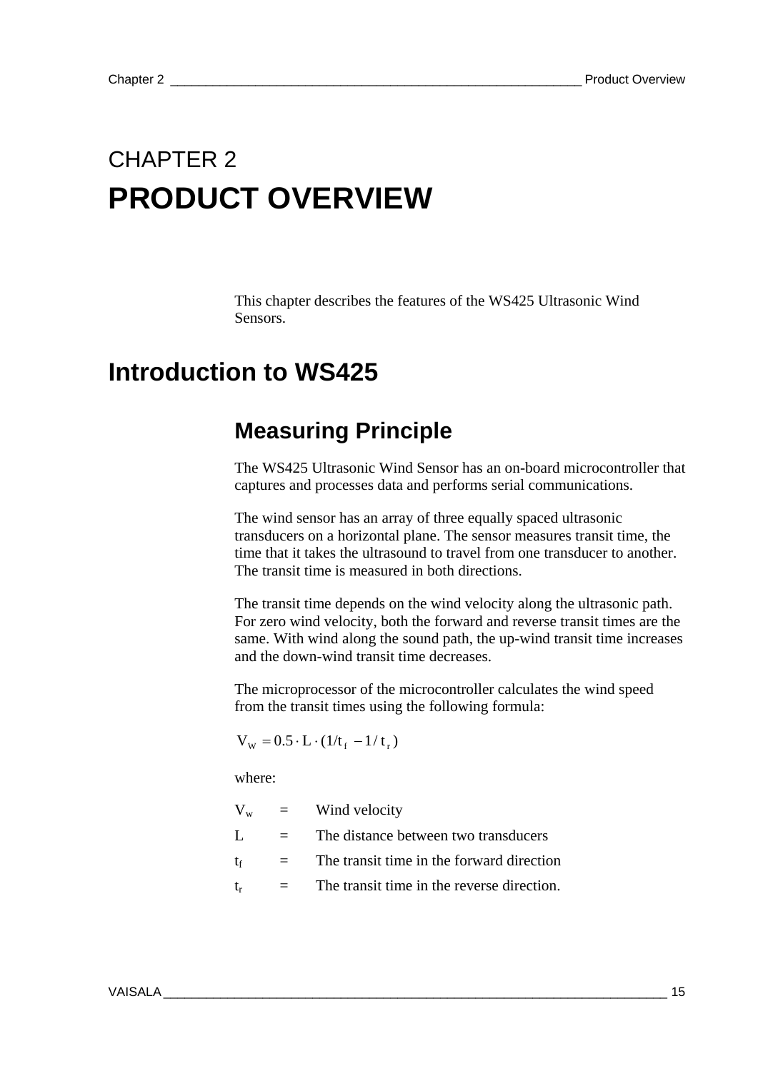# CHAPTER 2

# PRODUCT OVERVIEW

This chapter describes the features of the WS425 Ultrasonic Wind Sensors.

## Introduction to WS425

### Measuring Principle

The WS425 Ultrasonic Wind Sensor has an on-board microcontroller that captures and processes data and performs serial communications.

The wind sensor has an array of three equally spaced ultrasonic transducers on a horizontal plane. The sensor measures transit time, the time that it takes the ultrasound to travel from one transducer to another. The transit time is measured in both directions.

The transit time depends on the wind velocity along the ultrasonic path. For zero wind velocity, both the forward and reverse transit times are the same. With wind along the sound path, the up-wind transit time increases and the down-wind transit time decreases.

The microprocessor of the microcontroller calculates the wind speed from the transit times using the following formula:

$$V_W = 0.5 \cdot L \cdot (1/t_f - 1/t_r)$$

where:

| | | |
|---|---|---|
| $V_w$ | = | Wind velocity |
| $L$ | = | The distance between two transducers |
| $t_f$ | = | The transit time in the forward direction |
| $t_r$ | = | The transit time in the reverse direction. |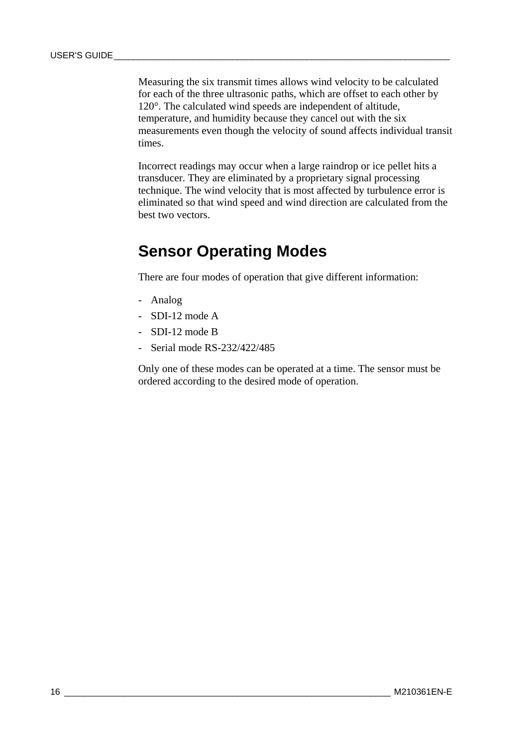Measuring the six transmit times allows wind velocity to be calculated for each of the three ultrasonic paths, which are offset to each other by 120°. The calculated wind speeds are independent of altitude, temperature, and humidity because they cancel out with the six measurements even though the velocity of sound affects individual transit times.

Incorrect readings may occur when a large raindrop or ice pellet hits a transducer. They are eliminated by a proprietary signal processing technique. The wind velocity that is most affected by turbulence error is eliminated so that wind speed and wind direction are calculated from the best two vectors.

## Sensor Operating Modes

There are four modes of operation that give different information:

- Analog
- SDI-12 mode A
- SDI-12 mode B
- Serial mode RS-232/422/485

Only one of these modes can be operated at a time. The sensor must be ordered according to the desired mode of operation.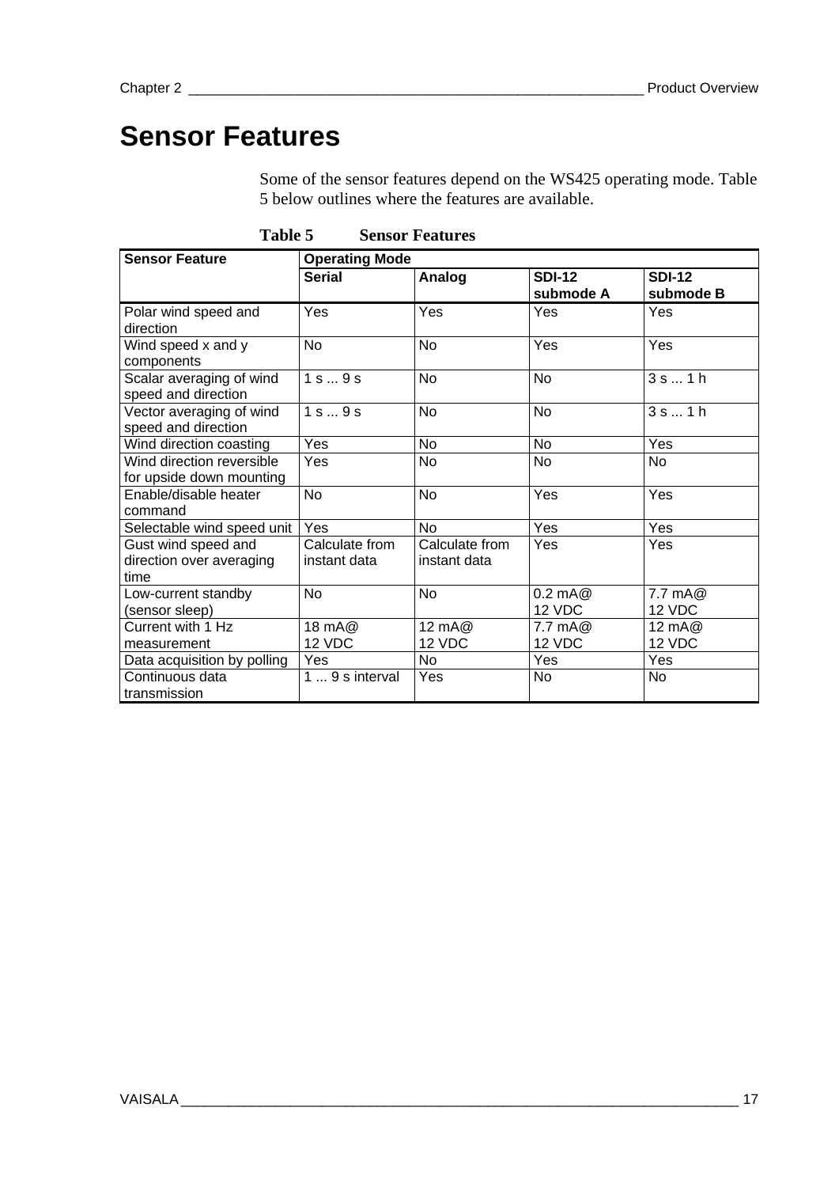# Sensor Features

Some of the sensor features depend on the WS425 operating mode. Table 5 below outlines where the features are available.

**Table 5 Sensor Features**

| Sensor Feature | Operating Mode | | | |
|---|---|---|---|---|
| | **Serial** | **Analog** | **SDI-12 submode A** | **SDI-12 submode B** |
| Polar wind speed and direction | Yes | Yes | Yes | Yes |
| Wind speed x and y components | No | No | Yes | Yes |
| Scalar averaging of wind speed and direction | 1 s ... 9 s | No | No | 3 s ... 1 h |
| Vector averaging of wind speed and direction | 1 s ... 9 s | No | No | 3 s ... 1 h |
| Wind direction coasting | Yes | No | No | Yes |
| Wind direction reversible for upside down mounting | Yes | No | No | No |
| Enable/disable heater command | No | No | Yes | Yes |
| Selectable wind speed unit | Yes | No | Yes | Yes |
| Gust wind speed and direction over averaging time | Calculate from instant data | Calculate from instant data | Yes | Yes |
| Low-current standby (sensor sleep) | No | No | 0.2 mA@ 12 VDC | 7.7 mA@ 12 VDC |
| Current with 1 Hz measurement | 18 mA@ 12 VDC | 12 mA@ 12 VDC | 7.7 mA@ 12 VDC | 12 mA@ 12 VDC |
| Data acquisition by polling | Yes | No | Yes | Yes |
| Continuous data transmission | 1 ... 9 s interval | Yes | No | No |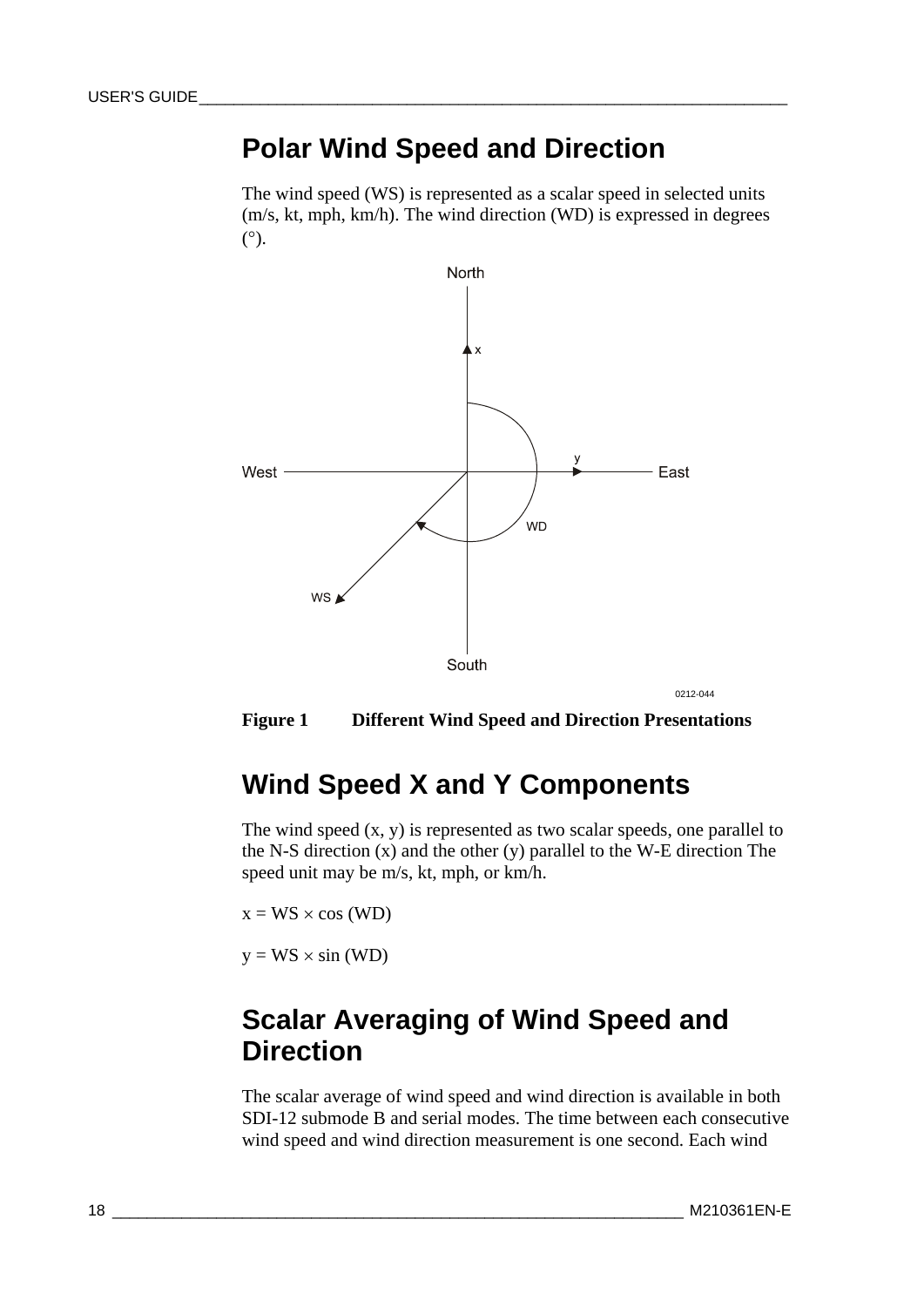## Polar Wind Speed and Direction

The wind speed (WS) is represented as a scalar speed in selected units (m/s, kt, mph, km/h). The wind direction (WD) is expressed in degrees (°).

**Figure 1 Different Wind Speed and Direction Presentations**

## Wind Speed X and Y Components

The wind speed (x, y) is represented as two scalar speeds, one parallel to the N-S direction (x) and the other (y) parallel to the W-E direction The speed unit may be m/s, kt, mph, or km/h.

$x = WS \times \cos(WD)$

$y = WS \times \sin(WD)$

## Scalar Averaging of Wind Speed and Direction

The scalar average of wind speed and wind direction is available in both SDI-12 submode B and serial modes. The time between each consecutive wind speed and wind direction measurement is one second. Each wind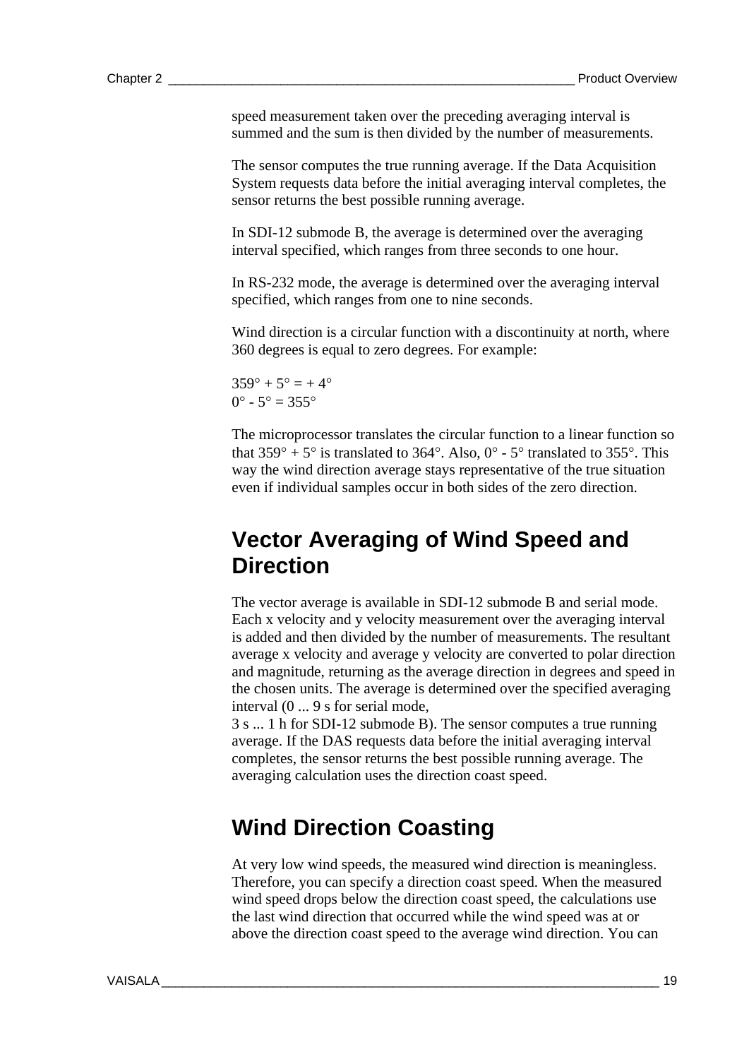speed measurement taken over the preceding averaging interval is summed and the sum is then divided by the number of measurements.

The sensor computes the true running average. If the Data Acquisition System requests data before the initial averaging interval completes, the sensor returns the best possible running average.

In SDI-12 submode B, the average is determined over the averaging interval specified, which ranges from three seconds to one hour.

In RS-232 mode, the average is determined over the averaging interval specified, which ranges from one to nine seconds.

Wind direction is a circular function with a discontinuity at north, where 360 degrees is equal to zero degrees. For example:

359° + 5° = + 4°
0° - 5° = 355°

The microprocessor translates the circular function to a linear function so that 359° + 5° is translated to 364°. Also, 0° - 5° translated to 355°. This way the wind direction average stays representative of the true situation even if individual samples occur in both sides of the zero direction.

## Vector Averaging of Wind Speed and Direction

The vector average is available in SDI-12 submode B and serial mode. Each x velocity and y velocity measurement over the averaging interval is added and then divided by the number of measurements. The resultant average x velocity and average y velocity are converted to polar direction and magnitude, returning as the average direction in degrees and speed in the chosen units. The average is determined over the specified averaging interval (0 ... 9 s for serial mode,
3 s ... 1 h for SDI-12 submode B). The sensor computes a true running average. If the DAS requests data before the initial averaging interval completes, the sensor returns the best possible running average. The averaging calculation uses the direction coast speed.

## Wind Direction Coasting

At very low wind speeds, the measured wind direction is meaningless. Therefore, you can specify a direction coast speed. When the measured wind speed drops below the direction coast speed, the calculations use the last wind direction that occurred while the wind speed was at or above the direction coast speed to the average wind direction. You can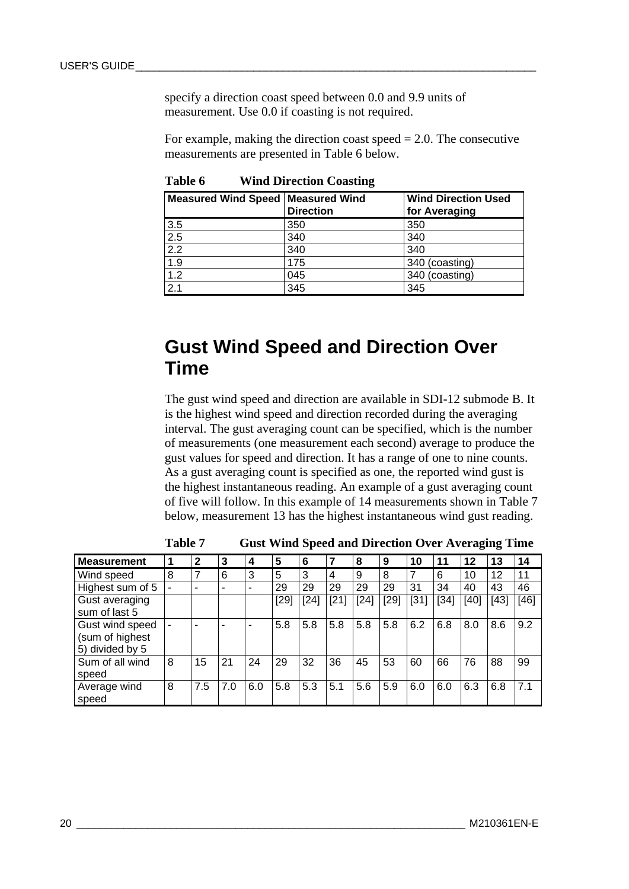specify a direction coast speed between 0.0 and 9.9 units of measurement. Use 0.0 if coasting is not required.

For example, making the direction coast speed = 2.0. The consecutive measurements are presented in Table 6 below.

**Table 6 Wind Direction Coasting**

| Measured Wind Speed | Measured Wind Direction | Wind Direction Used for Averaging |
|---|---|---|
| 3.5 | 350 | 350 |
| 2.5 | 340 | 340 |
| 2.2 | 340 | 340 |
| 1.9 | 175 | 340 (coasting) |
| 1.2 | 045 | 340 (coasting) |
| 2.1 | 345 | 345 |

## Gust Wind Speed and Direction Over Time

The gust wind speed and direction are available in SDI-12 submode B. It is the highest wind speed and direction recorded during the averaging interval. The gust averaging count can be specified, which is the number of measurements (one measurement each second) average to produce the gust values for speed and direction. It has a range of one to nine counts. As a gust averaging count is specified as one, the reported wind gust is the highest instantaneous reading. An example of a gust averaging count of five will follow. In this example of 14 measurements shown in Table 7 below, measurement 13 has the highest instantaneous wind gust reading.

**Table 7 Gust Wind Speed and Direction Over Averaging Time**

| Measurement | 1 | 2 | 3 | 4 | 5 | 6 | 7 | 8 | 9 | 10 | 11 | 12 | 13 | 14 |
|---|---|---|---|---|---|---|---|---|---|---|---|---|---|---|
| Wind speed | 8 | 7 | 6 | 3 | 5 | 3 | 4 | 9 | 8 | 7 | 6 | 10 | 12 | 11 |
| Highest sum of 5 | - | - | - | - | 29 | 29 | 29 | 29 | 29 | 31 | 34 | 40 | 43 | 46 |
| Gust averaging sum of last 5 | | | | | [29] | [24] | [21] | [24] | [29] | [31] | [34] | [40] | [43] | [46] |
| Gust wind speed (sum of highest 5) divided by 5 | - | - | - | - | 5.8 | 5.8 | 5.8 | 5.8 | 5.8 | 6.2 | 6.8 | 8.0 | 8.6 | 9.2 |
| Sum of all wind speed | 8 | 15 | 21 | 24 | 29 | 32 | 36 | 45 | 53 | 60 | 66 | 76 | 88 | 99 |
| Average wind speed | 8 | 7.5 | 7.0 | 6.0 | 5.8 | 5.3 | 5.1 | 5.6 | 5.9 | 6.0 | 6.0 | 6.3 | 6.8 | 7.1 |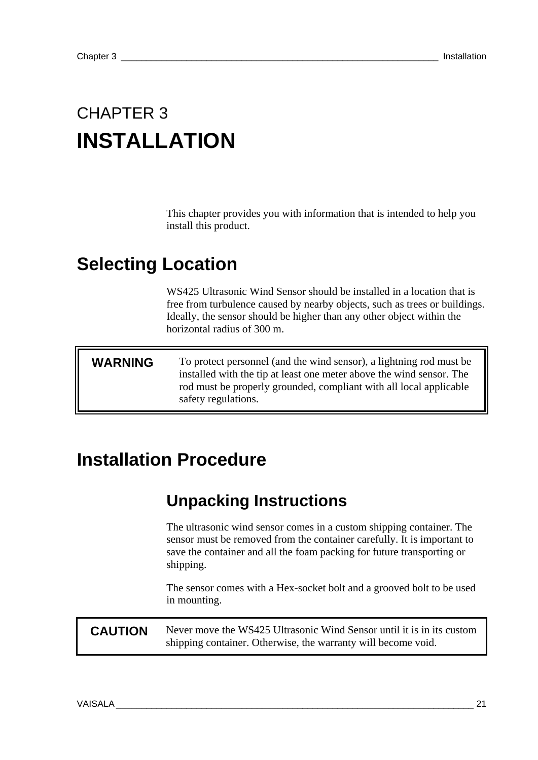# CHAPTER 3
# INSTALLATION

This chapter provides you with information that is intended to help you install this product.

## Selecting Location

WS425 Ultrasonic Wind Sensor should be installed in a location that is free from turbulence caused by nearby objects, such as trees or buildings. Ideally, the sensor should be higher than any other object within the horizontal radius of 300 m.

| **WARNING** | To protect personnel (and the wind sensor), a lightning rod must be installed with the tip at least one meter above the wind sensor. The rod must be properly grounded, compliant with all local applicable safety regulations. |
|---|---|

## Installation Procedure

### Unpacking Instructions

The ultrasonic wind sensor comes in a custom shipping container. The sensor must be removed from the container carefully. It is important to save the container and all the foam packing for future transporting or shipping.

The sensor comes with a Hex-socket bolt and a grooved bolt to be used in mounting.

| **CAUTION** | Never move the WS425 Ultrasonic Wind Sensor until it is in its custom shipping container. Otherwise, the warranty will become void. |
|---|---|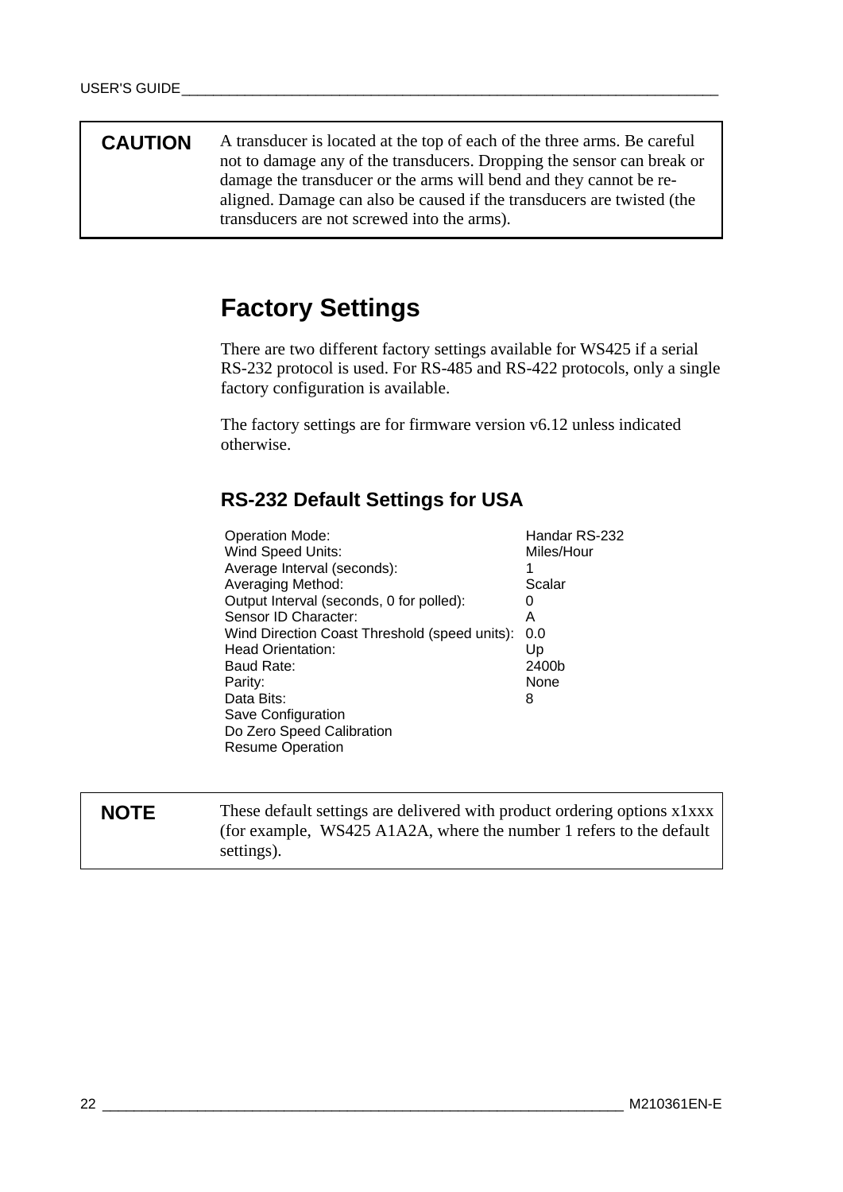| **CAUTION** | A transducer is located at the top of each of the three arms. Be careful not to damage any of the transducers. Dropping the sensor can break or damage the transducer or the arms will bend and they cannot be re-aligned. Damage can also be caused if the transducers are twisted (the transducers are not screwed into the arms). |
|---|---|

# Factory Settings

There are two different factory settings available for WS425 if a serial RS-232 protocol is used. For RS-485 and RS-422 protocols, only a single factory configuration is available.

The factory settings are for firmware version v6.12 unless indicated otherwise.

## RS-232 Default Settings for USA

| | |
|---|---|
| Operation Mode: | Handar RS-232 |
| Wind Speed Units: | Miles/Hour |
| Average Interval (seconds): | 1 |
| Averaging Method: | Scalar |
| Output Interval (seconds, 0 for polled): | 0 |
| Sensor ID Character: | A |
| Wind Direction Coast Threshold (speed units): | 0.0 |
| Head Orientation: | Up |
| Baud Rate: | 2400b |
| Parity: | None |
| Data Bits: | 8 |
| Save Configuration | |
| Do Zero Speed Calibration | |
| Resume Operation | |

| **NOTE** | These default settings are delivered with product ordering options x1xxx (for example, WS425 A1A2A, where the number 1 refers to the default settings). |
|---|---|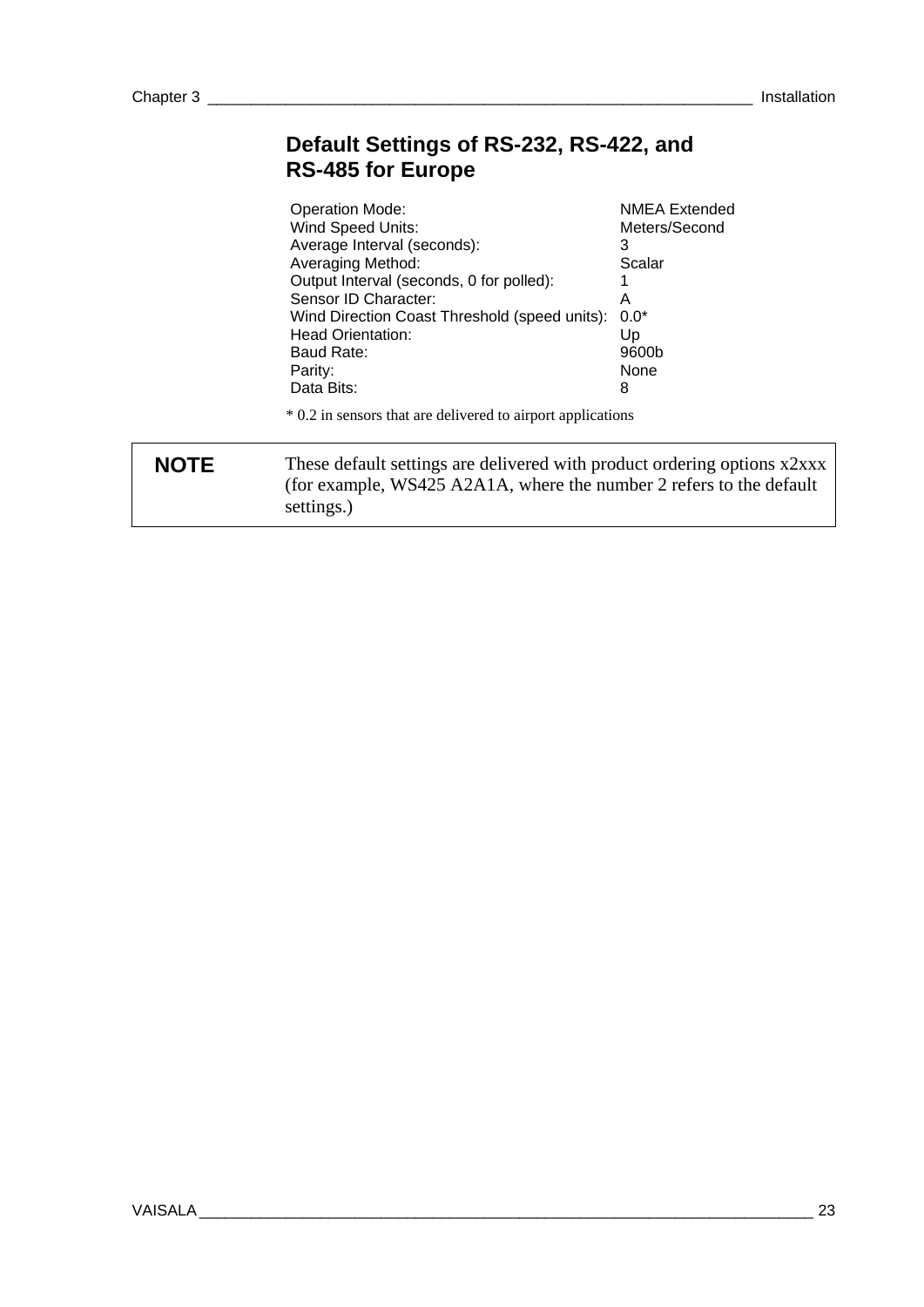## Default Settings of RS-232, RS-422, and RS-485 for Europe

| | |
|---|---|
| Operation Mode: | NMEA Extended |
| Wind Speed Units: | Meters/Second |
| Average Interval (seconds): | 3 |
| Averaging Method: | Scalar |
| Output Interval (seconds, 0 for polled): | 1 |
| Sensor ID Character: | A |
| Wind Direction Coast Threshold (speed units): | 0.0* |
| Head Orientation: | Up |
| Baud Rate: | 9600b |
| Parity: | None |
| Data Bits: | 8 |

\* 0.2 in sensors that are delivered to airport applications

**NOTE** These default settings are delivered with product ordering options x2xxx (for example, WS425 A2A1A, where the number 2 refers to the default settings.)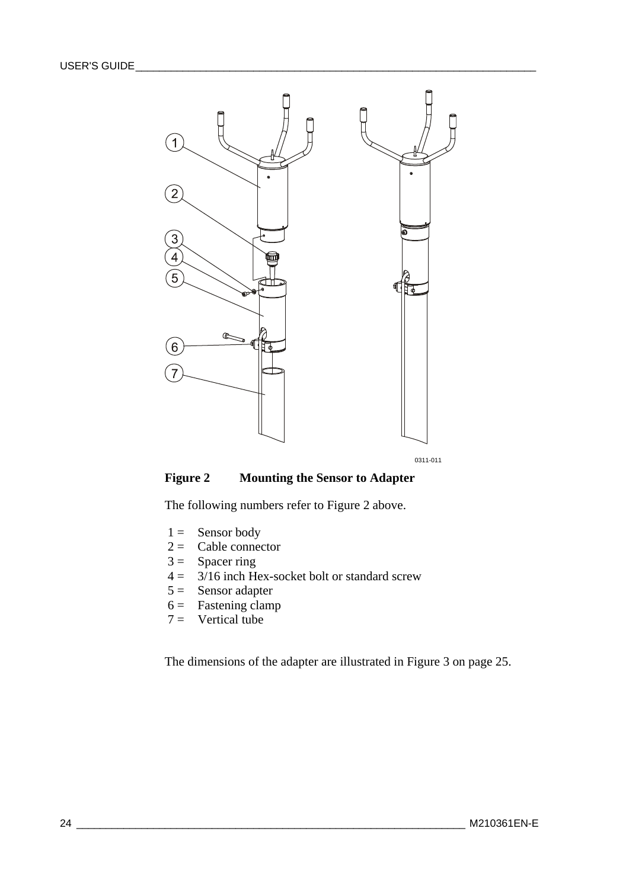**Figure 2 Mounting the Sensor to Adapter**

The following numbers refer to Figure 2 above.

1 = Sensor body
2 = Cable connector
3 = Spacer ring
4 = 3/16 inch Hex-socket bolt or standard screw
5 = Sensor adapter
6 = Fastening clamp
7 = Vertical tube

The dimensions of the adapter are illustrated in Figure 3 on page 25.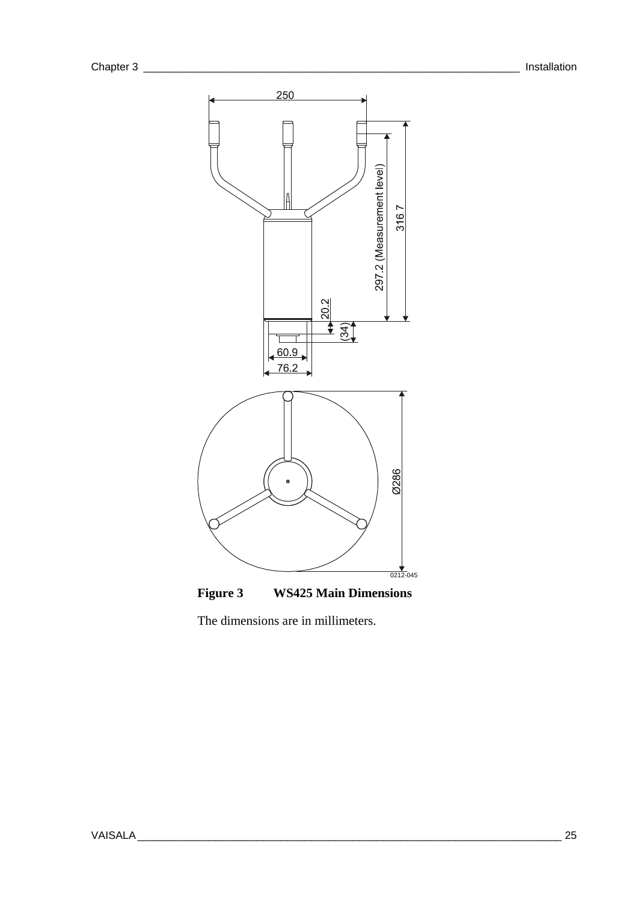**Figure 3 WS425 Main Dimensions**

The dimensions are in millimeters.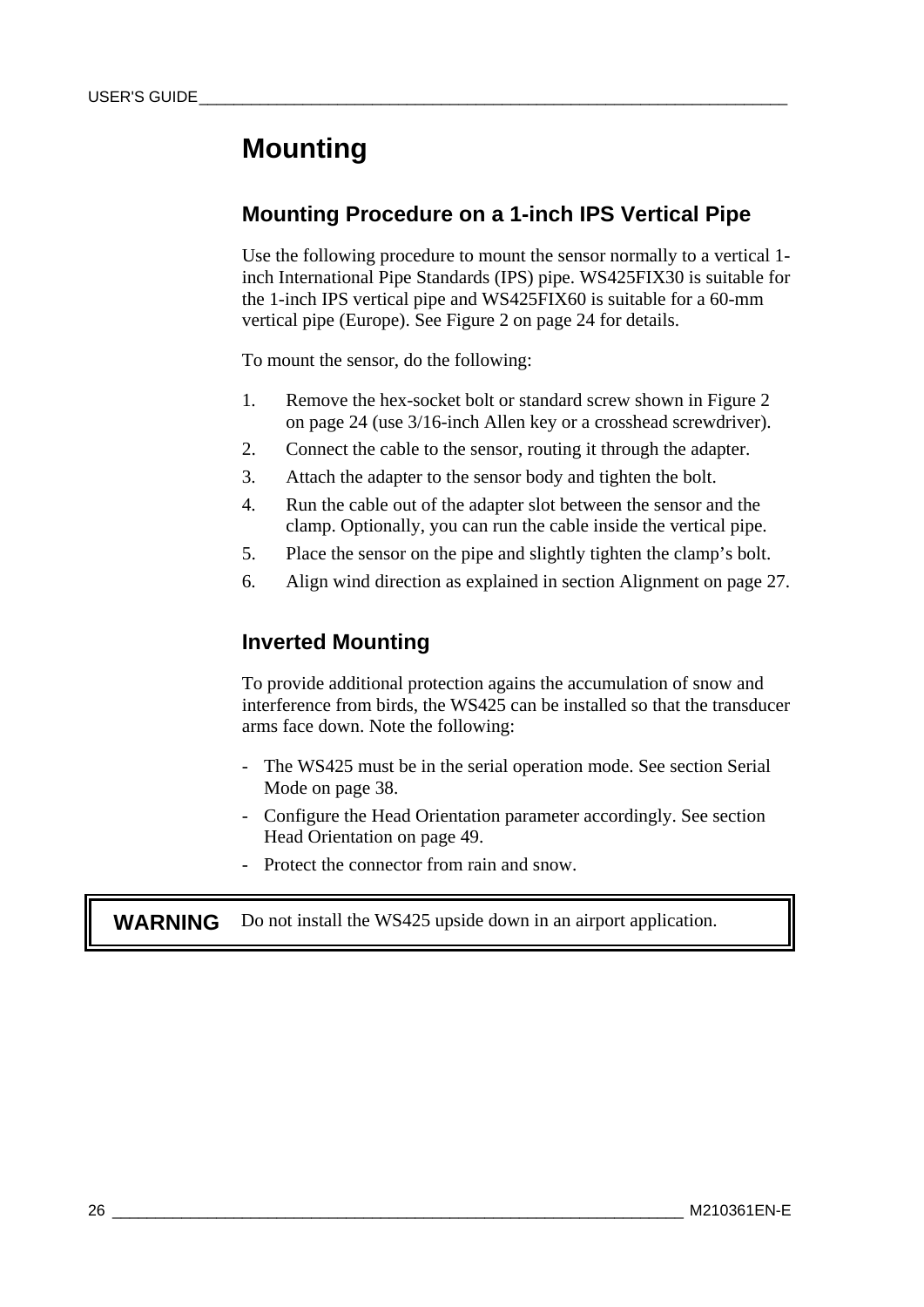# Mounting

## Mounting Procedure on a 1-inch IPS Vertical Pipe

Use the following procedure to mount the sensor normally to a vertical 1-inch International Pipe Standards (IPS) pipe. WS425FIX30 is suitable for the 1-inch IPS vertical pipe and WS425FIX60 is suitable for a 60-mm vertical pipe (Europe). See Figure 2 on page 24 for details.

To mount the sensor, do the following:

1. Remove the hex-socket bolt or standard screw shown in Figure 2 on page 24 (use 3/16-inch Allen key or a crosshead screwdriver).
2. Connect the cable to the sensor, routing it through the adapter.
3. Attach the adapter to the sensor body and tighten the bolt.
4. Run the cable out of the adapter slot between the sensor and the clamp. Optionally, you can run the cable inside the vertical pipe.
5. Place the sensor on the pipe and slightly tighten the clamp's bolt.
6. Align wind direction as explained in section Alignment on page 27.

## Inverted Mounting

To provide additional protection agains the accumulation of snow and interference from birds, the WS425 can be installed so that the transducer arms face down. Note the following:

- The WS425 must be in the serial operation mode. See section Serial Mode on page 38.
- Configure the Head Orientation parameter accordingly. See section Head Orientation on page 49.
- Protect the connector from rain and snow.

| **WARNING** | Do not install the WS425 upside down in an airport application. |
|---|---|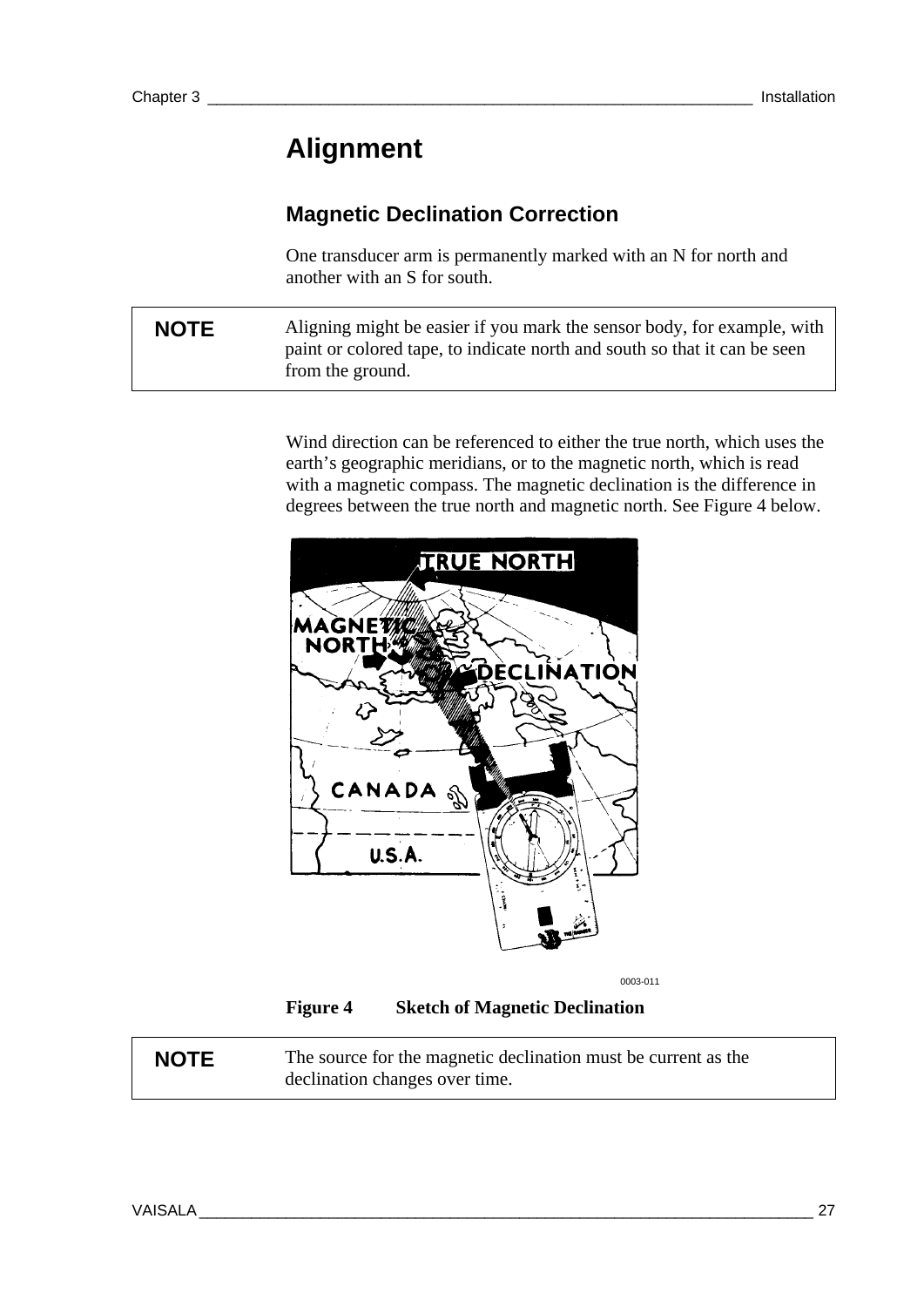# Alignment

## Magnetic Declination Correction

One transducer arm is permanently marked with an N for north and another with an S for south.

| NOTE | Aligning might be easier if you mark the sensor body, for example, with paint or colored tape, to indicate north and south so that it can be seen from the ground. |
|---|---|

Wind direction can be referenced to either the true north, which uses the earth's geographic meridians, or to the magnetic north, which is read with a magnetic compass. The magnetic declination is the difference in degrees between the true north and magnetic north. See Figure 4 below.

0003-011

**Figure 4 Sketch of Magnetic Declination**

| NOTE | The source for the magnetic declination must be current as the declination changes over time. |
|---|---|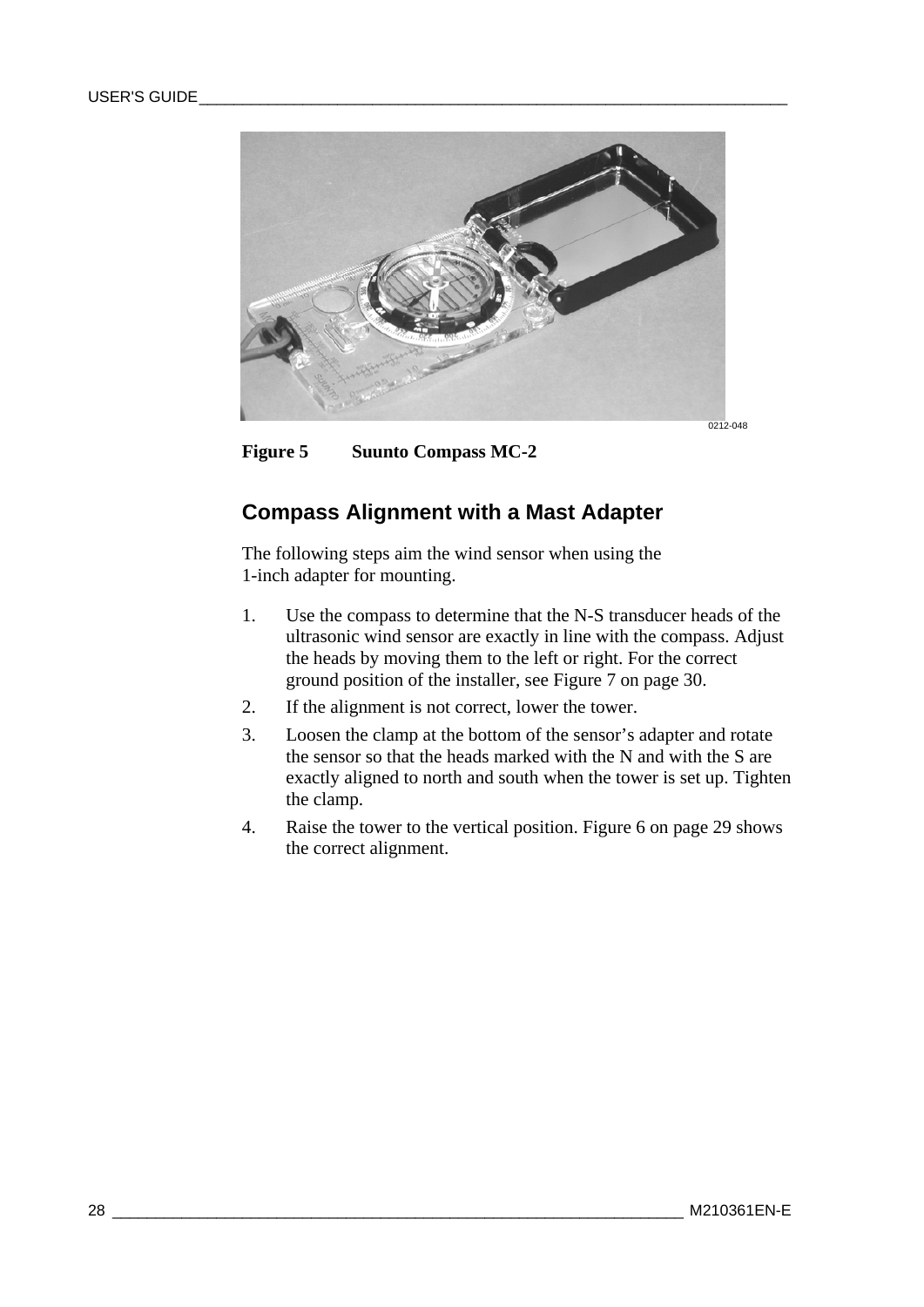Figure 5        Suunto Compass MC-2

## Compass Alignment with a Mast Adapter

The following steps aim the wind sensor when using the 1-inch adapter for mounting.

1. Use the compass to determine that the N-S transducer heads of the ultrasonic wind sensor are exactly in line with the compass. Adjust the heads by moving them to the left or right. For the correct ground position of the installer, see Figure 7 on page 30.
2. If the alignment is not correct, lower the tower.
3. Loosen the clamp at the bottom of the sensor's adapter and rotate the sensor so that the heads marked with the N and with the S are exactly aligned to north and south when the tower is set up. Tighten the clamp.
4. Raise the tower to the vertical position. Figure 6 on page 29 shows the correct alignment.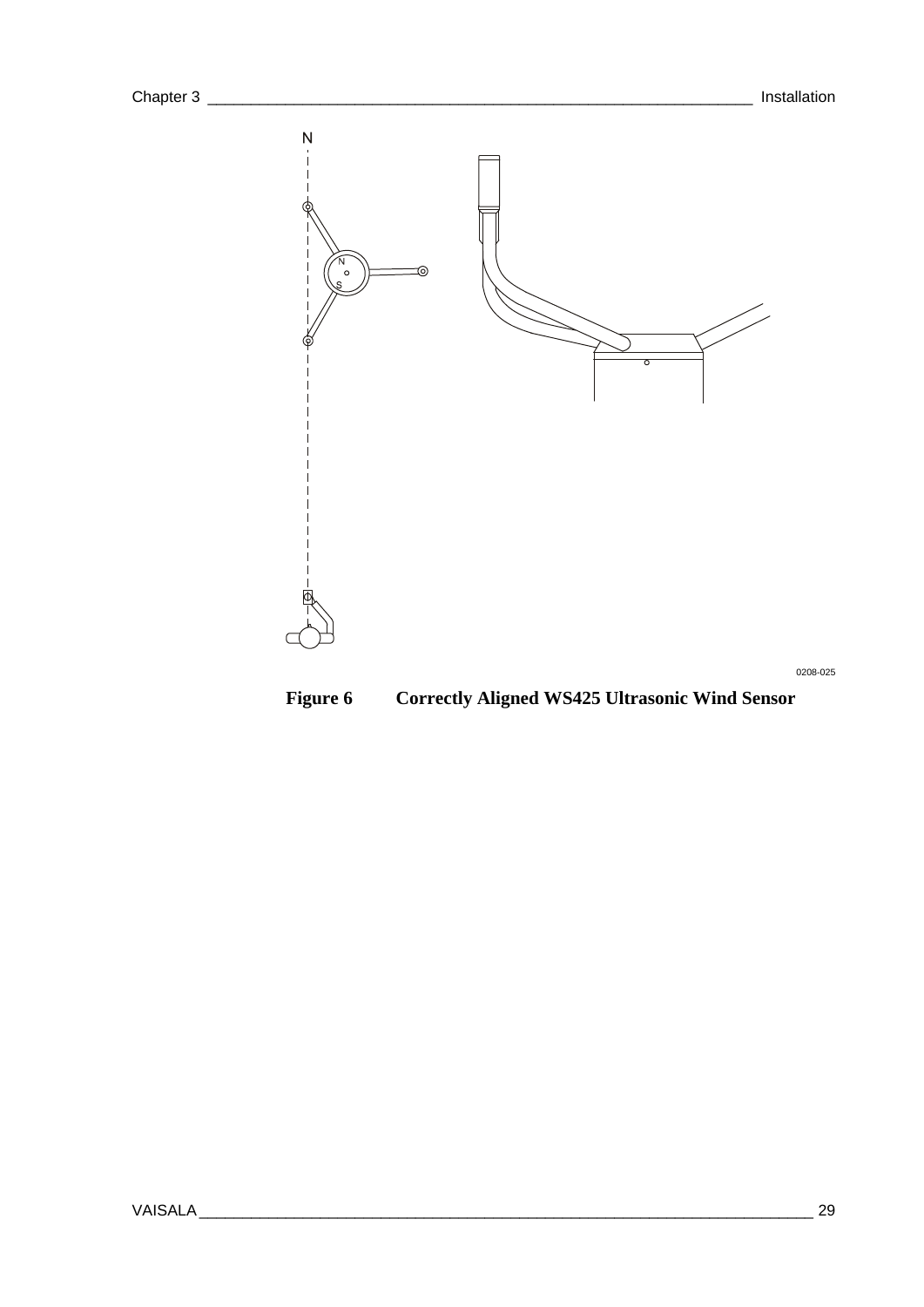**Figure 6 Correctly Aligned WS425 Ultrasonic Wind Sensor**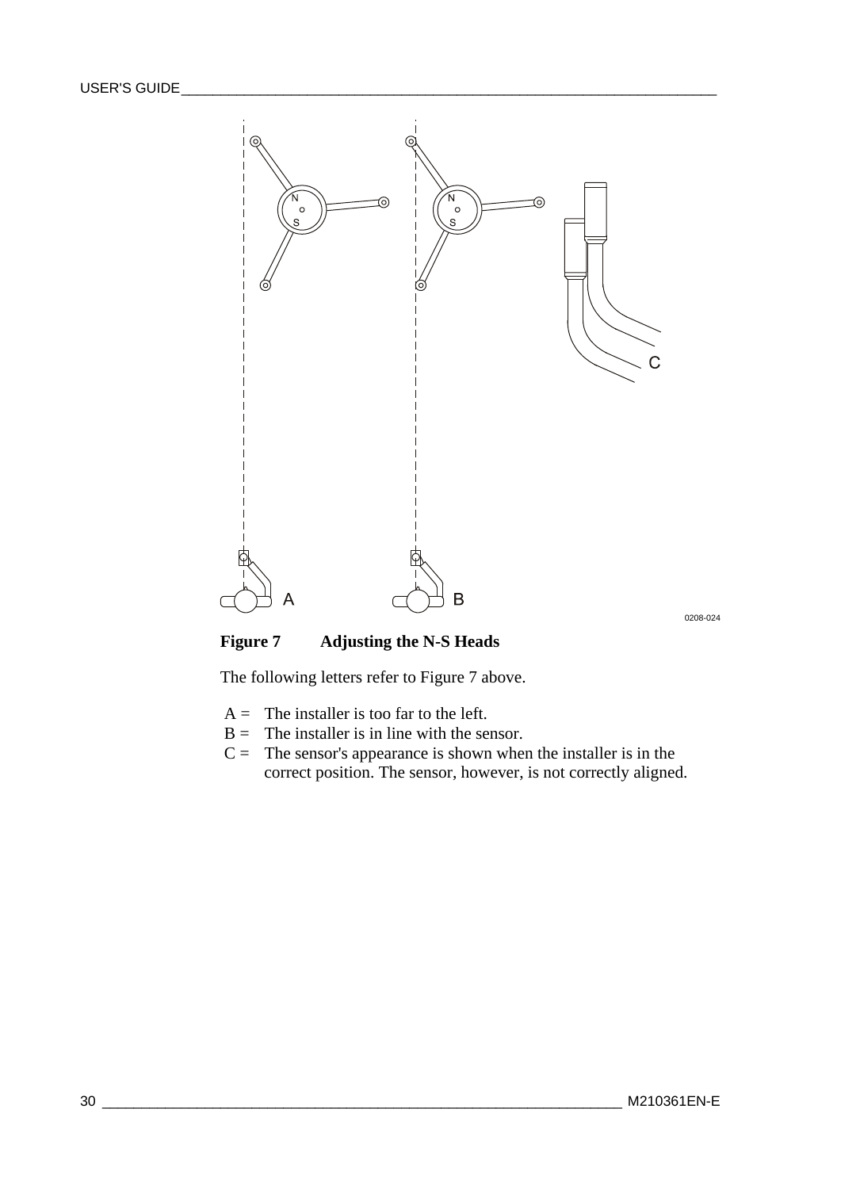**Figure 7 Adjusting the N-S Heads**

The following letters refer to Figure 7 above.

A = The installer is too far to the left.
B = The installer is in line with the sensor.
C = The sensor's appearance is shown when the installer is in the correct position. The sensor, however, is not correctly aligned.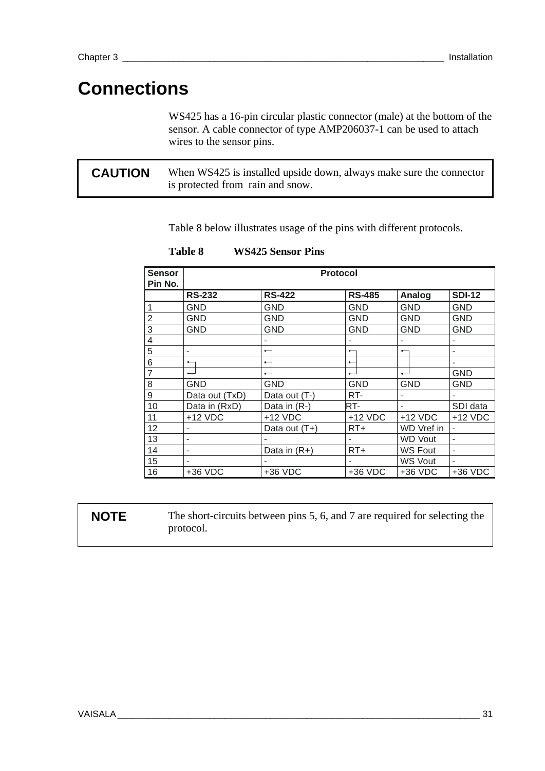# Connections

WS425 has a 16-pin circular plastic connector (male) at the bottom of the sensor. A cable connector of type AMP206037-1 can be used to attach wires to the sensor pins.

| **CAUTION** | When WS425 is installed upside down, always make sure the connector is protected from rain and snow. |
|---|---|

Table 8 below illustrates usage of the pins with different protocols.

**Table 8 WS425 Sensor Pins**

| Sensor Pin No. | Protocol | | | | |
|---|---|---|---|---|---|
| | **RS-232** | **RS-422** | **RS-485** | **Analog** | **SDI-12** |
| 1 | GND | GND | GND | GND | GND |
| 2 | GND | GND | GND | GND | GND |
| 3 | GND | GND | GND | GND | GND |
| 4 | | - | - | - | - |
| 5 | - | ┐ | ┐ | ┐ | - |
| 6 | ┐ | ┤ | ┘ | │ | - |
| 7 | ┘ | ┘ | ┘ | ┘ | GND |
| 8 | GND | GND | GND | GND | GND |
| 9 | Data out (TxD) | Data out (T-) | RT- | - | - |
| 10 | Data in (RxD) | Data in (R-) | RT- | - | SDI data |
| 11 | +12 VDC | +12 VDC | +12 VDC | +12 VDC | +12 VDC |
| 12 | - | Data out (T+) | RT+ | WD Vref in | - |
| 13 | - | - | - | WD Vout | - |
| 14 | - | Data in (R+) | RT+ | WS Fout | - |
| 15 | - | - | - | WS Vout | - |
| 16 | +36 VDC | +36 VDC | +36 VDC | +36 VDC | +36 VDC |

| **NOTE** | The short-circuits between pins 5, 6, and 7 are required for selecting the protocol. |
|---|---|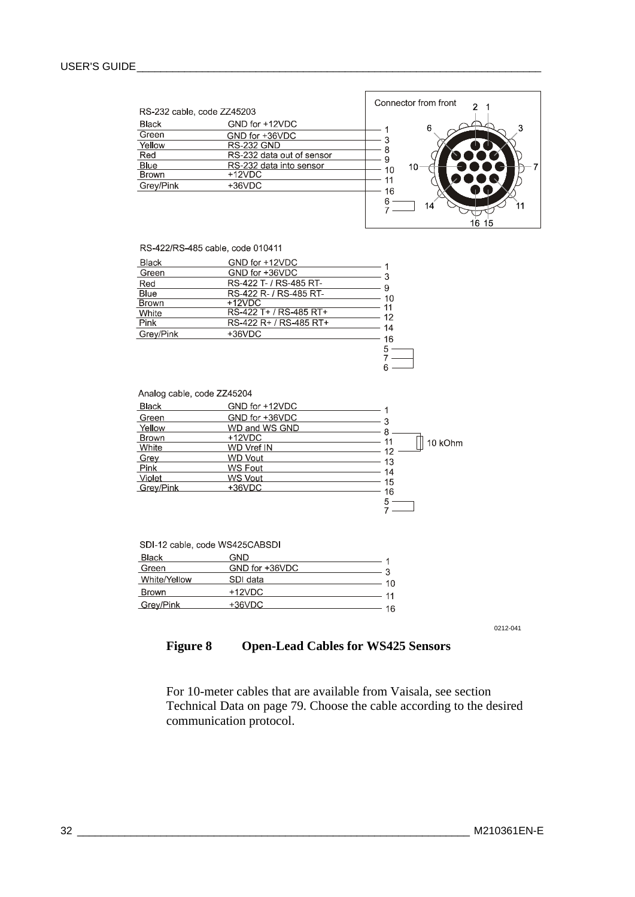RS-232 cable, code ZZ45203

| Wire | Signal | Pin |
|---|---|---|
| Black | GND for +12VDC | 1 |
| Green | GND for +36VDC | 3 |
| Yellow | RS-232 GND | 8 |
| Red | RS-232 data out of sensor | 9 |
| Blue | RS-232 data into sensor | 10 |
| Brown | +12VDC | 11 |
| Grey/Pink | +36VDC | 16 |

Pins 6 and 7 connected together.

Connector from front

RS-422/RS-485 cable, code 010411

| Wire | Signal | Pin |
|---|---|---|
| Black | GND for +12VDC | 1 |
| Green | GND for +36VDC | 3 |
| Red | RS-422 T- / RS-485 RT- | 9 |
| Blue | RS-422 R- / RS-485 RT- | 10 |
| Brown | +12VDC | 11 |
| White | RS-422 T+ / RS-485 RT+ | 12 |
| Pink | RS-422 R+ / RS-485 RT+ | 14 |
| Grey/Pink | +36VDC | 16 |

Pins 5, 7 and 6 connected together.

Analog cable, code ZZ45204

| Wire | Signal | Pin |
|---|---|---|
| Black | GND for +12VDC | 1 |
| Green | GND for +36VDC | 3 |
| Yellow | WD and WS GND | 8 |
| Brown | +12VDC | 11 |
| White | WD Vref IN | 12 |
| Grey | WD Vout | 13 |
| Pink | WS Fout | 14 |
| Violet | WS Vout | 15 |
| Grey/Pink | +36VDC | 16 |

10 kOhm resistor between pins 8 and 12. Pins 5 and 7 connected together.

SDI-12 cable, code WS425CABSDI

| Wire | Signal | Pin |
|---|---|---|
| Black | GND | 1 |
| Green | GND for +36VDC | 3 |
| White/Yellow | SDI data | 10 |
| Brown | +12VDC | 11 |
| Grey/Pink | +36VDC | 16 |

0212-041

**Figure 8 Open-Lead Cables for WS425 Sensors**

For 10-meter cables that are available from Vaisala, see section Technical Data on page 79. Choose the cable according to the desired communication protocol.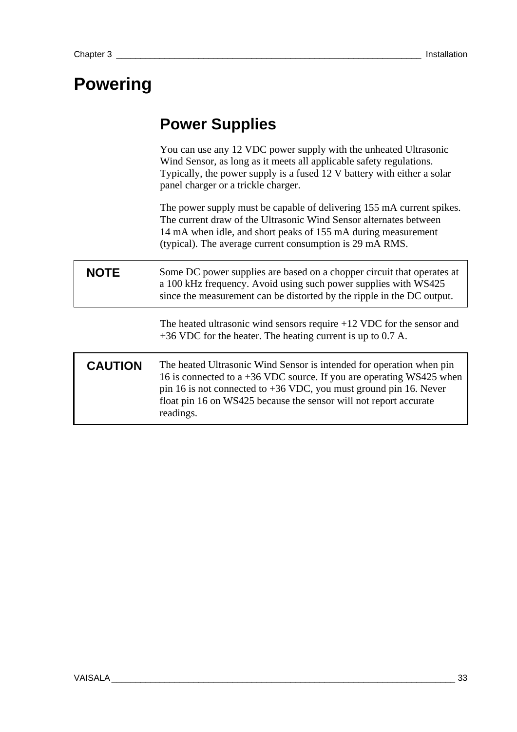# Powering

## Power Supplies

You can use any 12 VDC power supply with the unheated Ultrasonic Wind Sensor, as long as it meets all applicable safety regulations. Typically, the power supply is a fused 12 V battery with either a solar panel charger or a trickle charger.

The power supply must be capable of delivering 155 mA current spikes. The current draw of the Ultrasonic Wind Sensor alternates between 14 mA when idle, and short peaks of 155 mA during measurement (typical). The average current consumption is 29 mA RMS.

| **NOTE** | Some DC power supplies are based on a chopper circuit that operates at a 100 kHz frequency. Avoid using such power supplies with WS425 since the measurement can be distorted by the ripple in the DC output. |
|---|---|

The heated ultrasonic wind sensors require +12 VDC for the sensor and +36 VDC for the heater. The heating current is up to 0.7 A.

| **CAUTION** | The heated Ultrasonic Wind Sensor is intended for operation when pin 16 is connected to a +36 VDC source. If you are operating WS425 when pin 16 is not connected to +36 VDC, you must ground pin 16. Never float pin 16 on WS425 because the sensor will not report accurate readings. |
|---|---|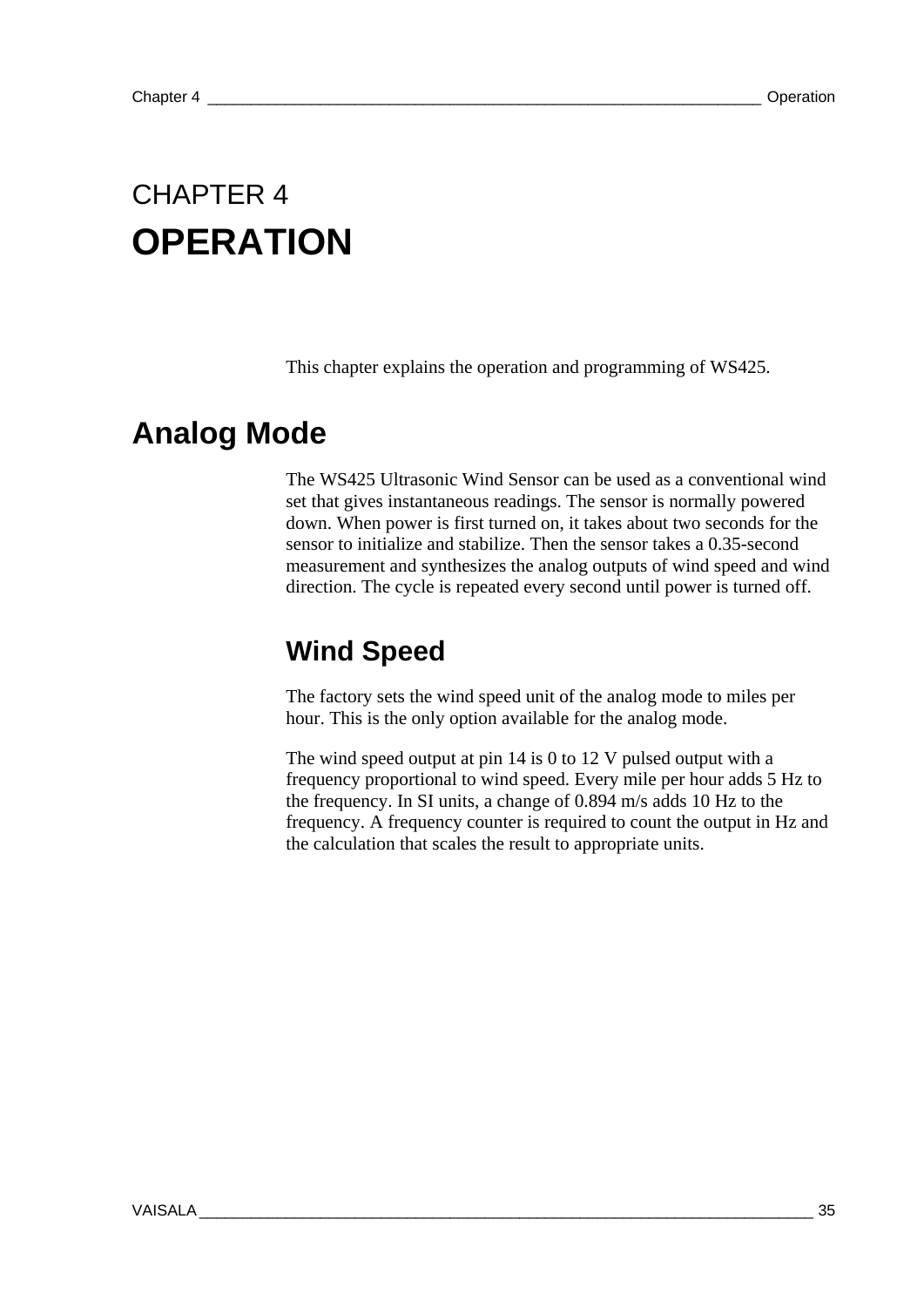# CHAPTER 4
# OPERATION

This chapter explains the operation and programming of WS425.

## Analog Mode

The WS425 Ultrasonic Wind Sensor can be used as a conventional wind set that gives instantaneous readings. The sensor is normally powered down. When power is first turned on, it takes about two seconds for the sensor to initialize and stabilize. Then the sensor takes a 0.35-second measurement and synthesizes the analog outputs of wind speed and wind direction. The cycle is repeated every second until power is turned off.

### Wind Speed

The factory sets the wind speed unit of the analog mode to miles per hour. This is the only option available for the analog mode.

The wind speed output at pin 14 is 0 to 12 V pulsed output with a frequency proportional to wind speed. Every mile per hour adds 5 Hz to the frequency. In SI units, a change of 0.894 m/s adds 10 Hz to the frequency. A frequency counter is required to count the output in Hz and the calculation that scales the result to appropriate units.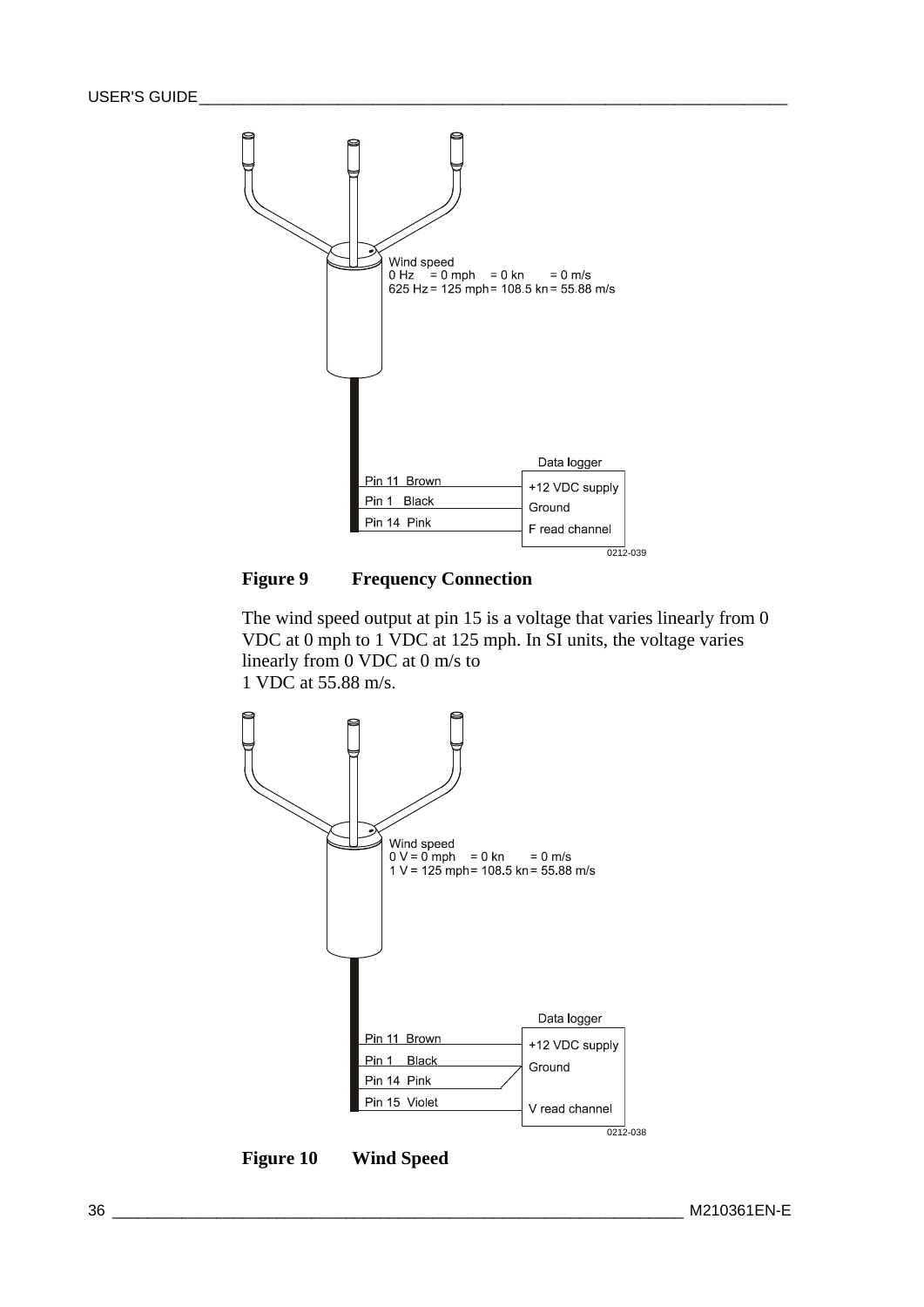Wind speed
0 Hz = 0 mph = 0 kn = 0 m/s
625 Hz = 125 mph = 108.5 kn = 55.88 m/s

| | Data logger |
|---|---|
| Pin 11 Brown | +12 VDC supply |
| Pin 1 Black | Ground |
| Pin 14 Pink | F read channel |

0212-039

**Figure 9 Frequency Connection**

The wind speed output at pin 15 is a voltage that varies linearly from 0 VDC at 0 mph to 1 VDC at 125 mph. In SI units, the voltage varies linearly from 0 VDC at 0 m/s to
1 VDC at 55.88 m/s.

Wind speed
0 V = 0 mph = 0 kn = 0 m/s
1 V = 125 mph = 108.5 kn = 55.88 m/s

| | Data logger |
|---|---|
| Pin 11 Brown | +12 VDC supply |
| Pin 1 Black | Ground |
| Pin 14 Pink | Ground |
| Pin 15 Violet | V read channel |

0212-038

**Figure 10 Wind Speed**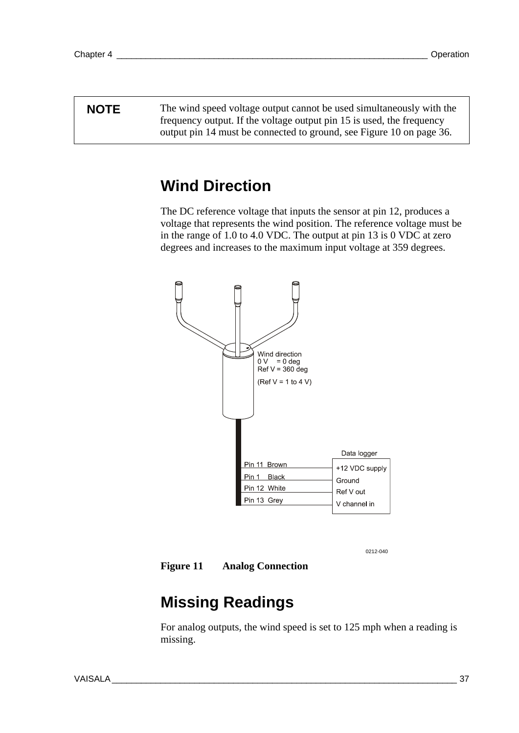| NOTE | The wind speed voltage output cannot be used simultaneously with the frequency output. If the voltage output pin 15 is used, the frequency output pin 14 must be connected to ground, see Figure 10 on page 36. |
|---|---|

## Wind Direction

The DC reference voltage that inputs the sensor at pin 12, produces a voltage that represents the wind position. The reference voltage must be in the range of 1.0 to 4.0 VDC. The output at pin 13 is 0 VDC at zero degrees and increases to the maximum input voltage at 359 degrees.

**Figure 11 Analog Connection**

## Missing Readings

For analog outputs, the wind speed is set to 125 mph when a reading is missing.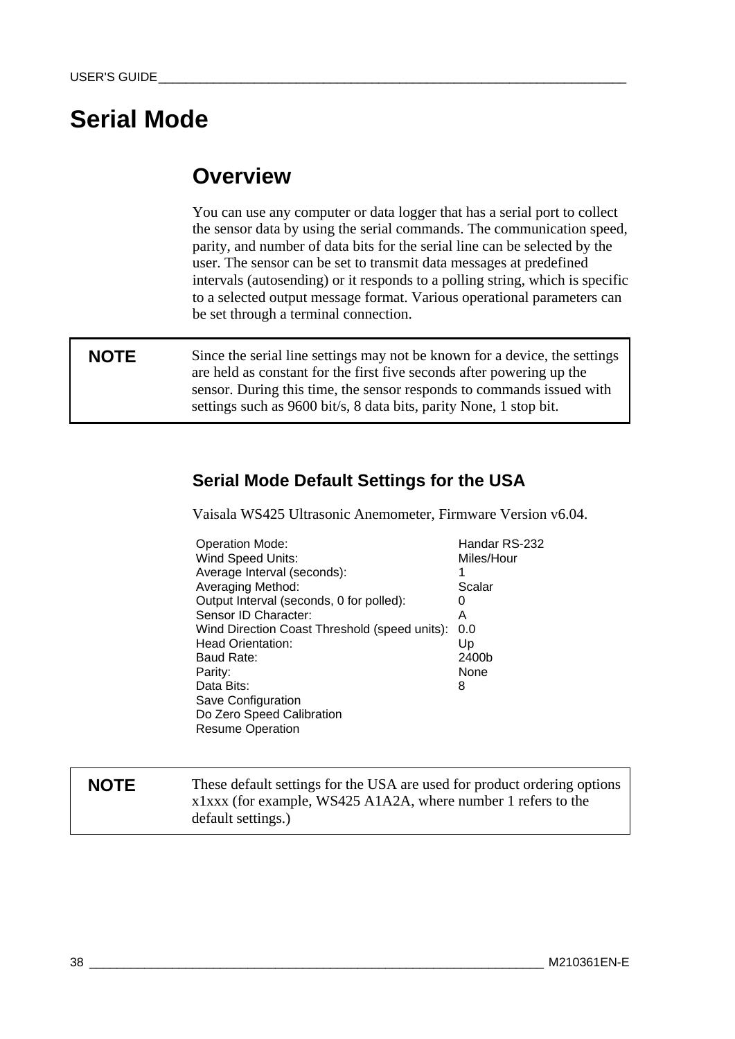# Serial Mode

## Overview

You can use any computer or data logger that has a serial port to collect the sensor data by using the serial commands. The communication speed, parity, and number of data bits for the serial line can be selected by the user. The sensor can be set to transmit data messages at predefined intervals (autosending) or it responds to a polling string, which is specific to a selected output message format. Various operational parameters can be set through a terminal connection.

| NOTE | Since the serial line settings may not be known for a device, the settings are held as constant for the first five seconds after powering up the sensor. During this time, the sensor responds to commands issued with settings such as 9600 bit/s, 8 data bits, parity None, 1 stop bit. |
|---|---|

### Serial Mode Default Settings for the USA

Vaisala WS425 Ultrasonic Anemometer, Firmware Version v6.04.

```
Operation Mode:                                Handar RS-232
Wind Speed Units:                              Miles/Hour
Average Interval (seconds):                    1
Averaging Method:                              Scalar
Output Interval (seconds, 0 for polled):       0
Sensor ID Character:                           A
Wind Direction Coast Threshold (speed units):  0.0
Head Orientation:                              Up
Baud Rate:                                     2400b
Parity:                                        None
Data Bits:                                     8
Save Configuration
Do Zero Speed Calibration
Resume Operation
```

| NOTE | These default settings for the USA are used for product ordering options x1xxx (for example, WS425 A1A2A, where number 1 refers to the default settings.) |
|---|---|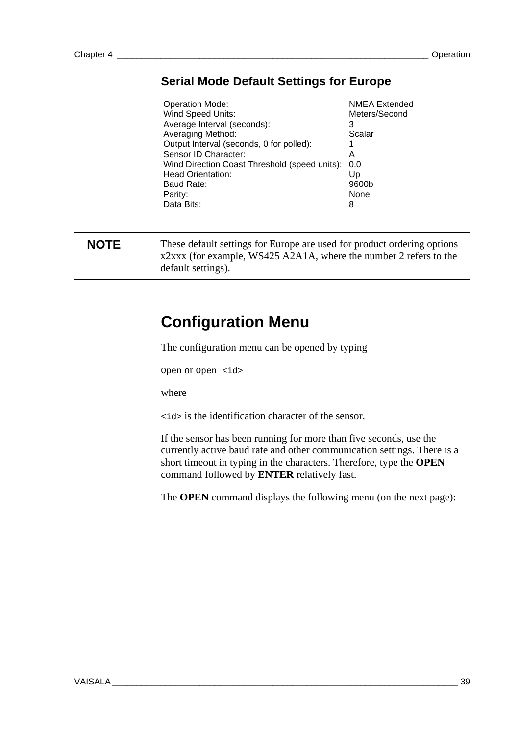### Serial Mode Default Settings for Europe

| | |
|---|---|
| Operation Mode: | NMEA Extended |
| Wind Speed Units: | Meters/Second |
| Average Interval (seconds): | 3 |
| Averaging Method: | Scalar |
| Output Interval (seconds, 0 for polled): | 1 |
| Sensor ID Character: | A |
| Wind Direction Coast Threshold (speed units): | 0.0 |
| Head Orientation: | Up |
| Baud Rate: | 9600b |
| Parity: | None |
| Data Bits: | 8 |

| NOTE | These default settings for Europe are used for product ordering options x2xxx (for example, WS425 A2A1A, where the number 2 refers to the default settings). |
|---|---|

## Configuration Menu

The configuration menu can be opened by typing

`Open` or `Open <id>`

where

`<id>` is the identification character of the sensor.

If the sensor has been running for more than five seconds, use the currently active baud rate and other communication settings. There is a short timeout in typing in the characters. Therefore, type the **OPEN** command followed by **ENTER** relatively fast.

The **OPEN** command displays the following menu (on the next page):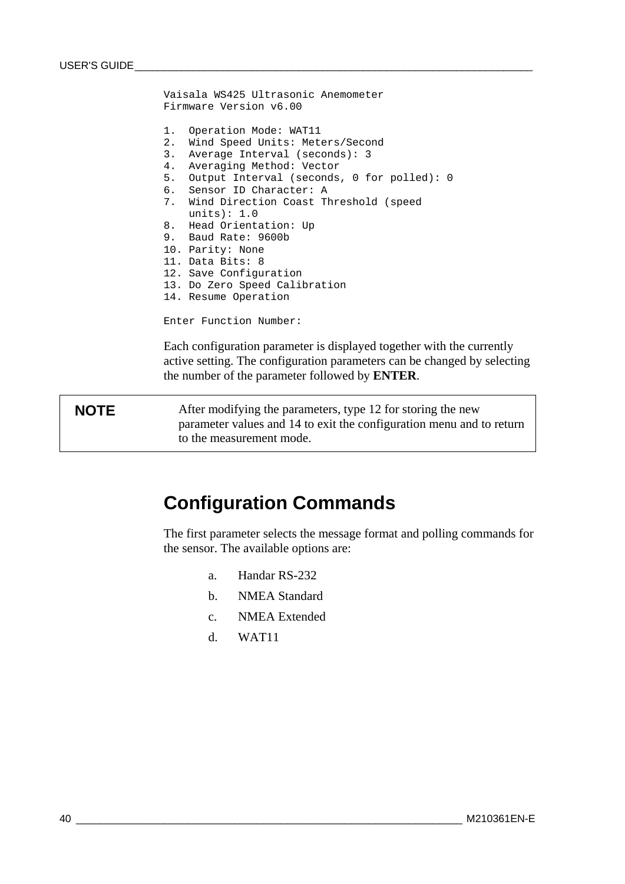```
Vaisala WS425 Ultrasonic Anemometer
Firmware Version v6.00

1.  Operation Mode: WAT11
2.  Wind Speed Units: Meters/Second
3.  Average Interval (seconds): 3
4.  Averaging Method: Vector
5.  Output Interval (seconds, 0 for polled): 0
6.  Sensor ID Character: A
7.  Wind Direction Coast Threshold (speed
    units): 1.0
8.  Head Orientation: Up
9.  Baud Rate: 9600b
10. Parity: None
11. Data Bits: 8
12. Save Configuration
13. Do Zero Speed Calibration
14. Resume Operation

Enter Function Number:
```

Each configuration parameter is displayed together with the currently active setting. The configuration parameters can be changed by selecting the number of the parameter followed by **ENTER**.

| **NOTE** | After modifying the parameters, type 12 for storing the new parameter values and 14 to exit the configuration menu and to return to the measurement mode. |
|---|---|

## Configuration Commands

The first parameter selects the message format and polling commands for the sensor. The available options are:

a. Handar RS-232

b. NMEA Standard

c. NMEA Extended

d. WAT11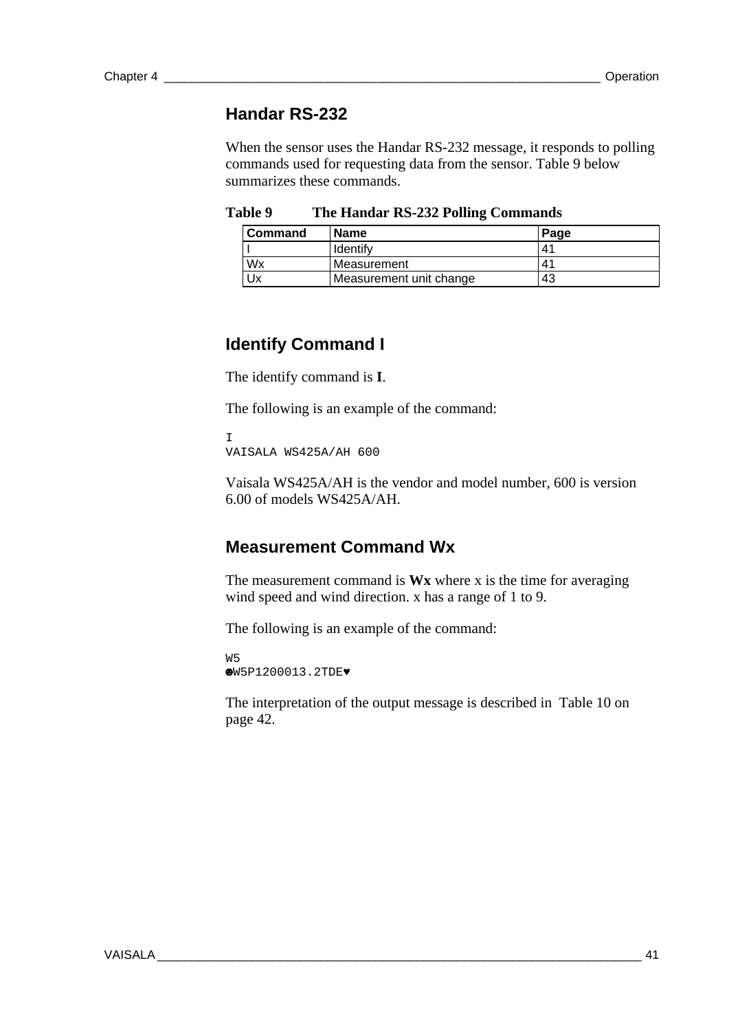## Handar RS-232

When the sensor uses the Handar RS-232 message, it responds to polling commands used for requesting data from the sensor. Table 9 below summarizes these commands.

**Table 9 The Handar RS-232 Polling Commands**

| Command | Name | Page |
|---|---|---|
| I | Identify | 41 |
| Wx | Measurement | 41 |
| Ux | Measurement unit change | 43 |

## Identify Command I

The identify command is **I**.

The following is an example of the command:

```
I
VAISALA WS425A/AH 600
```

Vaisala WS425A/AH is the vendor and model number, 600 is version 6.00 of models WS425A/AH.

## Measurement Command Wx

The measurement command is **Wx** where x is the time for averaging wind speed and wind direction. x has a range of 1 to 9.

The following is an example of the command:

```
W5
☻W5P1200013.2TDE♥
```

The interpretation of the output message is described in Table 10 on page 42.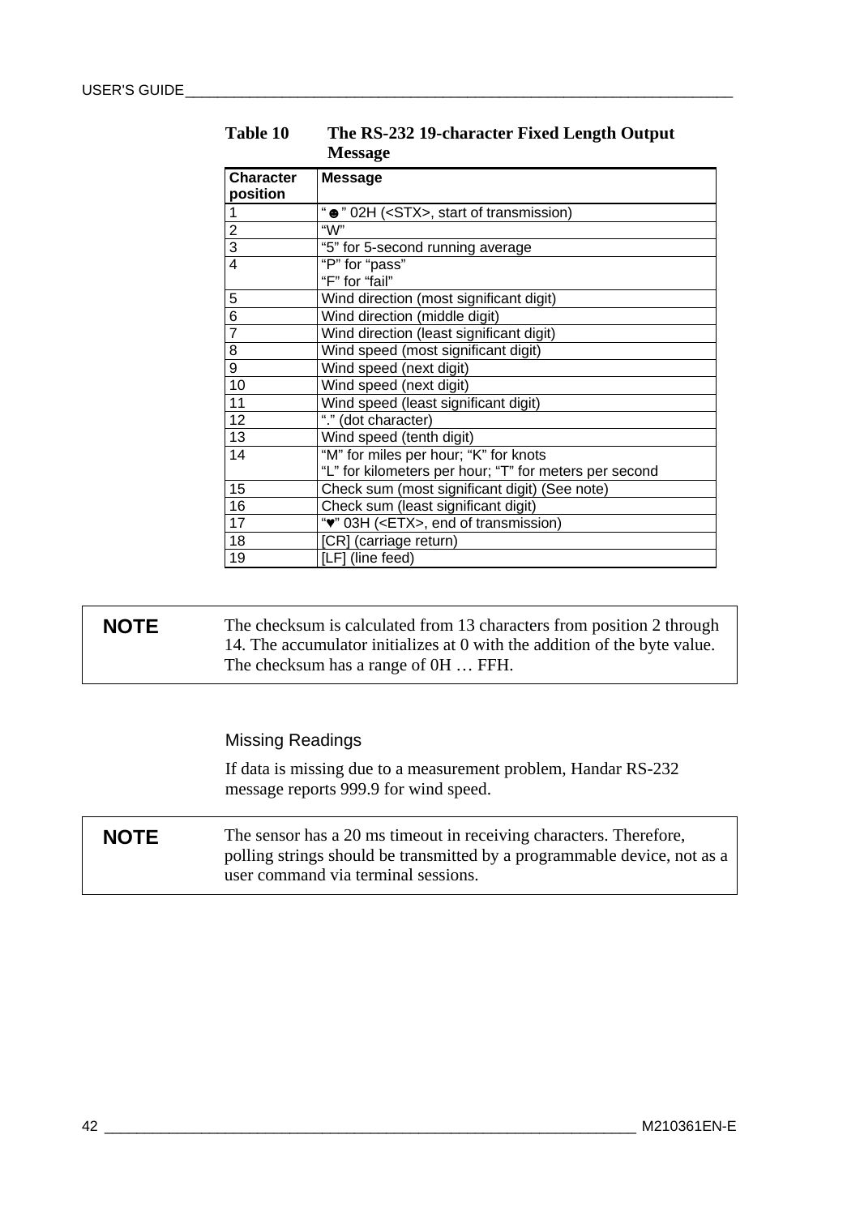**Table 10 The RS-232 19-character Fixed Length Output Message**

| Character position | Message |
|---|---|
| 1 | "☻" 02H (<STX>, start of transmission) |
| 2 | "W" |
| 3 | "5" for 5-second running average |
| 4 | "P" for "pass"<br>"F" for "fail" |
| 5 | Wind direction (most significant digit) |
| 6 | Wind direction (middle digit) |
| 7 | Wind direction (least significant digit) |
| 8 | Wind speed (most significant digit) |
| 9 | Wind speed (next digit) |
| 10 | Wind speed (next digit) |
| 11 | Wind speed (least significant digit) |
| 12 | "." (dot character) |
| 13 | Wind speed (tenth digit) |
| 14 | "M" for miles per hour; "K" for knots<br>"L" for kilometers per hour; "T" for meters per second |
| 15 | Check sum (most significant digit) (See note) |
| 16 | Check sum (least significant digit) |
| 17 | "♥" 03H (<ETX>, end of transmission) |
| 18 | [CR] (carriage return) |
| 19 | [LF] (line feed) |

**NOTE** The checksum is calculated from 13 characters from position 2 through 14. The accumulator initializes at 0 with the addition of the byte value. The checksum has a range of 0H … FFH.

### Missing Readings

If data is missing due to a measurement problem, Handar RS-232 message reports 999.9 for wind speed.

**NOTE** The sensor has a 20 ms timeout in receiving characters. Therefore, polling strings should be transmitted by a programmable device, not as a user command via terminal sessions.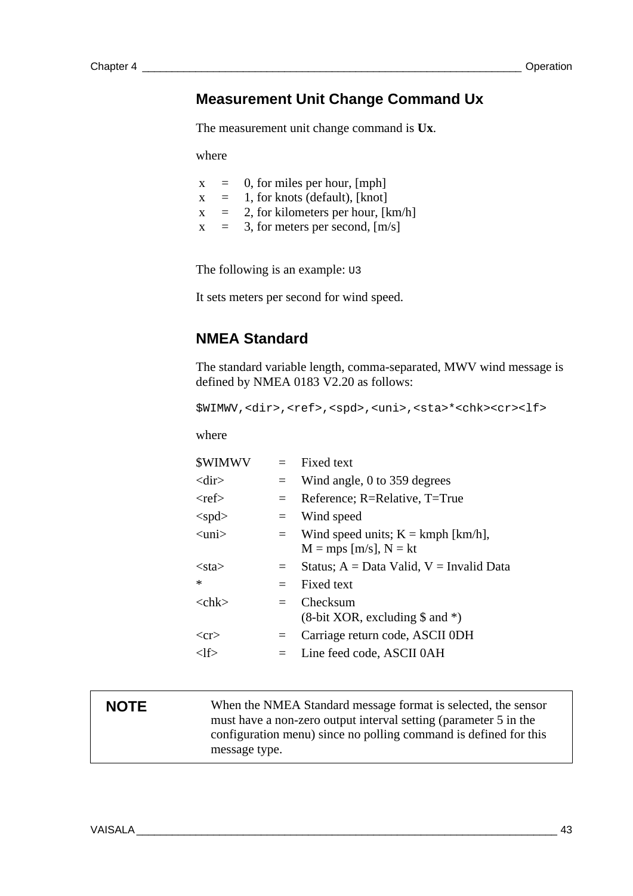## Measurement Unit Change Command Ux

The measurement unit change command is **Ux**.

where

| | | |
|---|---|---|
| x | = | 0, for miles per hour, [mph] |
| x | = | 1, for knots (default), [knot] |
| x | = | 2, for kilometers per hour, [km/h] |
| x | = | 3, for meters per second, [m/s] |

The following is an example: `U3`

It sets meters per second for wind speed.

## NMEA Standard

The standard variable length, comma-separated, MWV wind message is defined by NMEA 0183 V2.20 as follows:

```
$WIMWV,<dir>,<ref>,<spd>,<uni>,<sta>*<chk><cr><lf>
```

where

| | | |
|---|---|---|
| $WIMWV | = | Fixed text |
| <dir> | = | Wind angle, 0 to 359 degrees |
| <ref> | = | Reference; R=Relative, T=True |
| <spd> | = | Wind speed |
| <uni> | = | Wind speed units; K = kmph [km/h], M = mps [m/s], N = kt |
| <sta> | = | Status; A = Data Valid, V = Invalid Data |
| * | = | Fixed text |
| <chk> | = | Checksum (8-bit XOR, excluding $ and *) |
| <cr> | = | Carriage return code, ASCII 0DH |
| <lf> | = | Line feed code, ASCII 0AH |

| **NOTE** | When the NMEA Standard message format is selected, the sensor must have a non-zero output interval setting (parameter 5 in the configuration menu) since no polling command is defined for this message type. |
|---|---|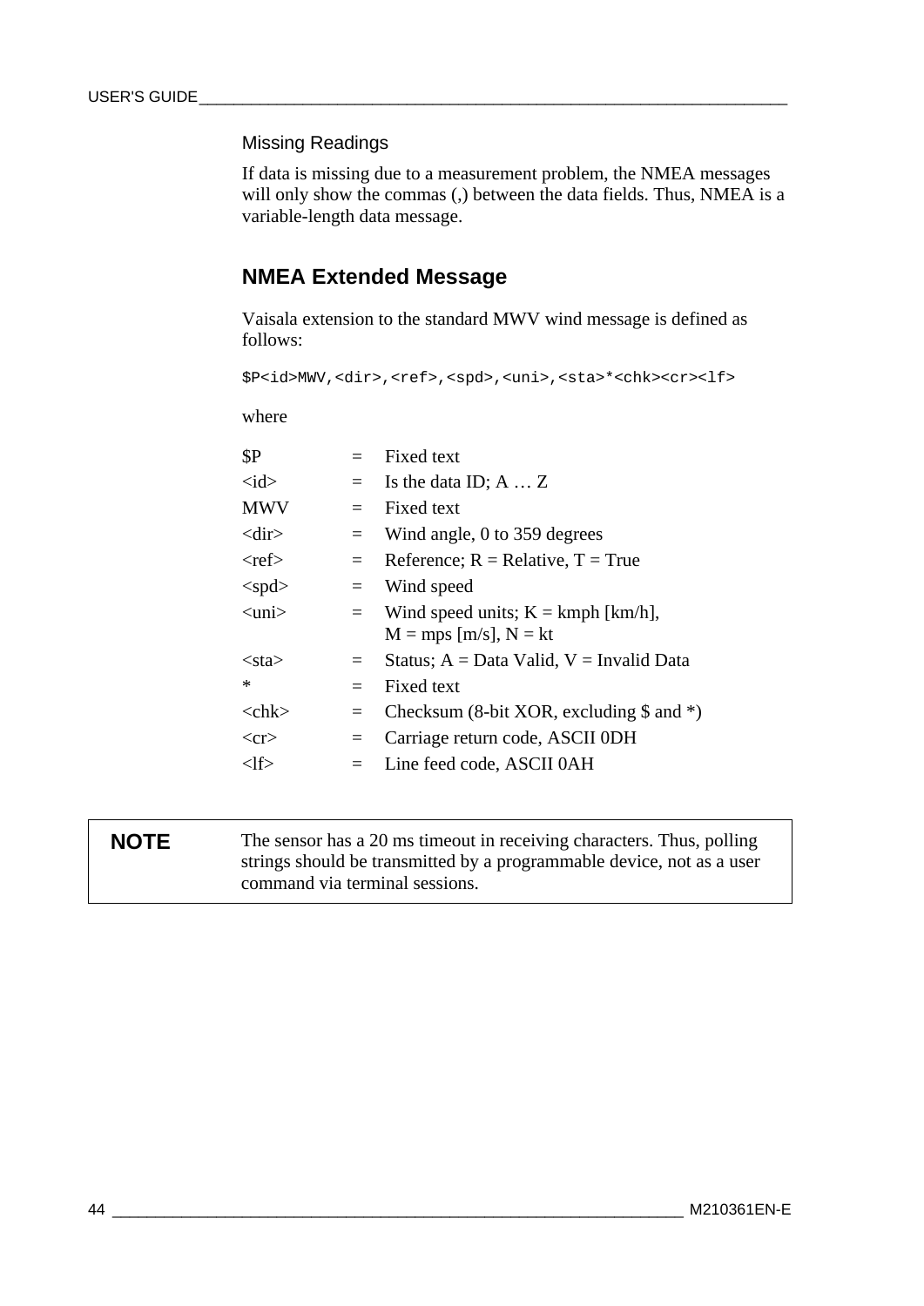### Missing Readings

If data is missing due to a measurement problem, the NMEA messages will only show the commas (,) between the data fields. Thus, NMEA is a variable-length data message.

## NMEA Extended Message

Vaisala extension to the standard MWV wind message is defined as follows:

```
$P<id>MWV,<dir>,<ref>,<spd>,<uni>,<sta>*<chk><cr><lf>
```

where

| | | |
|---|---|---|
| $P | = | Fixed text |
| <id> | = | Is the data ID; A … Z |
| MWV | = | Fixed text |
| <dir> | = | Wind angle, 0 to 359 degrees |
| <ref> | = | Reference; R = Relative, T = True |
| <spd> | = | Wind speed |
| <uni> | = | Wind speed units; K = kmph [km/h], M = mps [m/s], N = kt |
| <sta> | = | Status; A = Data Valid, V = Invalid Data |
| * | = | Fixed text |
| <chk> | = | Checksum (8-bit XOR, excluding $ and *) |
| <cr> | = | Carriage return code, ASCII 0DH |
| <lf> | = | Line feed code, ASCII 0AH |

| | |
|---|---|
| **NOTE** | The sensor has a 20 ms timeout in receiving characters. Thus, polling strings should be transmitted by a programmable device, not as a user command via terminal sessions. |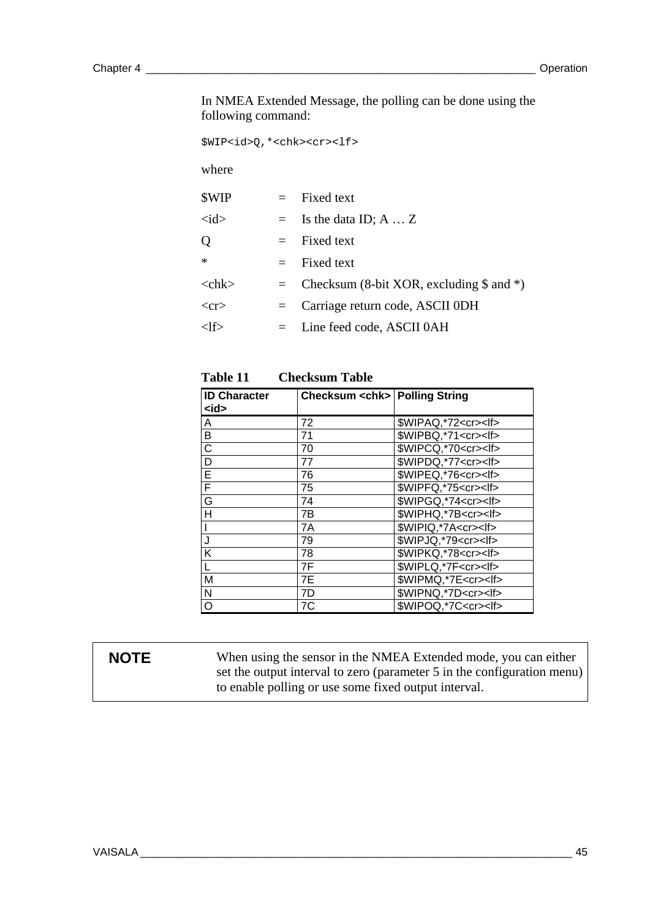In NMEA Extended Message, the polling can be done using the following command:

```
$WIP<id>Q,*<chk><cr><lf>
```

where

| | | |
|---|---|---|
| $WIP | = | Fixed text |
| <id> | = | Is the data ID; A … Z |
| Q | = | Fixed text |
| * | = | Fixed text |
| <chk> | = | Checksum (8-bit XOR, excluding $ and *) |
| <cr> | = | Carriage return code, ASCII 0DH |
| <lf> | = | Line feed code, ASCII 0AH |

**Table 11 Checksum Table**

| ID Character <id> | Checksum <chk> | Polling String |
|---|---|---|
| A | 72 | $WIPAQ,*72<cr><lf> |
| B | 71 | $WIPBQ,*71<cr><lf> |
| C | 70 | $WIPCQ,*70<cr><lf> |
| D | 77 | $WIPDQ,*77<cr><lf> |
| E | 76 | $WIPEQ,*76<cr><lf> |
| F | 75 | $WIPFQ,*75<cr><lf> |
| G | 74 | $WIPGQ,*74<cr><lf> |
| H | 7B | $WIPHQ,*7B<cr><lf> |
| I | 7A | $WIPIQ,*7A<cr><lf> |
| J | 79 | $WIPJQ,*79<cr><lf> |
| K | 78 | $WIPKQ,*78<cr><lf> |
| L | 7F | $WIPLQ,*7F<cr><lf> |
| M | 7E | $WIPMQ,*7E<cr><lf> |
| N | 7D | $WIPNQ,*7D<cr><lf> |
| O | 7C | $WIPOQ,*7C<cr><lf> |

| **NOTE** | When using the sensor in the NMEA Extended mode, you can either set the output interval to zero (parameter 5 in the configuration menu) to enable polling or use some fixed output interval. |
|---|---|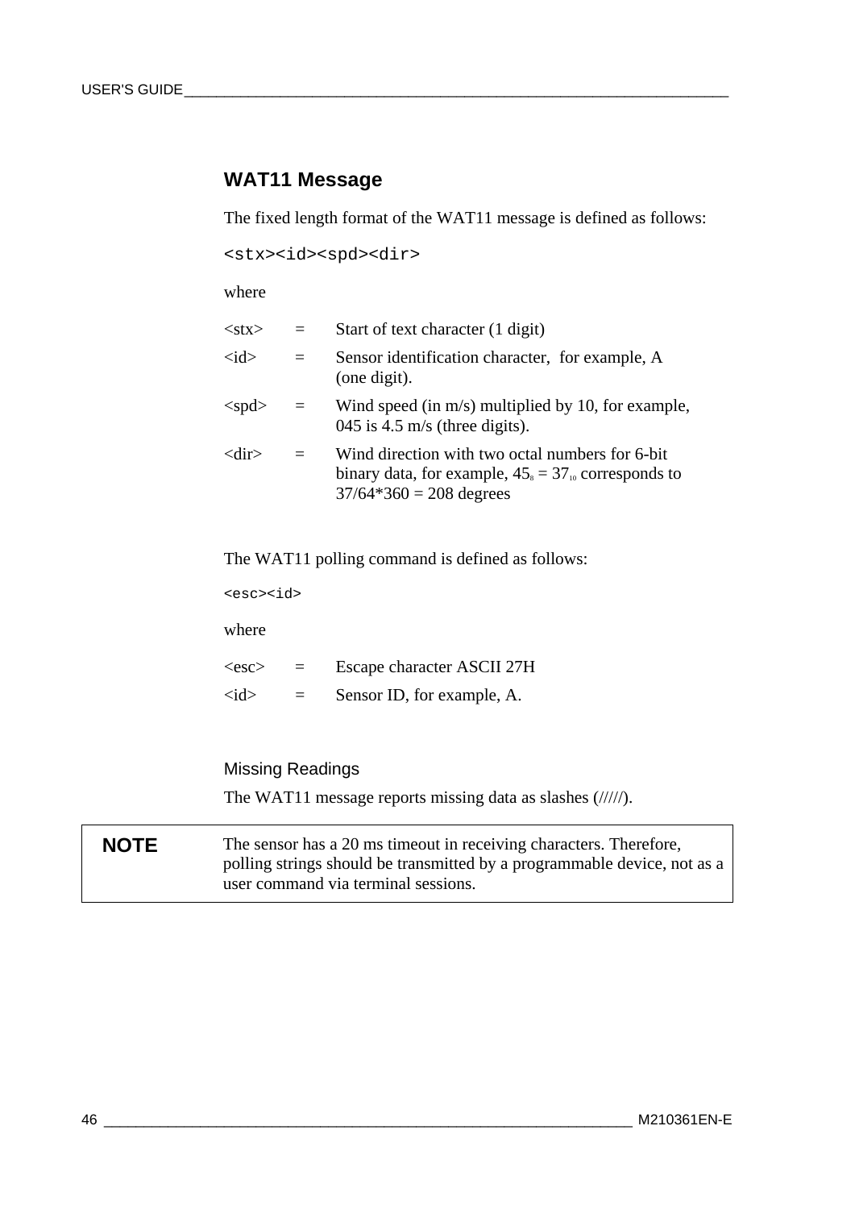## WAT11 Message

The fixed length format of the WAT11 message is defined as follows:

```
<stx><id><spd><dir>
```

where

| | | |
|---|---|---|
| <stx> | = | Start of text character (1 digit) |
| <id> | = | Sensor identification character, for example, A (one digit). |
| <spd> | = | Wind speed (in m/s) multiplied by 10, for example, 045 is 4.5 m/s (three digits). |
| <dir> | = | Wind direction with two octal numbers for 6-bit binary data, for example, $45_8 = 37_{10}$ corresponds to 37/64*360 = 208 degrees |

The WAT11 polling command is defined as follows:

```
<esc><id>
```

where

| | | |
|---|---|---|
| <esc> | = | Escape character ASCII 27H |
| <id> | = | Sensor ID, for example, A. |

### Missing Readings

The WAT11 message reports missing data as slashes (/////).

| | |
|---|---|
| **NOTE** | The sensor has a 20 ms timeout in receiving characters. Therefore, polling strings should be transmitted by a programmable device, not as a user command via terminal sessions. |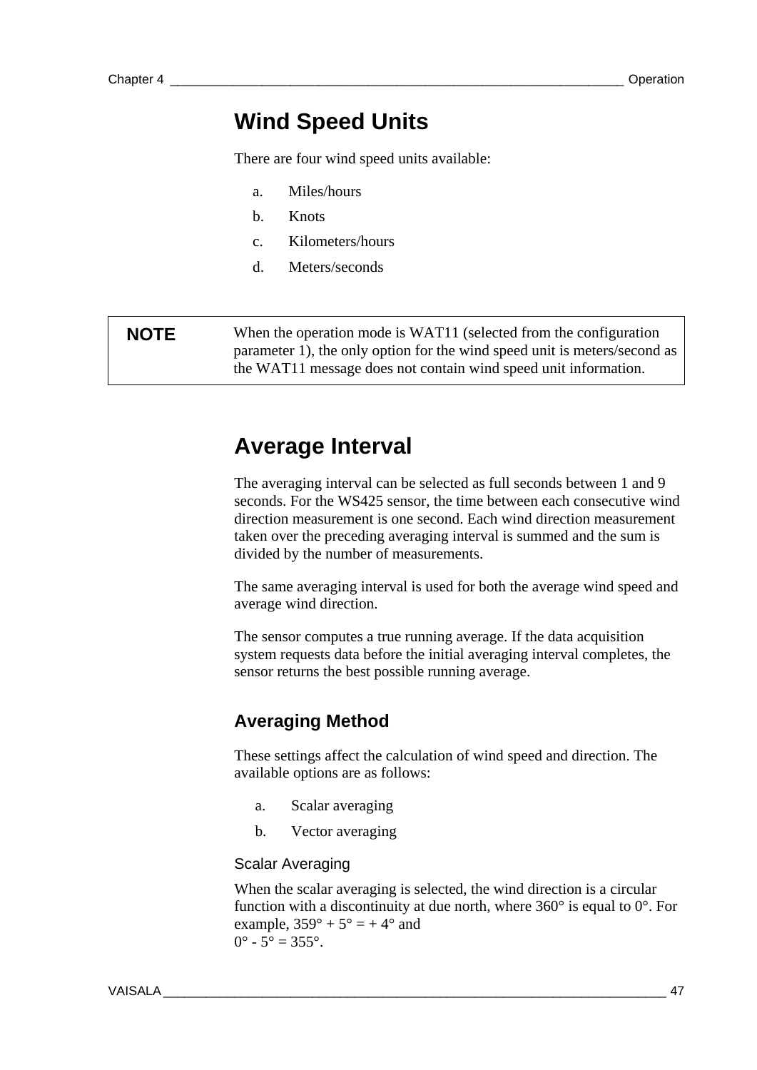## Wind Speed Units

There are four wind speed units available:

a. Miles/hours

b. Knots

c. Kilometers/hours

d. Meters/seconds

| NOTE | When the operation mode is WAT11 (selected from the configuration parameter 1), the only option for the wind speed unit is meters/second as the WAT11 message does not contain wind speed unit information. |
|---|---|

## Average Interval

The averaging interval can be selected as full seconds between 1 and 9 seconds. For the WS425 sensor, the time between each consecutive wind direction measurement is one second. Each wind direction measurement taken over the preceding averaging interval is summed and the sum is divided by the number of measurements.

The same averaging interval is used for both the average wind speed and average wind direction.

The sensor computes a true running average. If the data acquisition system requests data before the initial averaging interval completes, the sensor returns the best possible running average.

### Averaging Method

These settings affect the calculation of wind speed and direction. The available options are as follows:

a. Scalar averaging

b. Vector averaging

#### Scalar Averaging

When the scalar averaging is selected, the wind direction is a circular function with a discontinuity at due north, where 360° is equal to 0°. For example, 359° + 5° = + 4° and
0° - 5° = 355°.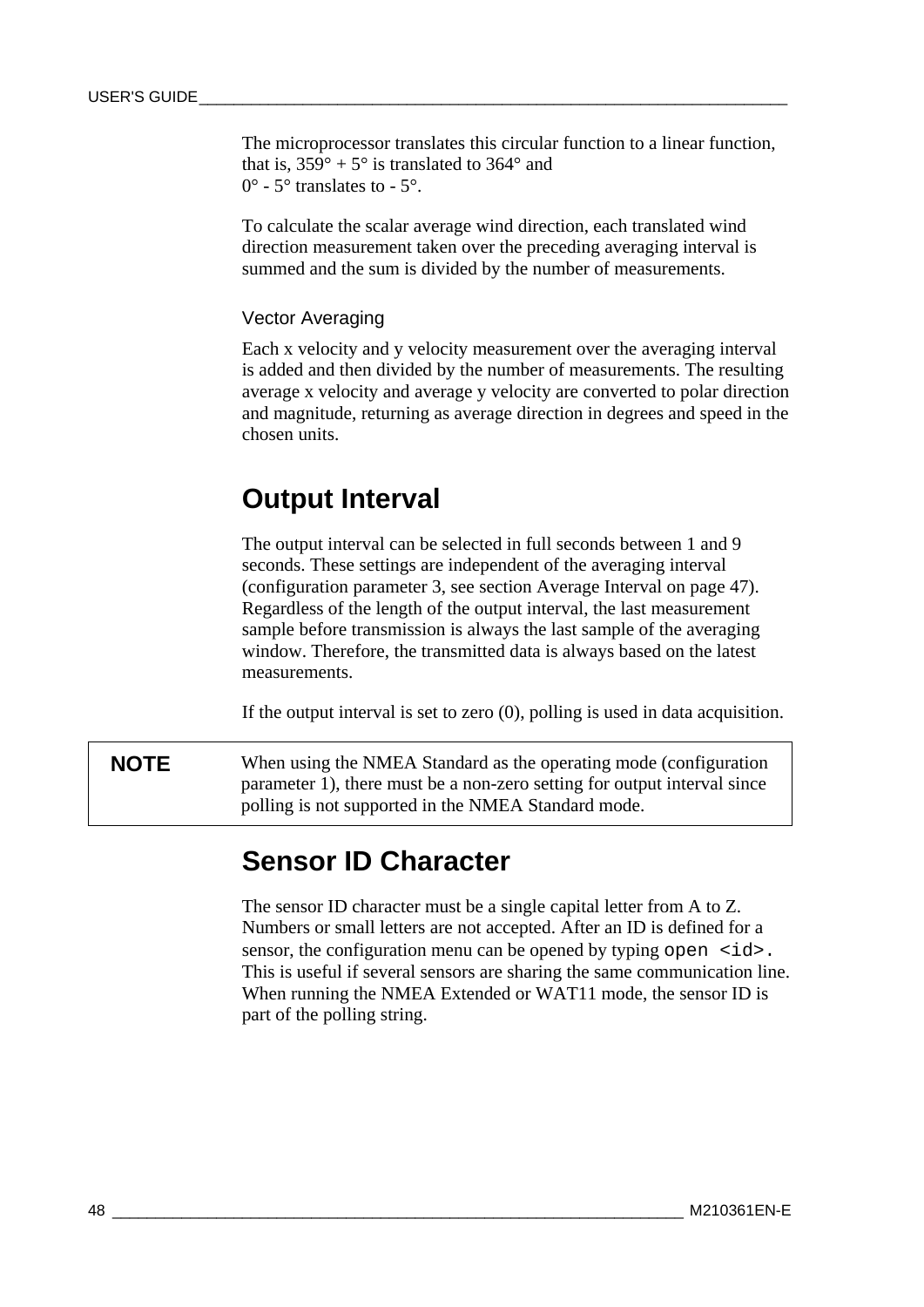The microprocessor translates this circular function to a linear function, that is, 359° + 5° is translated to 364° and
0° - 5° translates to - 5°.

To calculate the scalar average wind direction, each translated wind direction measurement taken over the preceding averaging interval is summed and the sum is divided by the number of measurements.

### Vector Averaging

Each x velocity and y velocity measurement over the averaging interval is added and then divided by the number of measurements. The resulting average x velocity and average y velocity are converted to polar direction and magnitude, returning as average direction in degrees and speed in the chosen units.

## Output Interval

The output interval can be selected in full seconds between 1 and 9 seconds. These settings are independent of the averaging interval (configuration parameter 3, see section Average Interval on page 47). Regardless of the length of the output interval, the last measurement sample before transmission is always the last sample of the averaging window. Therefore, the transmitted data is always based on the latest measurements.

If the output interval is set to zero (0), polling is used in data acquisition.

| **NOTE** | When using the NMEA Standard as the operating mode (configuration parameter 1), there must be a non-zero setting for output interval since polling is not supported in the NMEA Standard mode. |
|---|---|

## Sensor ID Character

The sensor ID character must be a single capital letter from A to Z. Numbers or small letters are not accepted. After an ID is defined for a sensor, the configuration menu can be opened by typing `open <id>.` This is useful if several sensors are sharing the same communication line. When running the NMEA Extended or WAT11 mode, the sensor ID is part of the polling string.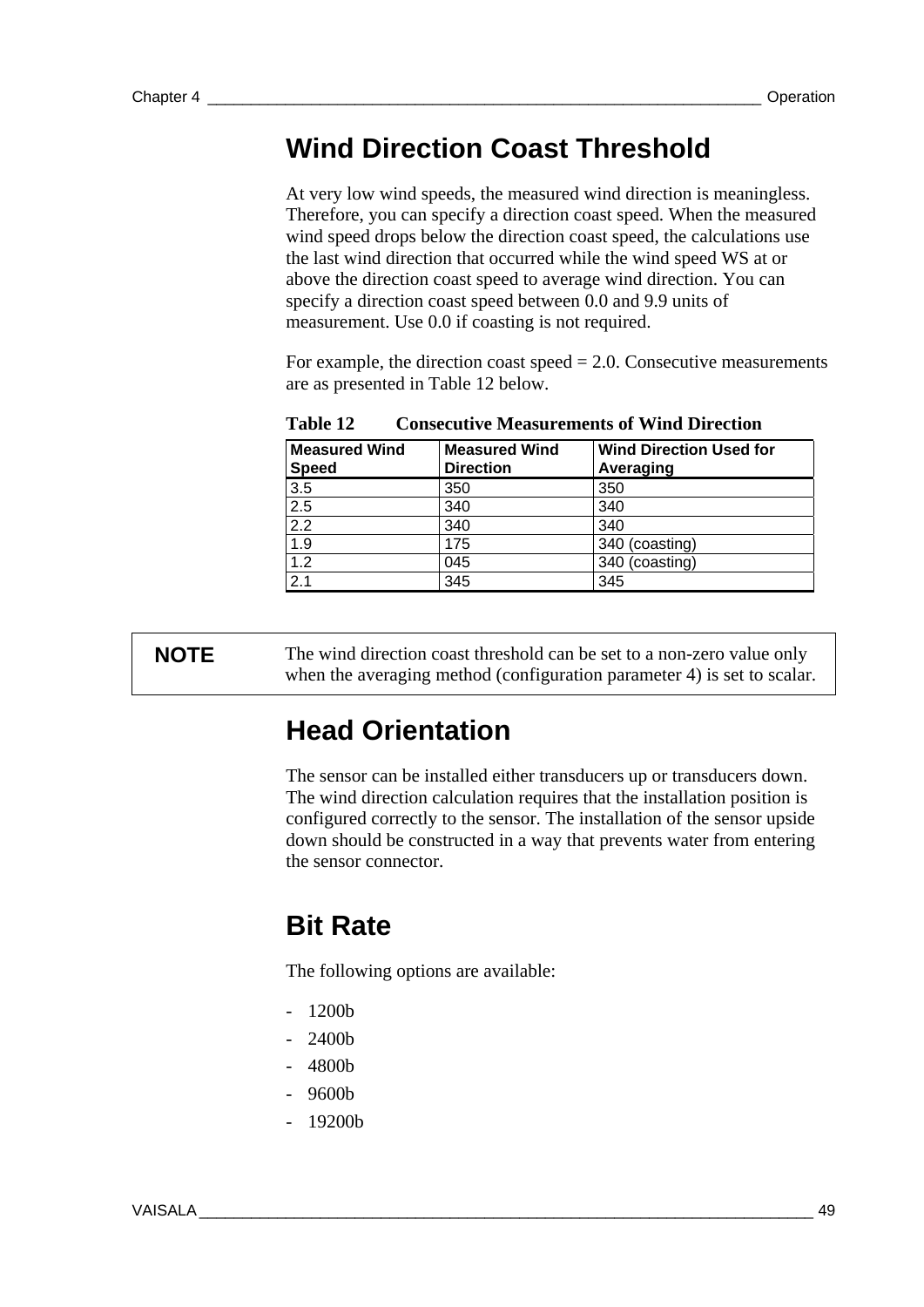## Wind Direction Coast Threshold

At very low wind speeds, the measured wind direction is meaningless. Therefore, you can specify a direction coast speed. When the measured wind speed drops below the direction coast speed, the calculations use the last wind direction that occurred while the wind speed WS at or above the direction coast speed to average wind direction. You can specify a direction coast speed between 0.0 and 9.9 units of measurement. Use 0.0 if coasting is not required.

For example, the direction coast speed = 2.0. Consecutive measurements are as presented in Table 12 below.

**Table 12 Consecutive Measurements of Wind Direction**

| Measured Wind Speed | Measured Wind Direction | Wind Direction Used for Averaging |
|---|---|---|
| 3.5 | 350 | 350 |
| 2.5 | 340 | 340 |
| 2.2 | 340 | 340 |
| 1.9 | 175 | 340 (coasting) |
| 1.2 | 045 | 340 (coasting) |
| 2.1 | 345 | 345 |

**NOTE** The wind direction coast threshold can be set to a non-zero value only when the averaging method (configuration parameter 4) is set to scalar.

## Head Orientation

The sensor can be installed either transducers up or transducers down. The wind direction calculation requires that the installation position is configured correctly to the sensor. The installation of the sensor upside down should be constructed in a way that prevents water from entering the sensor connector.

## Bit Rate

The following options are available:

- 1200b
- 2400b
- 4800b
- 9600b
- 19200b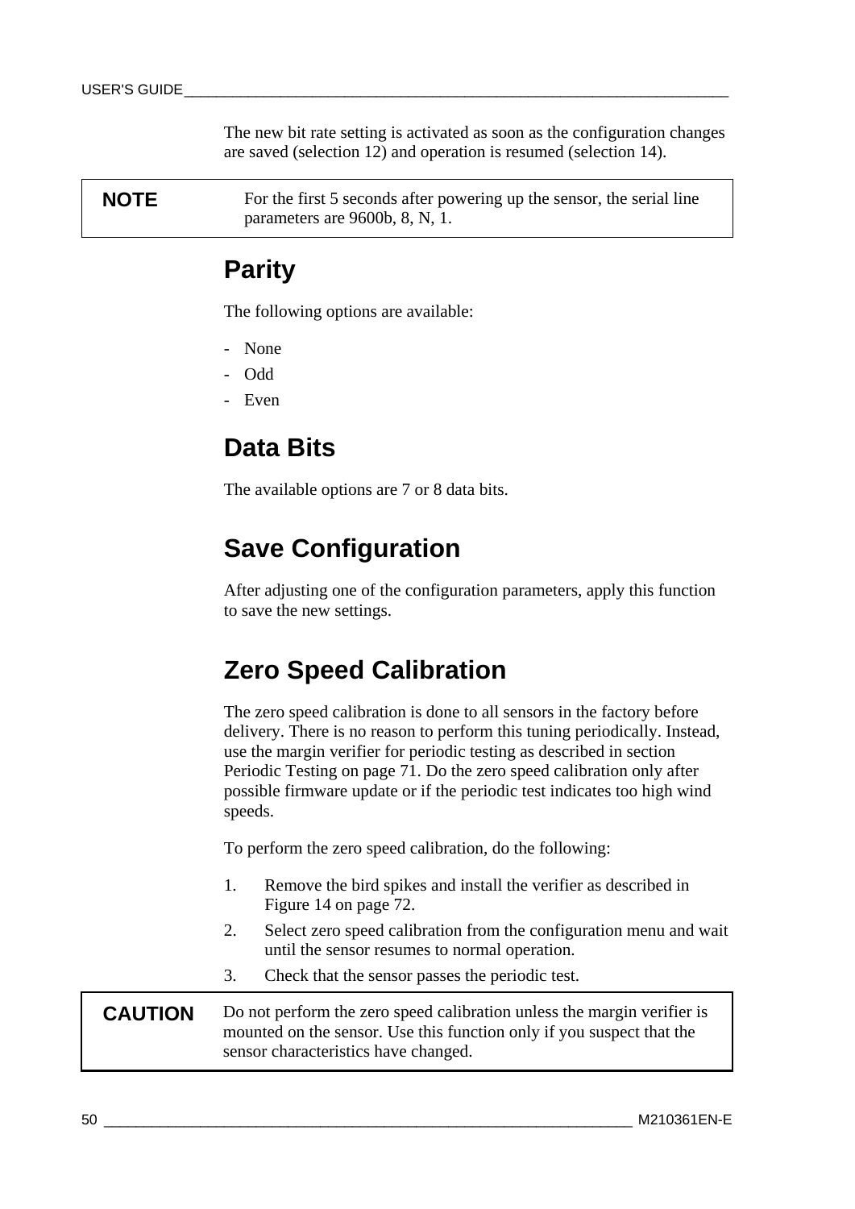The new bit rate setting is activated as soon as the configuration changes are saved (selection 12) and operation is resumed (selection 14).

| **NOTE** | For the first 5 seconds after powering up the sensor, the serial line parameters are 9600b, 8, N, 1. |
|---|---|

## Parity

The following options are available:

- None
- Odd
- Even

## Data Bits

The available options are 7 or 8 data bits.

## Save Configuration

After adjusting one of the configuration parameters, apply this function to save the new settings.

## Zero Speed Calibration

The zero speed calibration is done to all sensors in the factory before delivery. There is no reason to perform this tuning periodically. Instead, use the margin verifier for periodic testing as described in section Periodic Testing on page 71. Do the zero speed calibration only after possible firmware update or if the periodic test indicates too high wind speeds.

To perform the zero speed calibration, do the following:

1. Remove the bird spikes and install the verifier as described in Figure 14 on page 72.
2. Select zero speed calibration from the configuration menu and wait until the sensor resumes to normal operation.
3. Check that the sensor passes the periodic test.

| **CAUTION** | Do not perform the zero speed calibration unless the margin verifier is mounted on the sensor. Use this function only if you suspect that the sensor characteristics have changed. |
|---|---|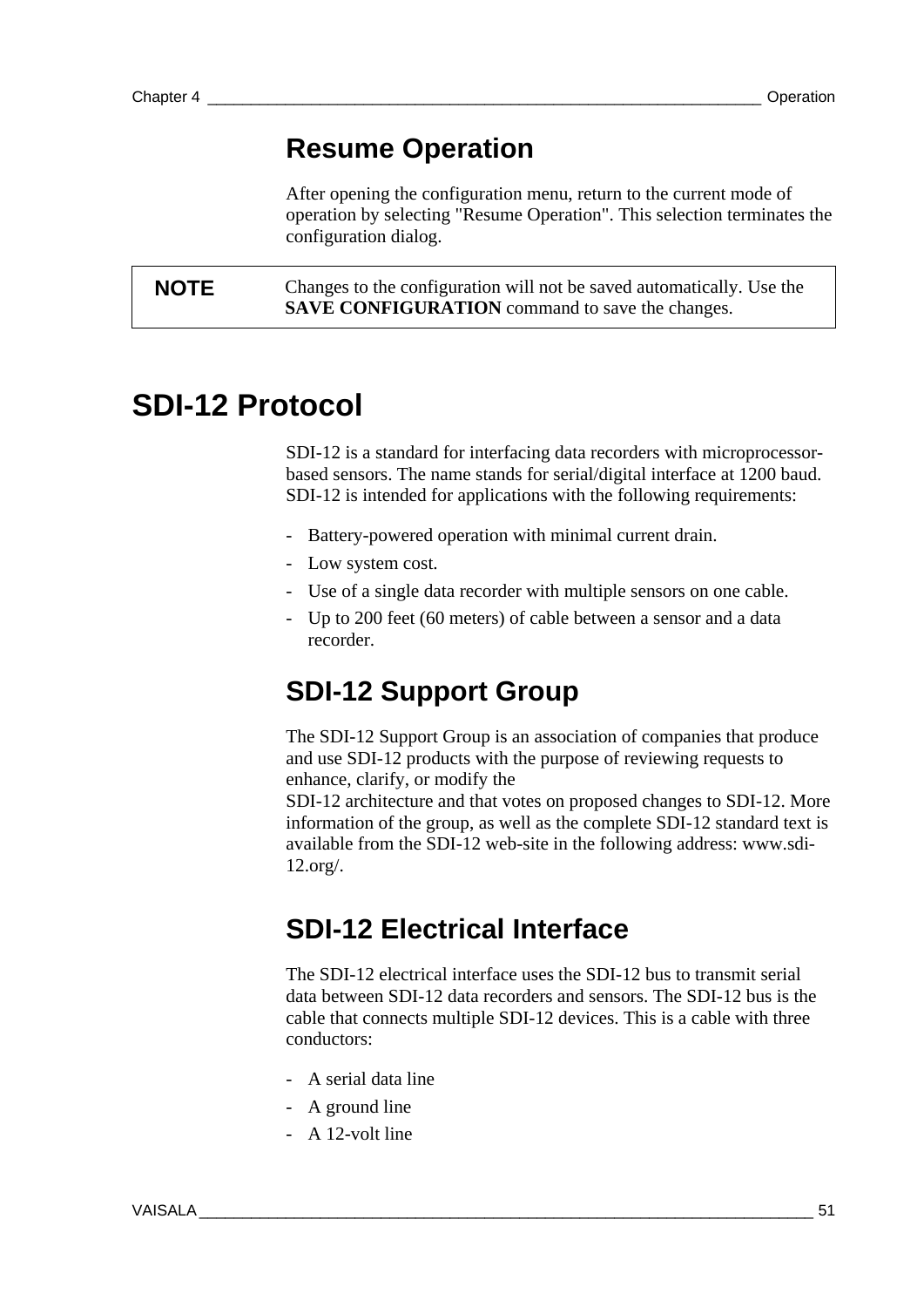## Resume Operation

After opening the configuration menu, return to the current mode of operation by selecting "Resume Operation". This selection terminates the configuration dialog.

| NOTE | Changes to the configuration will not be saved automatically. Use the **SAVE CONFIGURATION** command to save the changes. |
|---|---|

# SDI-12 Protocol

SDI-12 is a standard for interfacing data recorders with microprocessor-based sensors. The name stands for serial/digital interface at 1200 baud. SDI-12 is intended for applications with the following requirements:

- Battery-powered operation with minimal current drain.
- Low system cost.
- Use of a single data recorder with multiple sensors on one cable.
- Up to 200 feet (60 meters) of cable between a sensor and a data recorder.

## SDI-12 Support Group

The SDI-12 Support Group is an association of companies that produce and use SDI-12 products with the purpose of reviewing requests to enhance, clarify, or modify the
SDI-12 architecture and that votes on proposed changes to SDI-12. More information of the group, as well as the complete SDI-12 standard text is available from the SDI-12 web-site in the following address: www.sdi-12.org/.

## SDI-12 Electrical Interface

The SDI-12 electrical interface uses the SDI-12 bus to transmit serial data between SDI-12 data recorders and sensors. The SDI-12 bus is the cable that connects multiple SDI-12 devices. This is a cable with three conductors:

- A serial data line
- A ground line
- A 12-volt line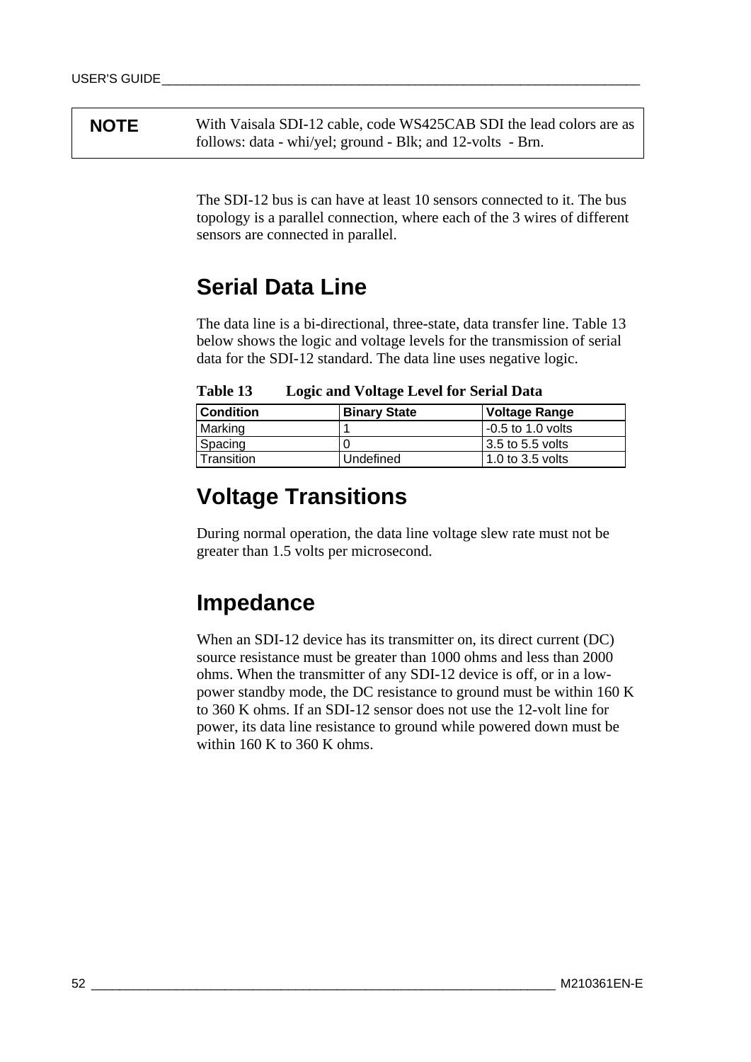| NOTE | With Vaisala SDI-12 cable, code WS425CAB SDI the lead colors are as follows: data - whi/yel; ground - Blk; and 12-volts - Brn. |
|---|---|

The SDI-12 bus is can have at least 10 sensors connected to it. The bus topology is a parallel connection, where each of the 3 wires of different sensors are connected in parallel.

## Serial Data Line

The data line is a bi-directional, three-state, data transfer line. Table 13 below shows the logic and voltage levels for the transmission of serial data for the SDI-12 standard. The data line uses negative logic.

**Table 13 Logic and Voltage Level for Serial Data**

| Condition | Binary State | Voltage Range |
|---|---|---|
| Marking | 1 | -0.5 to 1.0 volts |
| Spacing | 0 | 3.5 to 5.5 volts |
| Transition | Undefined | 1.0 to 3.5 volts |

## Voltage Transitions

During normal operation, the data line voltage slew rate must not be greater than 1.5 volts per microsecond.

## Impedance

When an SDI-12 device has its transmitter on, its direct current (DC) source resistance must be greater than 1000 ohms and less than 2000 ohms. When the transmitter of any SDI-12 device is off, or in a low-power standby mode, the DC resistance to ground must be within 160 K to 360 K ohms. If an SDI-12 sensor does not use the 12-volt line for power, its data line resistance to ground while powered down must be within 160 K to 360 K ohms.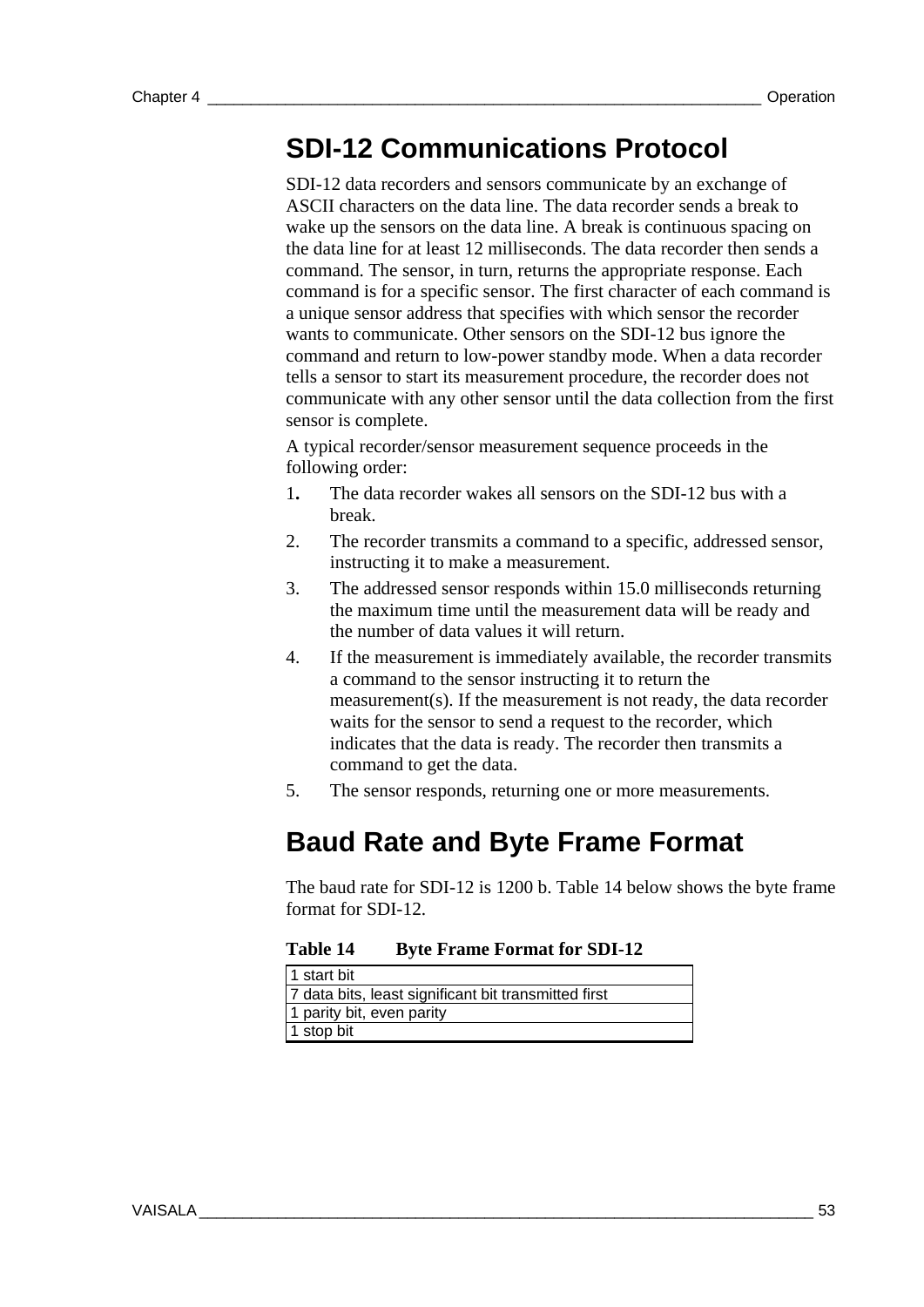## SDI-12 Communications Protocol

SDI-12 data recorders and sensors communicate by an exchange of ASCII characters on the data line. The data recorder sends a break to wake up the sensors on the data line. A break is continuous spacing on the data line for at least 12 milliseconds. The data recorder then sends a command. The sensor, in turn, returns the appropriate response. Each command is for a specific sensor. The first character of each command is a unique sensor address that specifies with which sensor the recorder wants to communicate. Other sensors on the SDI-12 bus ignore the command and return to low-power standby mode. When a data recorder tells a sensor to start its measurement procedure, the recorder does not communicate with any other sensor until the data collection from the first sensor is complete.

A typical recorder/sensor measurement sequence proceeds in the following order:

1. The data recorder wakes all sensors on the SDI-12 bus with a break.
2. The recorder transmits a command to a specific, addressed sensor, instructing it to make a measurement.
3. The addressed sensor responds within 15.0 milliseconds returning the maximum time until the measurement data will be ready and the number of data values it will return.
4. If the measurement is immediately available, the recorder transmits a command to the sensor instructing it to return the measurement(s). If the measurement is not ready, the data recorder waits for the sensor to send a request to the recorder, which indicates that the data is ready. The recorder then transmits a command to get the data.
5. The sensor responds, returning one or more measurements.

## Baud Rate and Byte Frame Format

The baud rate for SDI-12 is 1200 b. Table 14 below shows the byte frame format for SDI-12.

**Table 14 Byte Frame Format for SDI-12**

| |
|---|
| 1 start bit |
| 7 data bits, least significant bit transmitted first |
| 1 parity bit, even parity |
| 1 stop bit |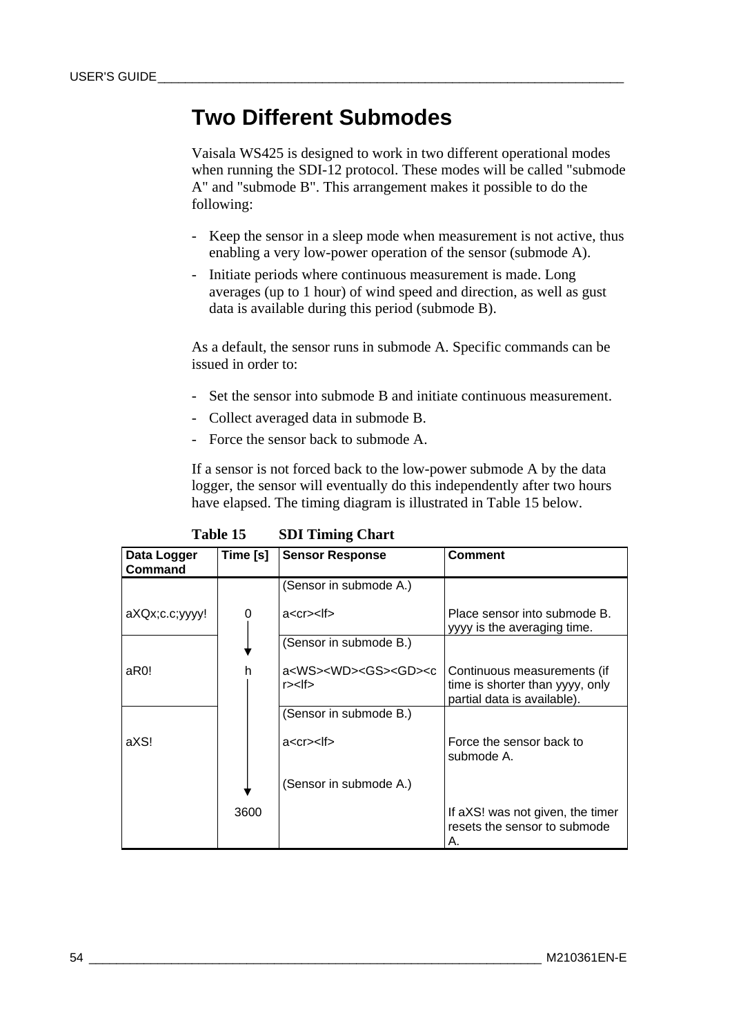# Two Different Submodes

Vaisala WS425 is designed to work in two different operational modes when running the SDI-12 protocol. These modes will be called "submode A" and "submode B". This arrangement makes it possible to do the following:

- Keep the sensor in a sleep mode when measurement is not active, thus enabling a very low-power operation of the sensor (submode A).
- Initiate periods where continuous measurement is made. Long averages (up to 1 hour) of wind speed and direction, as well as gust data is available during this period (submode B).

As a default, the sensor runs in submode A. Specific commands can be issued in order to:

- Set the sensor into submode B and initiate continuous measurement.
- Collect averaged data in submode B.
- Force the sensor back to submode A.

If a sensor is not forced back to the low-power submode A by the data logger, the sensor will eventually do this independently after two hours have elapsed. The timing diagram is illustrated in Table 15 below.

**Table 15 SDI Timing Chart**

| Data Logger Command | Time [s] | Sensor Response | Comment |
|---|---|---|---|
| | | (Sensor in submode A.) | |
| aXQx;c.c;yyyy! | 0 | a<cr><lf> | Place sensor into submode B. yyyy is the averaging time. |
| | ↓ | (Sensor in submode B.) | |
| aR0! | h | a<WS><WD><GS><GD><cr><lf> | Continuous measurements (if time is shorter than yyyy, only partial data is available). |
| | | (Sensor in submode B.) | |
| aXS! | | a<cr><lf> | Force the sensor back to submode A. |
| | ↓ | (Sensor in submode A.) | |
| | 3600 | | If aXS! was not given, the timer resets the sensor to submode A. |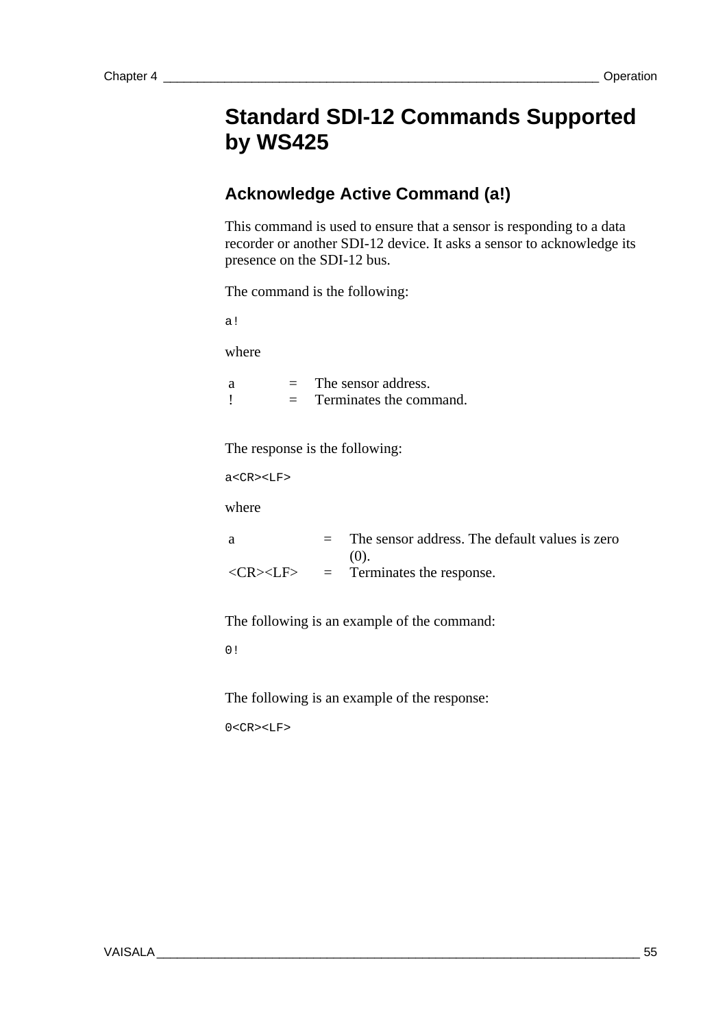# Standard SDI-12 Commands Supported by WS425

## Acknowledge Active Command (a!)

This command is used to ensure that a sensor is responding to a data recorder or another SDI-12 device. It asks a sensor to acknowledge its presence on the SDI-12 bus.

The command is the following:

```
a!
```

where

| | | |
|---|---|---|
| a | = | The sensor address. |
| ! | = | Terminates the command. |

The response is the following:

```
a<CR><LF>
```

where

| | | |
|---|---|---|
| a | = | The sensor address. The default values is zero (0). |
| <CR><LF> | = | Terminates the response. |

The following is an example of the command:

```
0!
```

The following is an example of the response:

```
0<CR><LF>
```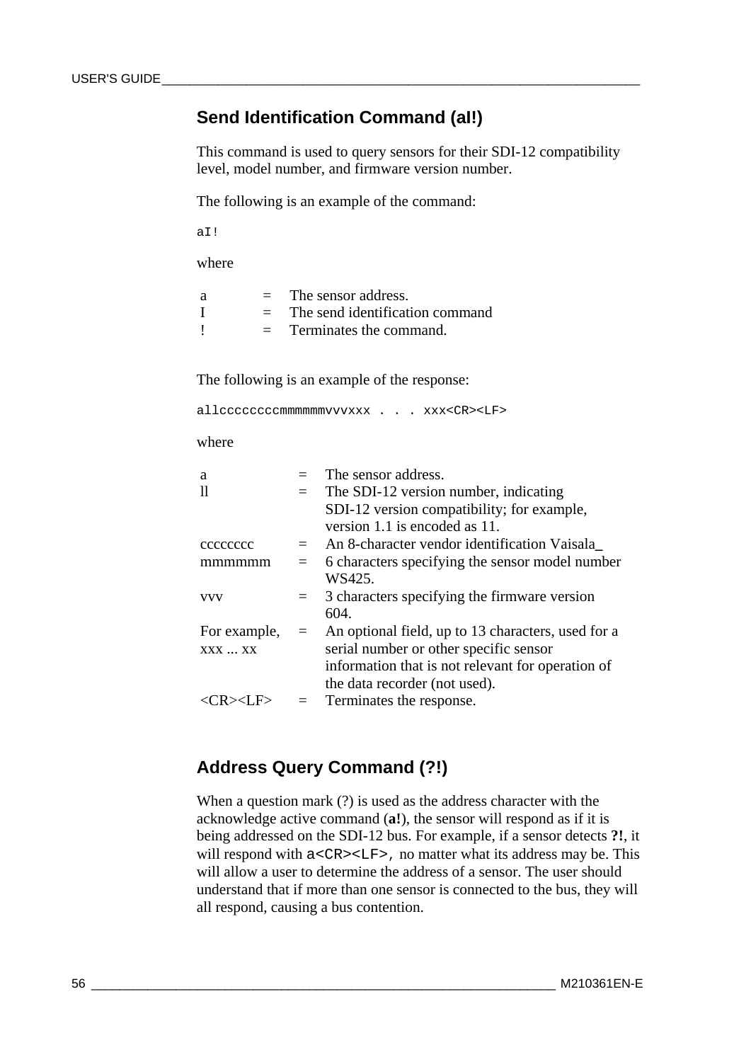## Send Identification Command (aI!)

This command is used to query sensors for their SDI-12 compatibility level, model number, and firmware version number.

The following is an example of the command:

```
aI!
```

where

| | | |
|---|---|---|
| a | = | The sensor address. |
| I | = | The send identification command |
| ! | = | Terminates the command. |

The following is an example of the response:

```
allccccccccmmmmmmvvvxxx . . . xxx<CR><LF>
```

where

| | | |
|---|---|---|
| a | = | The sensor address. |
| ll | = | The SDI-12 version number, indicating SDI-12 version compatibility; for example, version 1.1 is encoded as 11. |
| cccccccc | = | An 8-character vendor identification Vaisala_ |
| mmmmmm | = | 6 characters specifying the sensor model number WS425. |
| vvv | = | 3 characters specifying the firmware version 604. |
| For example, xxx ... xx | = | An optional field, up to 13 characters, used for a serial number or other specific sensor information that is not relevant for operation of the data recorder (not used). |
| <CR><LF> | = | Terminates the response. |

## Address Query Command (?!)

When a question mark (?) is used as the address character with the acknowledge active command (**a!**), the sensor will respond as if it is being addressed on the SDI-12 bus. For example, if a sensor detects **?!**, it will respond with `a<CR><LF>`, no matter what its address may be. This will allow a user to determine the address of a sensor. The user should understand that if more than one sensor is connected to the bus, they will all respond, causing a bus contention.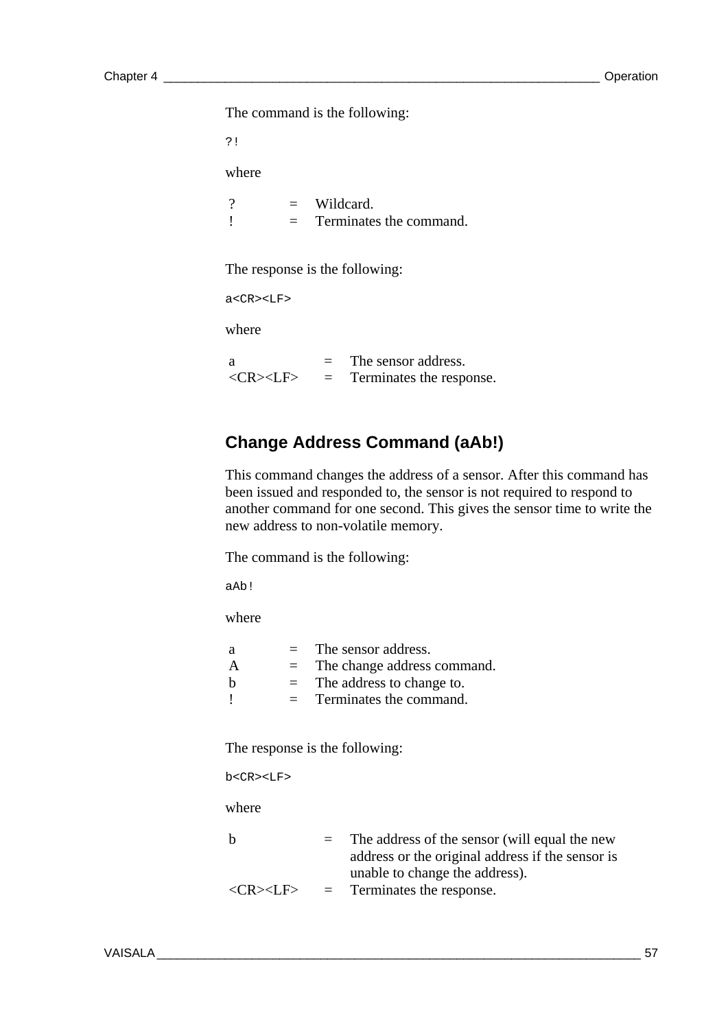The command is the following:

```
?!
```

where

| | | |
|---|---|---|
| ? | = | Wildcard. |
| ! | = | Terminates the command. |

The response is the following:

```
a<CR><LF>
```

where

| | | |
|---|---|---|
| a | = | The sensor address. |
| <CR><LF> | = | Terminates the response. |

## Change Address Command (aAb!)

This command changes the address of a sensor. After this command has been issued and responded to, the sensor is not required to respond to another command for one second. This gives the sensor time to write the new address to non-volatile memory.

The command is the following:

```
aAb!
```

where

| | | |
|---|---|---|
| a | = | The sensor address. |
| A | = | The change address command. |
| b | = | The address to change to. |
| ! | = | Terminates the command. |

The response is the following:

```
b<CR><LF>
```

where

| | | |
|---|---|---|
| b | = | The address of the sensor (will equal the new address or the original address if the sensor is unable to change the address). |
| <CR><LF> | = | Terminates the response. |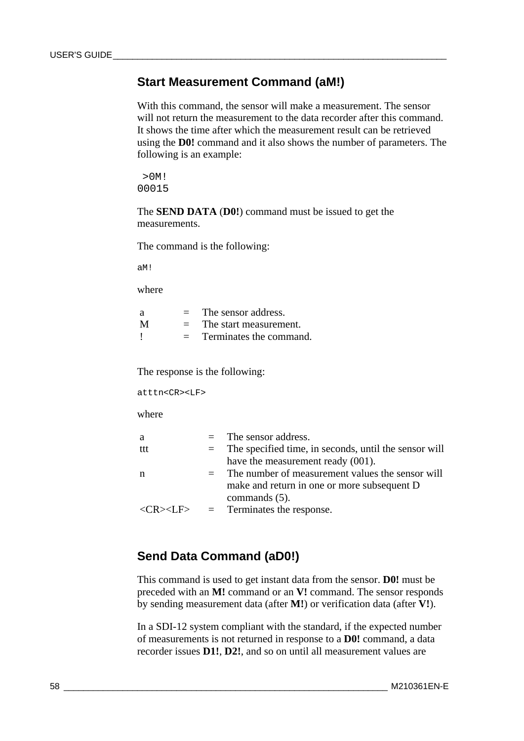## Start Measurement Command (aM!)

With this command, the sensor will make a measurement. The sensor will not return the measurement to the data recorder after this command. It shows the time after which the measurement result can be retrieved using the **D0!** command and it also shows the number of parameters. The following is an example:

```
 >0M!
00015
```

The **SEND DATA** (**D0!**) command must be issued to get the measurements.

The command is the following:

```
aM!
```

where

| | | |
|---|---|---|
| a | = | The sensor address. |
| M | = | The start measurement. |
| ! | = | Terminates the command. |

The response is the following:

```
atttn<CR><LF>
```

where

| | | |
|---|---|---|
| a | = | The sensor address. |
| ttt | = | The specified time, in seconds, until the sensor will have the measurement ready (001). |
| n | = | The number of measurement values the sensor will make and return in one or more subsequent D commands (5). |
| <CR><LF> | = | Terminates the response. |

## Send Data Command (aD0!)

This command is used to get instant data from the sensor. **D0!** must be preceded with an **M!** command or an **V!** command. The sensor responds by sending measurement data (after **M!**) or verification data (after **V!**).

In a SDI-12 system compliant with the standard, if the expected number of measurements is not returned in response to a **D0!** command, a data recorder issues **D1!**, **D2!**, and so on until all measurement values are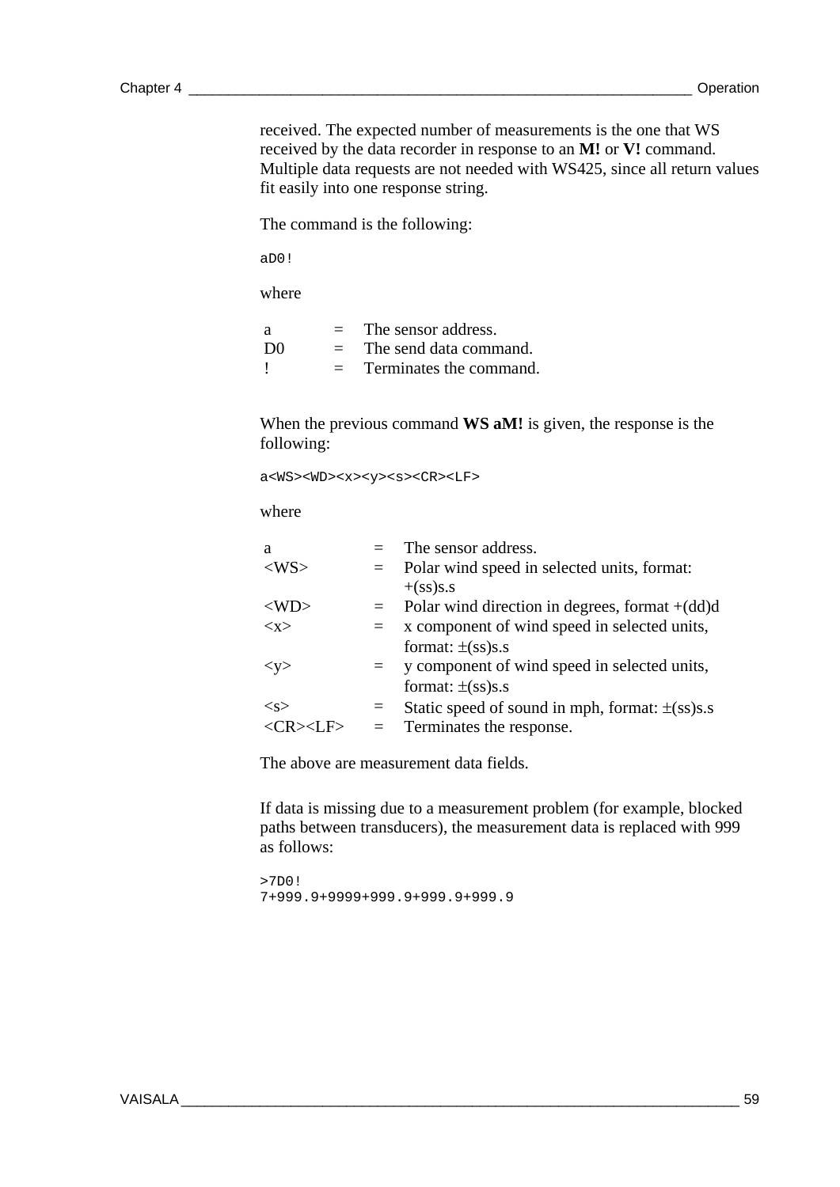received. The expected number of measurements is the one that WS received by the data recorder in response to an **M!** or **V!** command. Multiple data requests are not needed with WS425, since all return values fit easily into one response string.

The command is the following:

```
aD0!
```

where

| | | |
|---|---|---|
| a | = | The sensor address. |
| D0 | = | The send data command. |
| ! | = | Terminates the command. |

When the previous command **WS aM!** is given, the response is the following:

```
a<WS><WD><x><y><s><CR><LF>
```

where

| | | |
|---|---|---|
| a | = | The sensor address. |
| <WS> | = | Polar wind speed in selected units, format: +(ss)s.s |
| <WD> | = | Polar wind direction in degrees, format +(dd)d |
| <x> | = | x component of wind speed in selected units, format: ±(ss)s.s |
| <y> | = | y component of wind speed in selected units, format: ±(ss)s.s |
| <s> | = | Static speed of sound in mph, format: ±(ss)s.s |
| <CR><LF> | = | Terminates the response. |

The above are measurement data fields.

If data is missing due to a measurement problem (for example, blocked paths between transducers), the measurement data is replaced with 999 as follows:

```
>7D0!
7+999.9+9999+999.9+999.9+999.9
```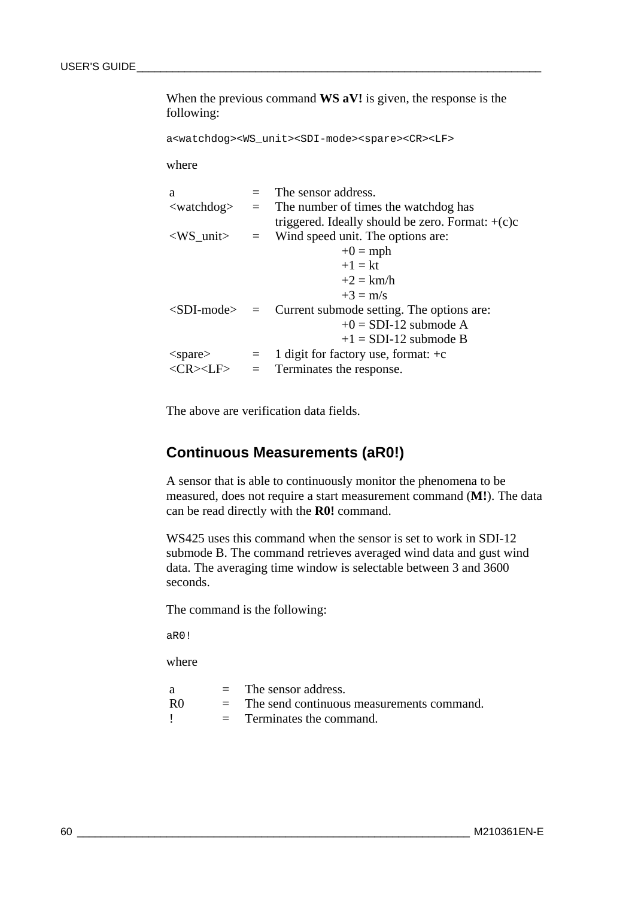When the previous command **WS aV!** is given, the response is the following:

```
a<watchdog><WS_unit><SDI-mode><spare><CR><LF>
```

where

| | | |
|---|---|---|
| a | = | The sensor address. |
| <watchdog> | = | The number of times the watchdog has triggered. Ideally should be zero. Format: +(c)c |
| <WS_unit> | = | Wind speed unit. The options are:<br>+0 = mph<br>+1 = kt<br>+2 = km/h<br>+3 = m/s |
| <SDI-mode> | = | Current submode setting. The options are:<br>+0 = SDI-12 submode A<br>+1 = SDI-12 submode B |
| <spare> | = | 1 digit for factory use, format: +c |
| <CR><LF> | = | Terminates the response. |

The above are verification data fields.

## Continuous Measurements (aR0!)

A sensor that is able to continuously monitor the phenomena to be measured, does not require a start measurement command (**M!**). The data can be read directly with the **R0!** command.

WS425 uses this command when the sensor is set to work in SDI-12 submode B. The command retrieves averaged wind data and gust wind data. The averaging time window is selectable between 3 and 3600 seconds.

The command is the following:

```
aR0!
```

where

| | | |
|---|---|---|
| a | = | The sensor address. |
| R0 | = | The send continuous measurements command. |
| ! | = | Terminates the command. |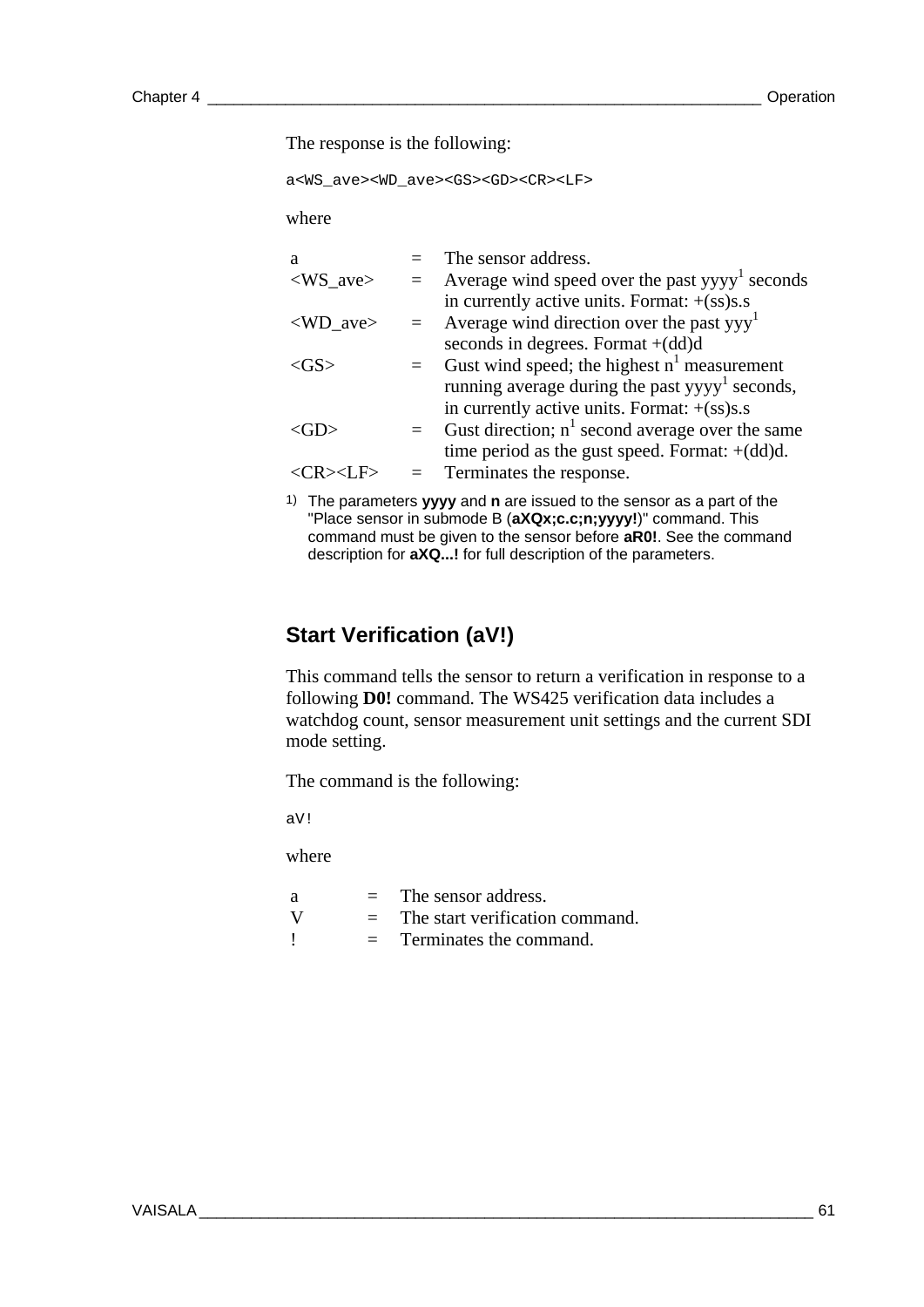The response is the following:

```
a<WS_ave><WD_ave><GS><GD><CR><LF>
```

where

| | | |
|---|---|---|
| a | = | The sensor address. |
| <WS_ave> | = | Average wind speed over the past yyyy[1] seconds in currently active units. Format: +(ss)s.s |
| <WD_ave> | = | Average wind direction over the past yyy[1] seconds in degrees. Format +(dd)d |
| <GS> | = | Gust wind speed; the highest n[1] measurement running average during the past yyyy[1] seconds, in currently active units. Format: +(ss)s.s |
| <GD> | = | Gust direction; n[1] second average over the same time period as the gust speed. Format: +(dd)d. |
| <CR><LF> | = | Terminates the response. |

1) The parameters **yyyy** and **n** are issued to the sensor as a part of the "Place sensor in submode B (**aXQx;c.c;n;yyyy!**)" command. This command must be given to the sensor before **aR0!**. See the command description for **aXQ...!** for full description of the parameters.

## Start Verification (aV!)

This command tells the sensor to return a verification in response to a following **D0!** command. The WS425 verification data includes a watchdog count, sensor measurement unit settings and the current SDI mode setting.

The command is the following:

```
aV!
```

where

| | | |
|---|---|---|
| a | = | The sensor address. |
| V | = | The start verification command. |
| ! | = | Terminates the command. |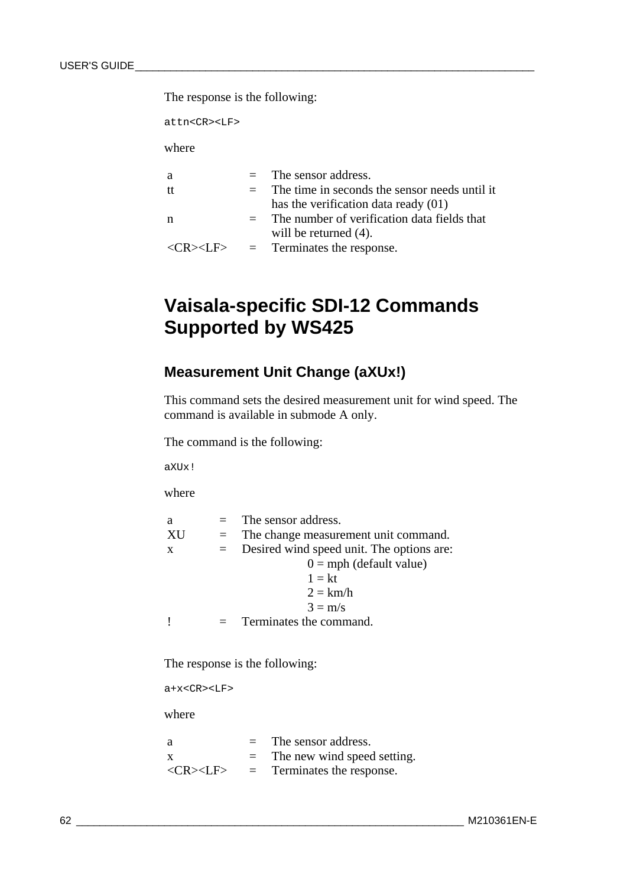The response is the following:

```
attn<CR><LF>
```

where

| | | |
|---|---|---|
| a | = | The sensor address. |
| tt | = | The time in seconds the sensor needs until it has the verification data ready (01) |
| n | = | The number of verification data fields that will be returned (4). |
| <CR><LF> | = | Terminates the response. |

# Vaisala-specific SDI-12 Commands Supported by WS425

## Measurement Unit Change (aXUx!)

This command sets the desired measurement unit for wind speed. The command is available in submode A only.

The command is the following:

```
aXUx!
```

where

| | | |
|---|---|---|
| a | = | The sensor address. |
| XU | = | The change measurement unit command. |
| x | = | Desired wind speed unit. The options are:<br>0 = mph (default value)<br>1 = kt<br>2 = km/h<br>3 = m/s |
| ! | = | Terminates the command. |

The response is the following:

```
a+x<CR><LF>
```

where

| | | |
|---|---|---|
| a | = | The sensor address. |
| x | = | The new wind speed setting. |
| <CR><LF> | = | Terminates the response. |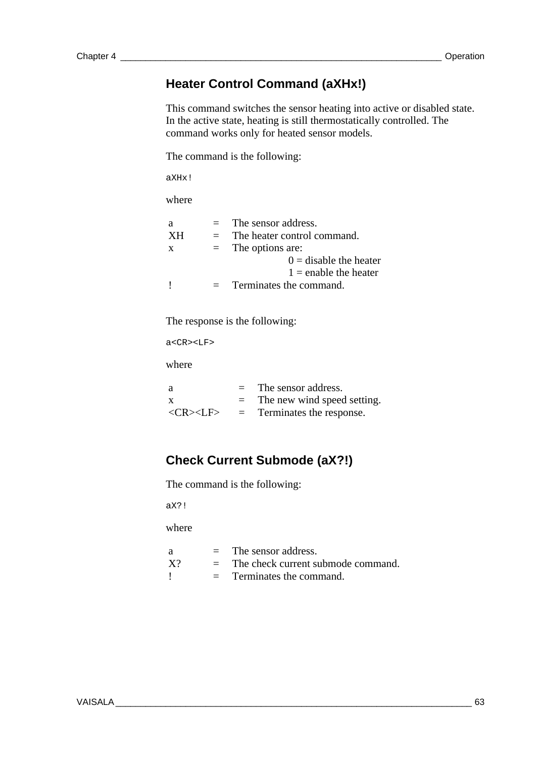## Heater Control Command (aXHx!)

This command switches the sensor heating into active or disabled state. In the active state, heating is still thermostatically controlled. The command works only for heated sensor models.

The command is the following:

```
aXHx!
```

where

| | | |
|---|---|---|
| a | = | The sensor address. |
| XH | = | The heater control command. |
| x | = | The options are:<br>0 = disable the heater<br>1 = enable the heater |
| ! | = | Terminates the command. |

The response is the following:

```
a<CR><LF>
```

where

| | | |
|---|---|---|
| a | = | The sensor address. |
| x | = | The new wind speed setting. |
| <CR><LF> | = | Terminates the response. |

## Check Current Submode (aX?!)

The command is the following:

```
aX?!
```

where

| | | |
|---|---|---|
| a | = | The sensor address. |
| X? | = | The check current submode command. |
| ! | = | Terminates the command. |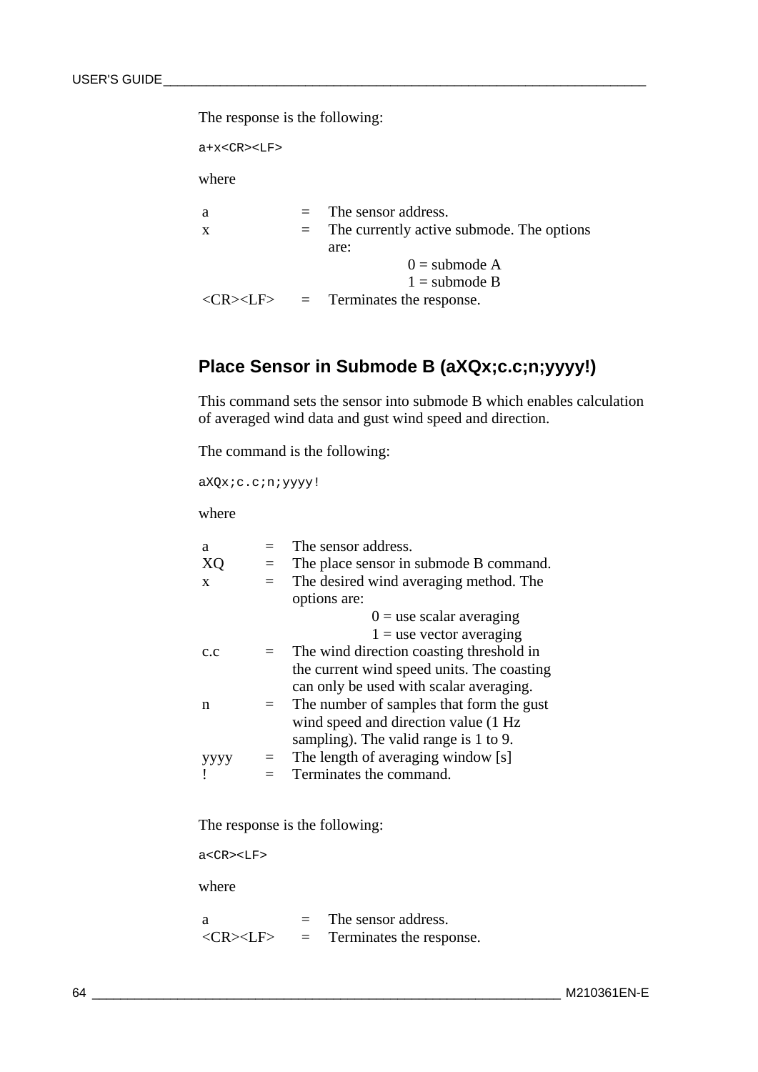The response is the following:

```
a+x<CR><LF>
```

where

| | | |
|---|---|---|
| a | = | The sensor address. |
| x | = | The currently active submode. The options are:<br>0 = submode A<br>1 = submode B |
| <CR><LF> | = | Terminates the response. |

## Place Sensor in Submode B (aXQx;c.c;n;yyyy!)

This command sets the sensor into submode B which enables calculation of averaged wind data and gust wind speed and direction.

The command is the following:

```
aXQx;c.c;n;yyyy!
```

where

| | | |
|---|---|---|
| a | = | The sensor address. |
| XQ | = | The place sensor in submode B command. |
| x | = | The desired wind averaging method. The options are:<br>0 = use scalar averaging<br>1 = use vector averaging |
| c.c | = | The wind direction coasting threshold in the current wind speed units. The coasting can only be used with scalar averaging. |
| n | = | The number of samples that form the gust wind speed and direction value (1 Hz sampling). The valid range is 1 to 9. |
| yyyy | = | The length of averaging window [s] |
| ! | = | Terminates the command. |

The response is the following:

```
a<CR><LF>
```

where

| | | |
|---|---|---|
| a | = | The sensor address. |
| <CR><LF> | = | Terminates the response. |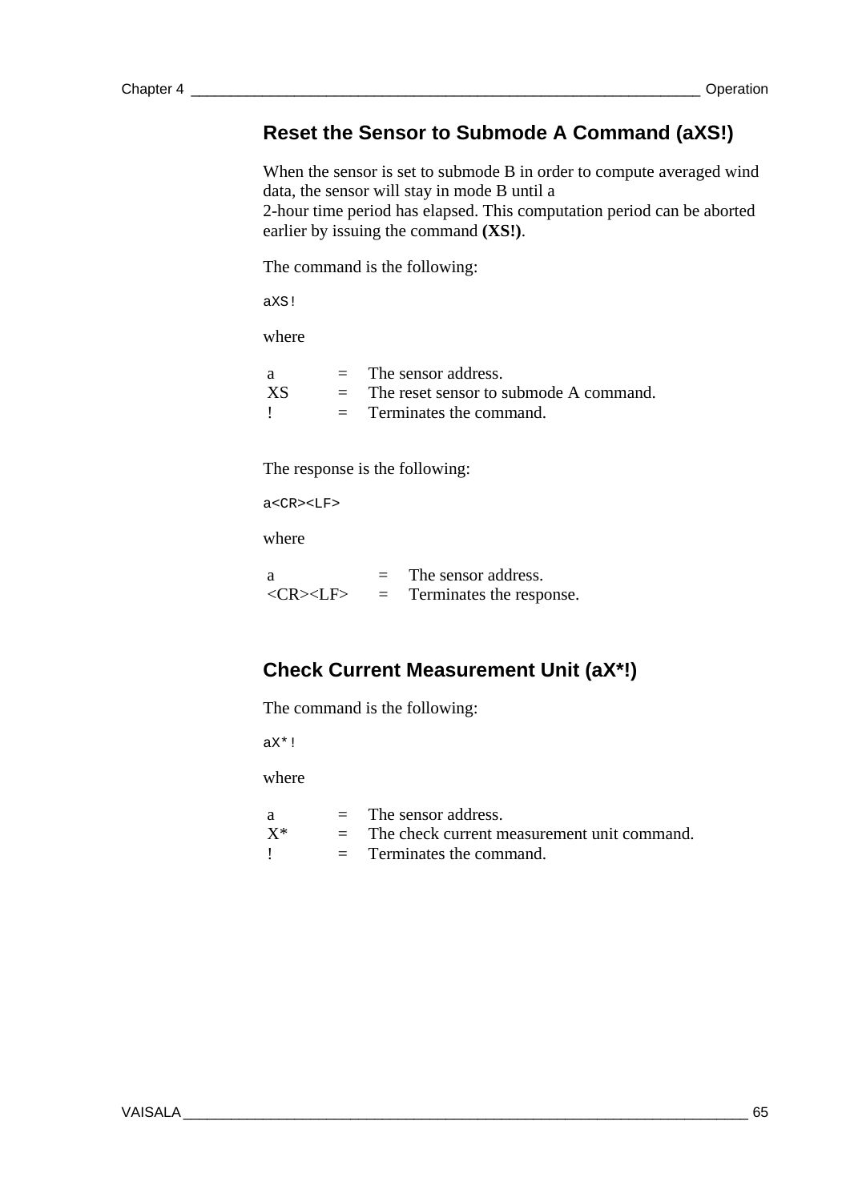## Reset the Sensor to Submode A Command (aXS!)

When the sensor is set to submode B in order to compute averaged wind data, the sensor will stay in mode B until a
2-hour time period has elapsed. This computation period can be aborted earlier by issuing the command **(XS!)**.

The command is the following:

```
aXS!
```

where

| | | |
|---|---|---|
| a | = | The sensor address. |
| XS | = | The reset sensor to submode A command. |
| ! | = | Terminates the command. |

The response is the following:

```
a<CR><LF>
```

where

| | | |
|---|---|---|
| a | = | The sensor address. |
| <CR><LF> | = | Terminates the response. |

## Check Current Measurement Unit (aX*!)

The command is the following:

```
aX*!
```

where

| | | |
|---|---|---|
| a | = | The sensor address. |
| X* | = | The check current measurement unit command. |
| ! | = | Terminates the command. |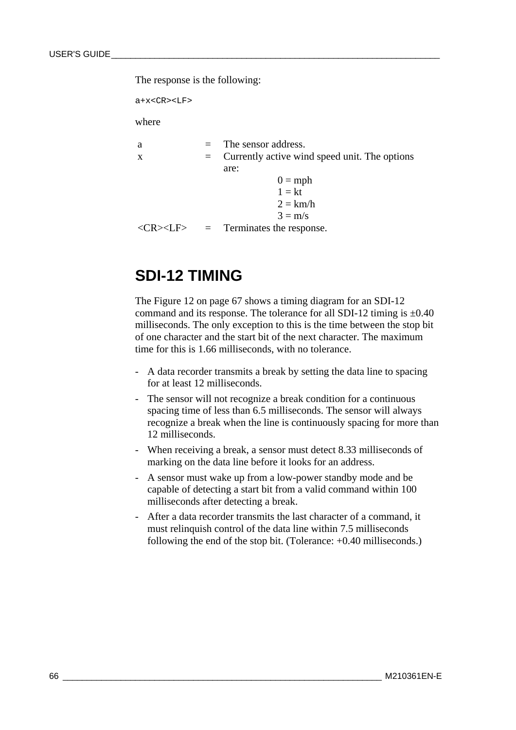The response is the following:

```
a+x<CR><LF>
```

where

| | | |
|---|---|---|
| a | = | The sensor address. |
| x | = | Currently active wind speed unit. The options are:<br>0 = mph<br>1 = kt<br>2 = km/h<br>3 = m/s |
| <CR><LF> | = | Terminates the response. |

# SDI-12 TIMING

The Figure 12 on page 67 shows a timing diagram for an SDI-12 command and its response. The tolerance for all SDI-12 timing is ±0.40 milliseconds. The only exception to this is the time between the stop bit of one character and the start bit of the next character. The maximum time for this is 1.66 milliseconds, with no tolerance.

- A data recorder transmits a break by setting the data line to spacing for at least 12 milliseconds.
- The sensor will not recognize a break condition for a continuous spacing time of less than 6.5 milliseconds. The sensor will always recognize a break when the line is continuously spacing for more than 12 milliseconds.
- When receiving a break, a sensor must detect 8.33 milliseconds of marking on the data line before it looks for an address.
- A sensor must wake up from a low-power standby mode and be capable of detecting a start bit from a valid command within 100 milliseconds after detecting a break.
- After a data recorder transmits the last character of a command, it must relinquish control of the data line within 7.5 milliseconds following the end of the stop bit. (Tolerance: +0.40 milliseconds.)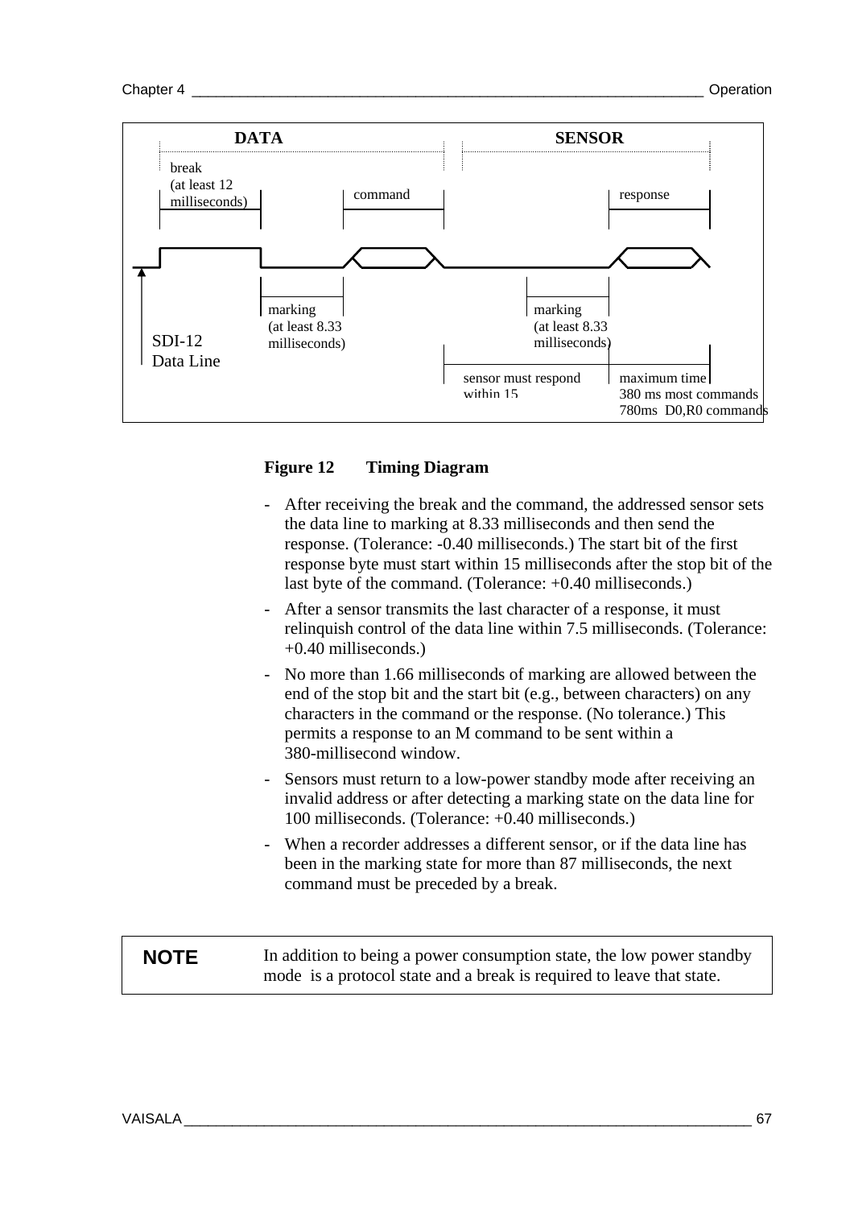DATA

SENSOR

break (at least 12 milliseconds)

command

response

marking (at least 8.33 milliseconds)

marking (at least 8.33 milliseconds)

SDI-12 Data Line

sensor must respond within 15

maximum time 380 ms most commands 780ms D0,R0 commands

**Figure 12 Timing Diagram**

- After receiving the break and the command, the addressed sensor sets the data line to marking at 8.33 milliseconds and then send the response. (Tolerance: -0.40 milliseconds.) The start bit of the first response byte must start within 15 milliseconds after the stop bit of the last byte of the command. (Tolerance: +0.40 milliseconds.)
- After a sensor transmits the last character of a response, it must relinquish control of the data line within 7.5 milliseconds. (Tolerance: +0.40 milliseconds.)
- No more than 1.66 milliseconds of marking are allowed between the end of the stop bit and the start bit (e.g., between characters) on any characters in the command or the response. (No tolerance.) This permits a response to an M command to be sent within a 380-millisecond window.
- Sensors must return to a low-power standby mode after receiving an invalid address or after detecting a marking state on the data line for 100 milliseconds. (Tolerance: +0.40 milliseconds.)
- When a recorder addresses a different sensor, or if the data line has been in the marking state for more than 87 milliseconds, the next command must be preceded by a break.

| **NOTE** | In addition to being a power consumption state, the low power standby mode is a protocol state and a break is required to leave that state. |
|---|---|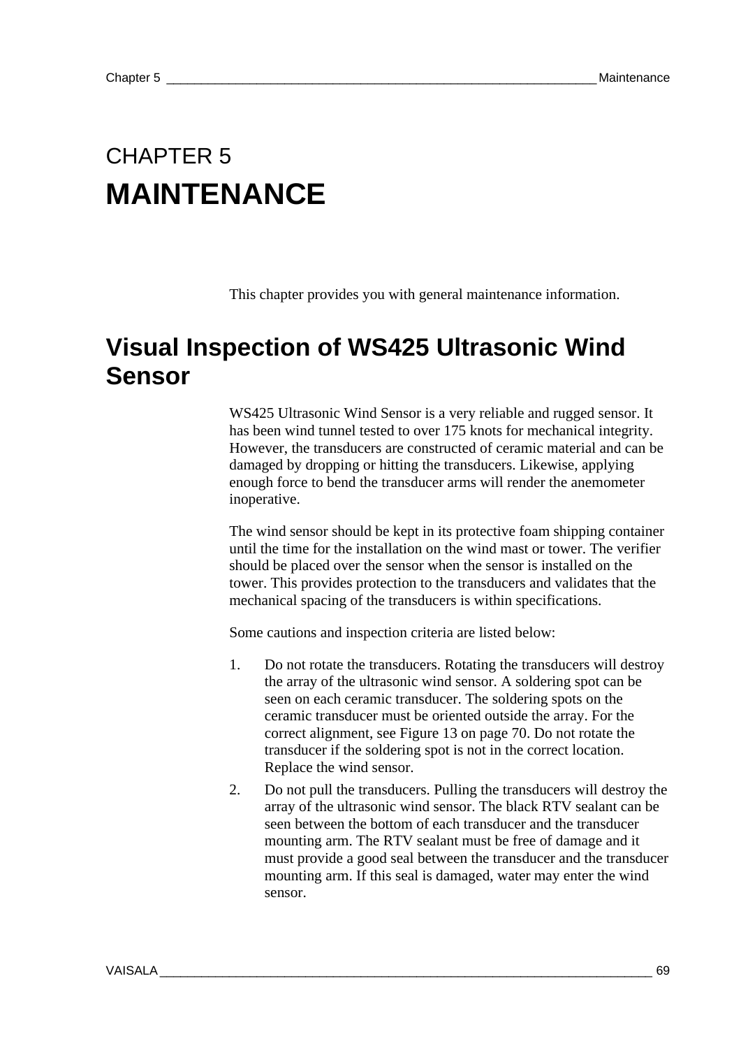# CHAPTER 5
# MAINTENANCE

This chapter provides you with general maintenance information.

## Visual Inspection of WS425 Ultrasonic Wind Sensor

WS425 Ultrasonic Wind Sensor is a very reliable and rugged sensor. It has been wind tunnel tested to over 175 knots for mechanical integrity. However, the transducers are constructed of ceramic material and can be damaged by dropping or hitting the transducers. Likewise, applying enough force to bend the transducer arms will render the anemometer inoperative.

The wind sensor should be kept in its protective foam shipping container until the time for the installation on the wind mast or tower. The verifier should be placed over the sensor when the sensor is installed on the tower. This provides protection to the transducers and validates that the mechanical spacing of the transducers is within specifications.

Some cautions and inspection criteria are listed below:

1. Do not rotate the transducers. Rotating the transducers will destroy the array of the ultrasonic wind sensor. A soldering spot can be seen on each ceramic transducer. The soldering spots on the ceramic transducer must be oriented outside the array. For the correct alignment, see Figure 13 on page 70. Do not rotate the transducer if the soldering spot is not in the correct location. Replace the wind sensor.
2. Do not pull the transducers. Pulling the transducers will destroy the array of the ultrasonic wind sensor. The black RTV sealant can be seen between the bottom of each transducer and the transducer mounting arm. The RTV sealant must be free of damage and it must provide a good seal between the transducer and the transducer mounting arm. If this seal is damaged, water may enter the wind sensor.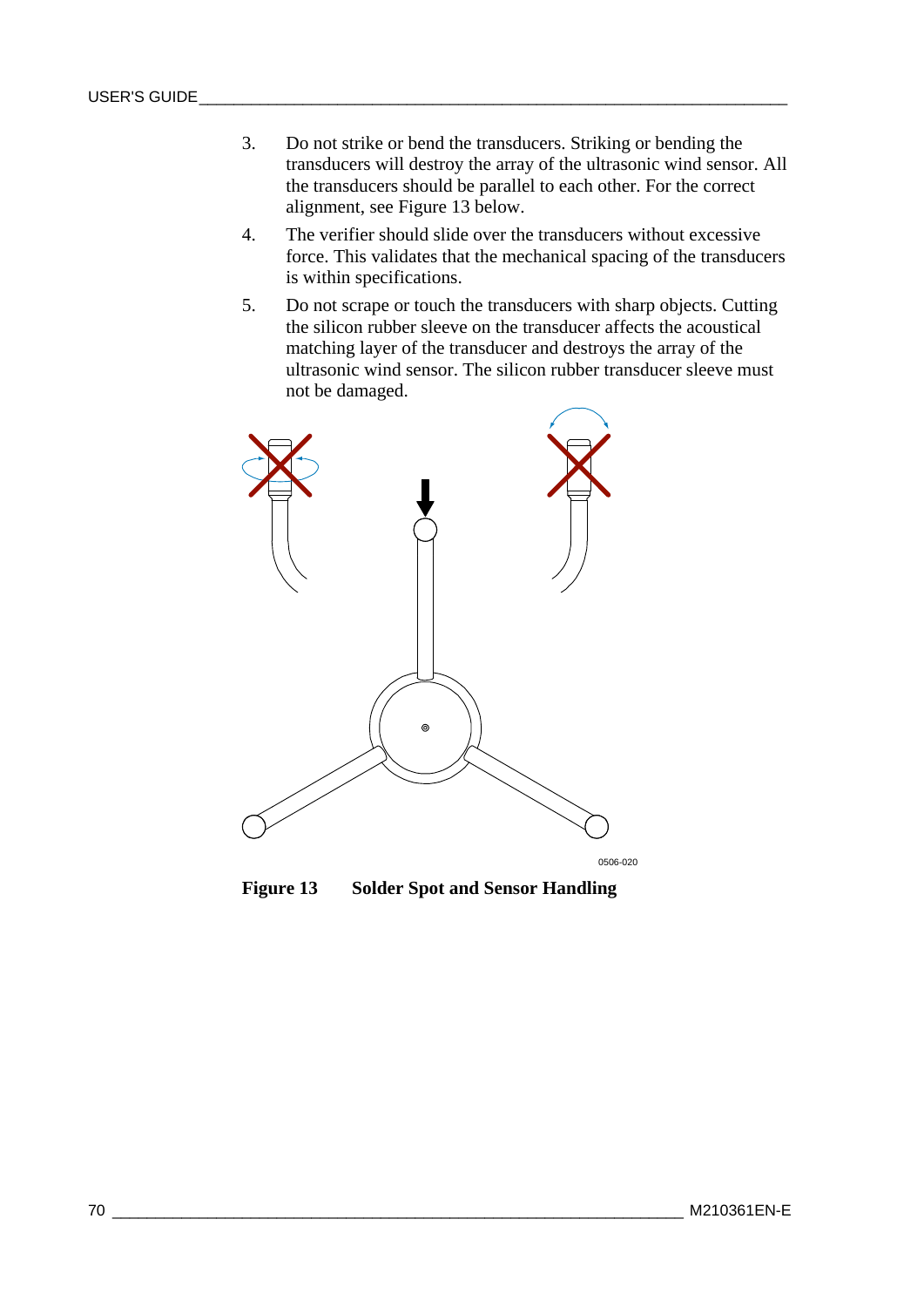3. Do not strike or bend the transducers. Striking or bending the transducers will destroy the array of the ultrasonic wind sensor. All the transducers should be parallel to each other. For the correct alignment, see Figure 13 below.
4. The verifier should slide over the transducers without excessive force. This validates that the mechanical spacing of the transducers is within specifications.
5. Do not scrape or touch the transducers with sharp objects. Cutting the silicon rubber sleeve on the transducer affects the acoustical matching layer of the transducer and destroys the array of the ultrasonic wind sensor. The silicon rubber transducer sleeve must not be damaged.

0506-020

**Figure 13 Solder Spot and Sensor Handling**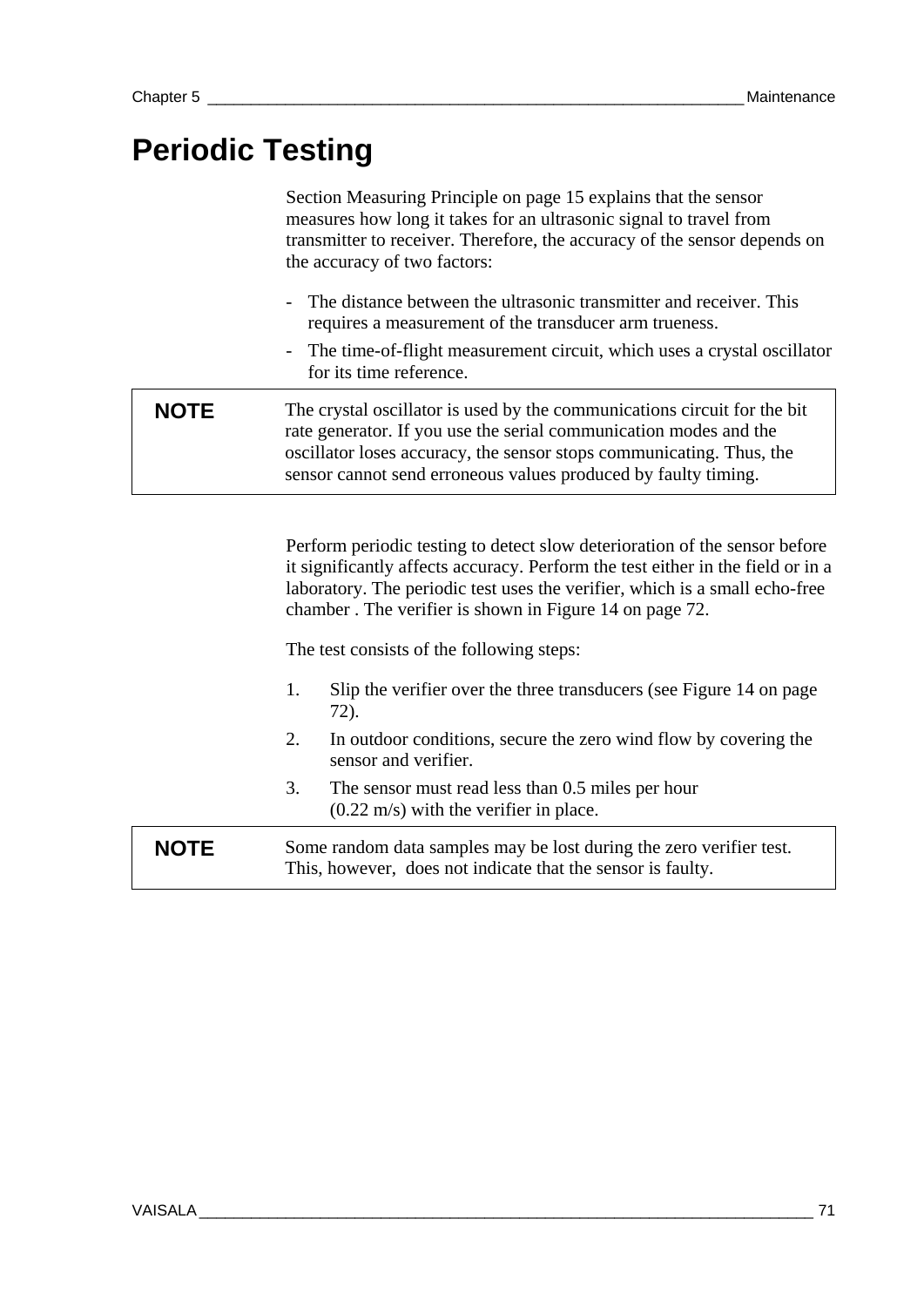# Periodic Testing

Section Measuring Principle on page 15 explains that the sensor measures how long it takes for an ultrasonic signal to travel from transmitter to receiver. Therefore, the accuracy of the sensor depends on the accuracy of two factors:

- The distance between the ultrasonic transmitter and receiver. This requires a measurement of the transducer arm trueness.
- The time-of-flight measurement circuit, which uses a crystal oscillator for its time reference.

| **NOTE** | The crystal oscillator is used by the communications circuit for the bit rate generator. If you use the serial communication modes and the oscillator loses accuracy, the sensor stops communicating. Thus, the sensor cannot send erroneous values produced by faulty timing. |
|---|---|

Perform periodic testing to detect slow deterioration of the sensor before it significantly affects accuracy. Perform the test either in the field or in a laboratory. The periodic test uses the verifier, which is a small echo-free chamber . The verifier is shown in Figure 14 on page 72.

The test consists of the following steps:

1. Slip the verifier over the three transducers (see Figure 14 on page 72).
2. In outdoor conditions, secure the zero wind flow by covering the sensor and verifier.
3. The sensor must read less than 0.5 miles per hour (0.22 m/s) with the verifier in place.

| **NOTE** | Some random data samples may be lost during the zero verifier test. This, however, does not indicate that the sensor is faulty. |
|---|---|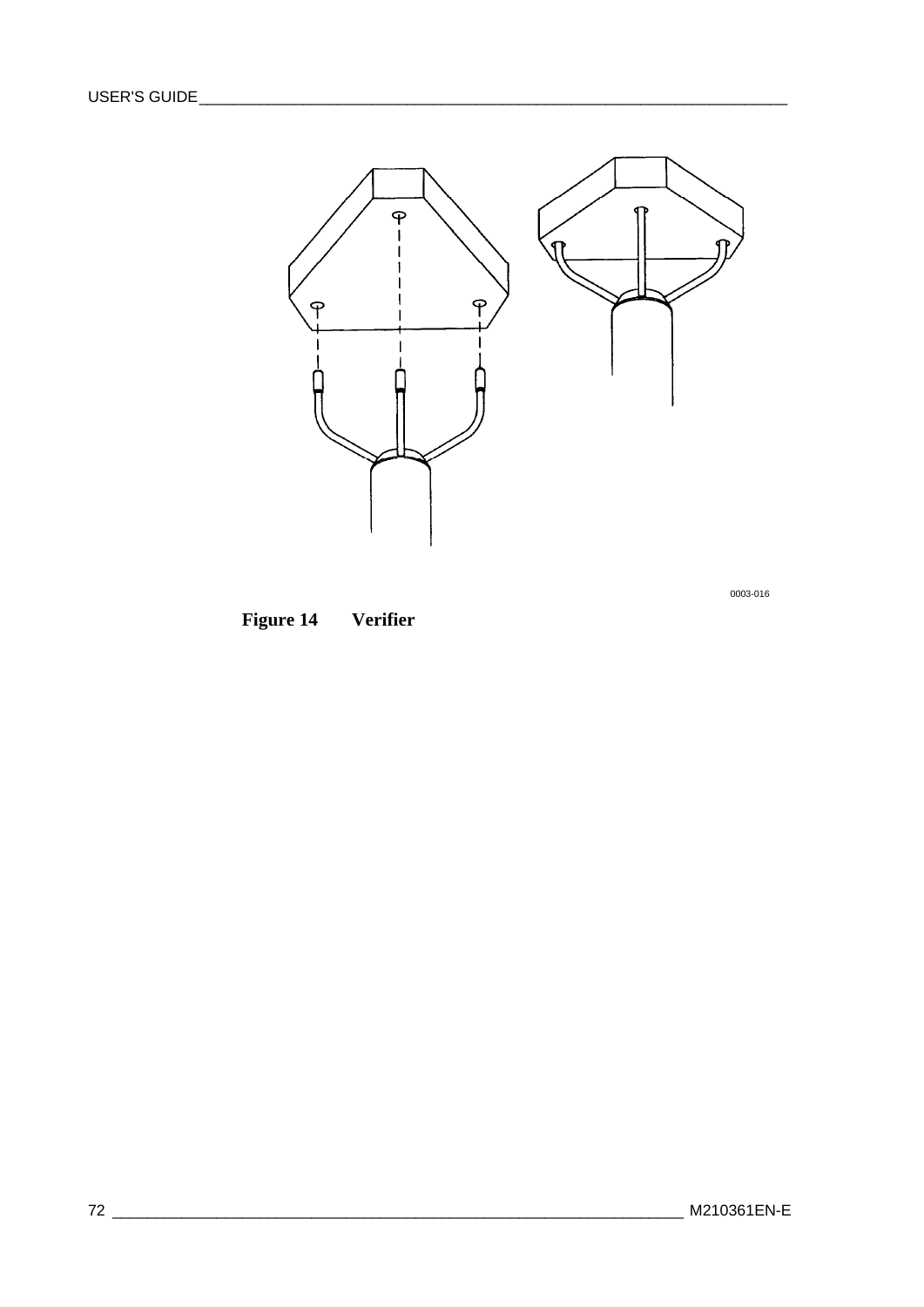0003-016

**Figure 14 Verifier**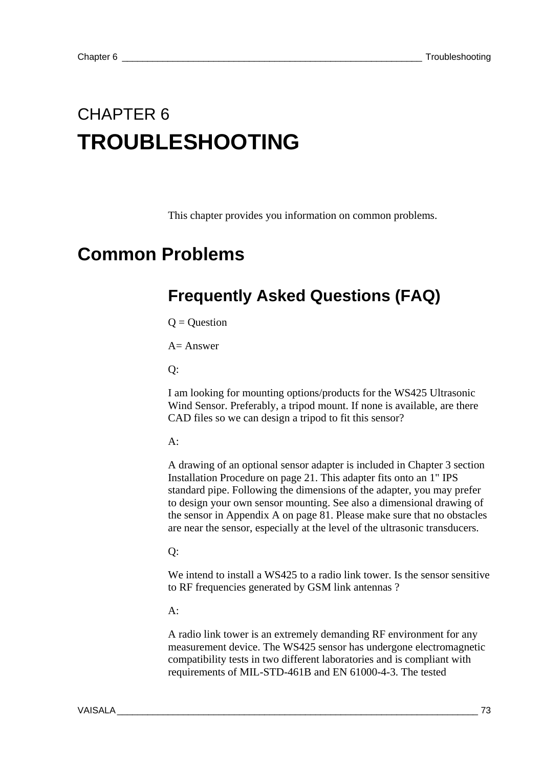# CHAPTER 6
# TROUBLESHOOTING

This chapter provides you information on common problems.

## Common Problems

### Frequently Asked Questions (FAQ)

Q = Question

A= Answer

Q:

I am looking for mounting options/products for the WS425 Ultrasonic Wind Sensor. Preferably, a tripod mount. If none is available, are there CAD files so we can design a tripod to fit this sensor?

A:

A drawing of an optional sensor adapter is included in Chapter 3 section Installation Procedure on page 21. This adapter fits onto an 1" IPS standard pipe. Following the dimensions of the adapter, you may prefer to design your own sensor mounting. See also a dimensional drawing of the sensor in Appendix A on page 81. Please make sure that no obstacles are near the sensor, especially at the level of the ultrasonic transducers.

Q:

We intend to install a WS425 to a radio link tower. Is the sensor sensitive to RF frequencies generated by GSM link antennas ?

A:

A radio link tower is an extremely demanding RF environment for any measurement device. The WS425 sensor has undergone electromagnetic compatibility tests in two different laboratories and is compliant with requirements of MIL-STD-461B and EN 61000-4-3. The tested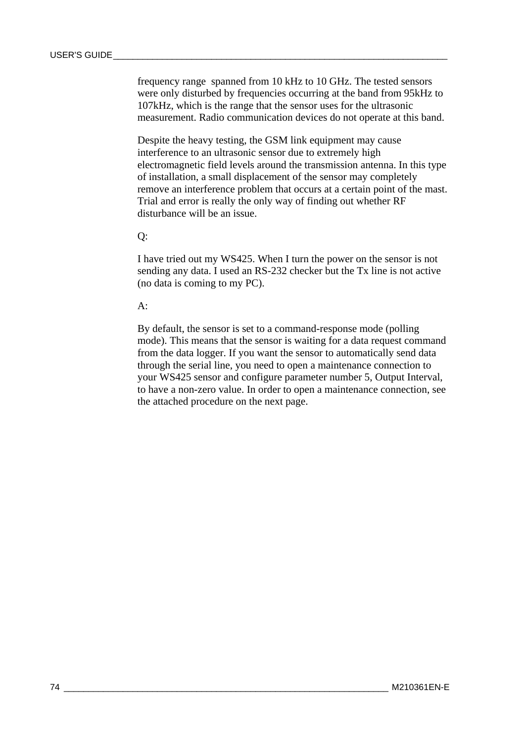frequency range  spanned from 10 kHz to 10 GHz. The tested sensors were only disturbed by frequencies occurring at the band from 95kHz to 107kHz, which is the range that the sensor uses for the ultrasonic measurement. Radio communication devices do not operate at this band.

Despite the heavy testing, the GSM link equipment may cause interference to an ultrasonic sensor due to extremely high electromagnetic field levels around the transmission antenna. In this type of installation, a small displacement of the sensor may completely remove an interference problem that occurs at a certain point of the mast. Trial and error is really the only way of finding out whether RF disturbance will be an issue.

Q:

I have tried out my WS425. When I turn the power on the sensor is not sending any data. I used an RS-232 checker but the Tx line is not active (no data is coming to my PC).

A:

By default, the sensor is set to a command-response mode (polling mode). This means that the sensor is waiting for a data request command from the data logger. If you want the sensor to automatically send data through the serial line, you need to open a maintenance connection to your WS425 sensor and configure parameter number 5, Output Interval, to have a non-zero value. In order to open a maintenance connection, see the attached procedure on the next page.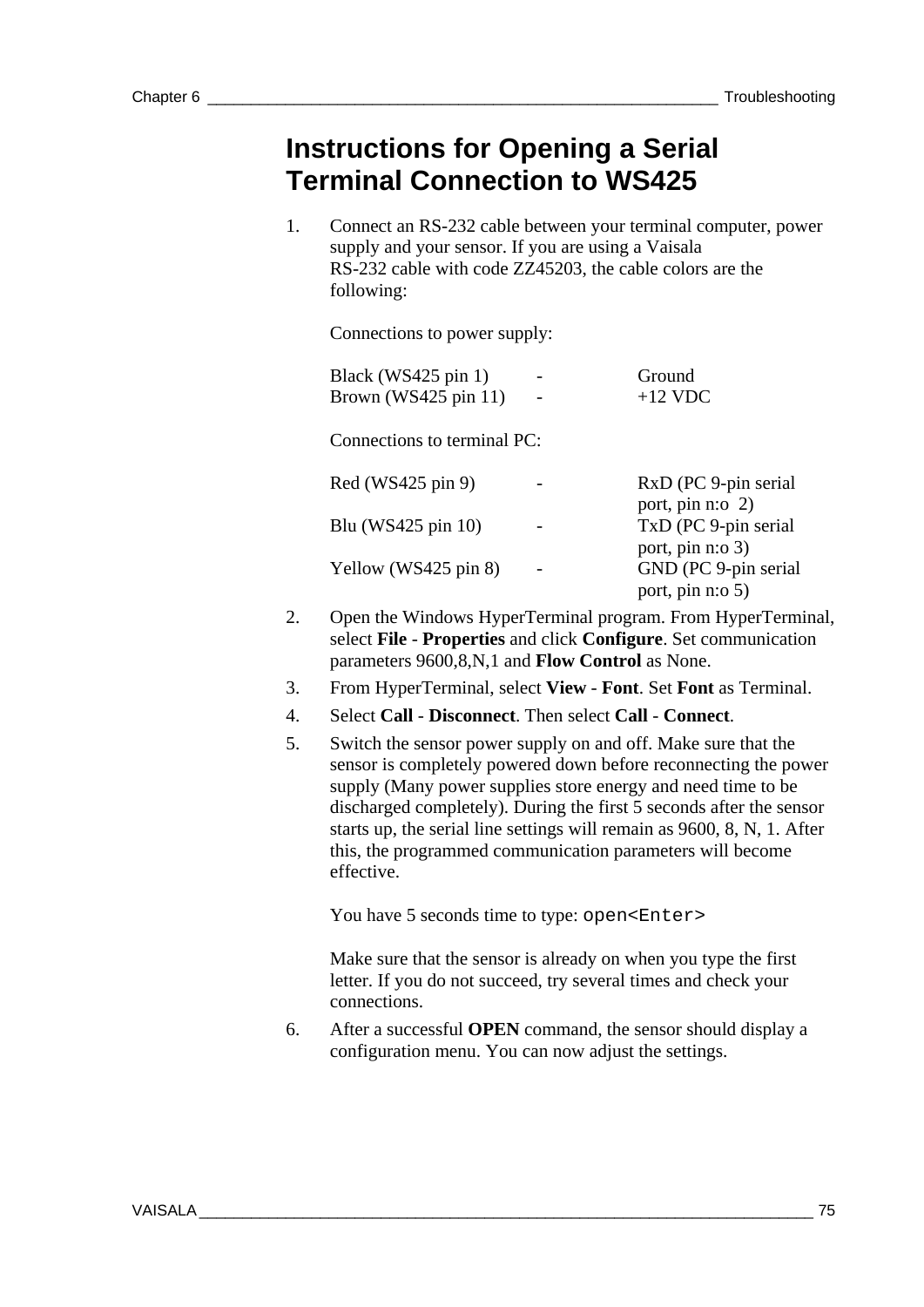# Instructions for Opening a Serial Terminal Connection to WS425

1. Connect an RS-232 cable between your terminal computer, power supply and your sensor. If you are using a Vaisala RS-232 cable with code ZZ45203, the cable colors are the following:

   Connections to power supply:

   | | | |
   |---|---|---|
   | Black (WS425 pin 1) | - | Ground |
   | Brown (WS425 pin 11) | - | +12 VDC |

   Connections to terminal PC:

   | | | |
   |---|---|---|
   | Red (WS425 pin 9) | - | RxD (PC 9-pin serial port, pin n:o 2) |
   | Blu (WS425 pin 10) | - | TxD (PC 9-pin serial port, pin n:o 3) |
   | Yellow (WS425 pin 8) | - | GND (PC 9-pin serial port, pin n:o 5) |

2. Open the Windows HyperTerminal program. From HyperTerminal, select **File** - **Properties** and click **Configure**. Set communication parameters 9600,8,N,1 and **Flow Control** as None.
3. From HyperTerminal, select **View** - **Font**. Set **Font** as Terminal.
4. Select **Call** - **Disconnect**. Then select **Call** - **Connect**.
5. Switch the sensor power supply on and off. Make sure that the sensor is completely powered down before reconnecting the power supply (Many power supplies store energy and need time to be discharged completely). During the first 5 seconds after the sensor starts up, the serial line settings will remain as 9600, 8, N, 1. After this, the programmed communication parameters will become effective.

   You have 5 seconds time to type: `open<Enter>`

   Make sure that the sensor is already on when you type the first letter. If you do not succeed, try several times and check your connections.
6. After a successful **OPEN** command, the sensor should display a configuration menu. You can now adjust the settings.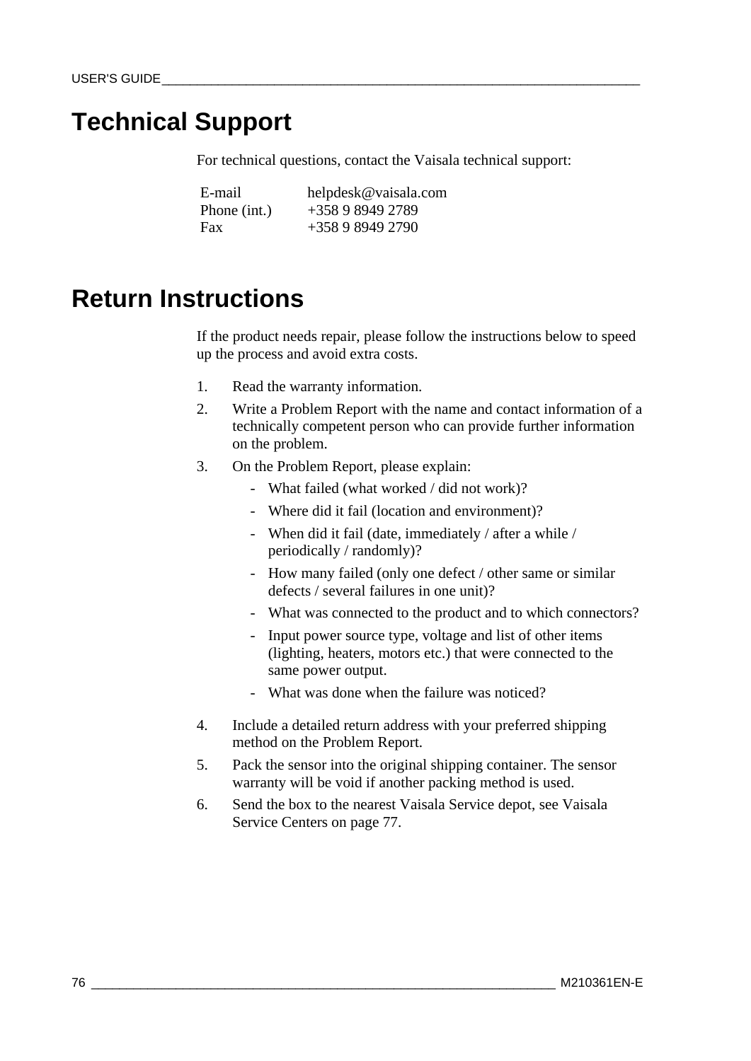# Technical Support

For technical questions, contact the Vaisala technical support:

| | |
|---|---|
| E-mail | helpdesk@vaisala.com |
| Phone (int.) | +358 9 8949 2789 |
| Fax | +358 9 8949 2790 |

# Return Instructions

If the product needs repair, please follow the instructions below to speed up the process and avoid extra costs.

1. Read the warranty information.
2. Write a Problem Report with the name and contact information of a technically competent person who can provide further information on the problem.
3. On the Problem Report, please explain:
   - What failed (what worked / did not work)?
   - Where did it fail (location and environment)?
   - When did it fail (date, immediately / after a while / periodically / randomly)?
   - How many failed (only one defect / other same or similar defects / several failures in one unit)?
   - What was connected to the product and to which connectors?
   - Input power source type, voltage and list of other items (lighting, heaters, motors etc.) that were connected to the same power output.
   - What was done when the failure was noticed?
4. Include a detailed return address with your preferred shipping method on the Problem Report.
5. Pack the sensor into the original shipping container. The sensor warranty will be void if another packing method is used.
6. Send the box to the nearest Vaisala Service depot, see Vaisala Service Centers on page 77.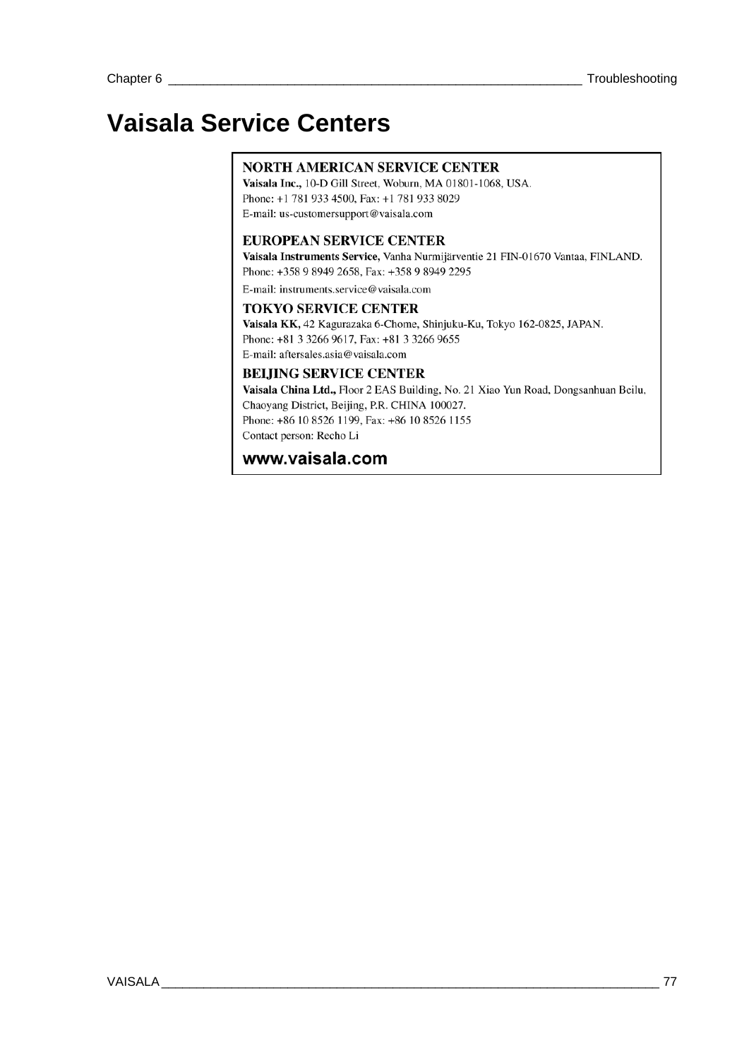# Vaisala Service Centers

**NORTH AMERICAN SERVICE CENTER**
**Vaisala Inc.,** 10-D Gill Street, Woburn, MA 01801-1068, USA.
Phone: +1 781 933 4500, Fax: +1 781 933 8029
E-mail: us-customersupport@vaisala.com

**EUROPEAN SERVICE CENTER**
**Vaisala Instruments Service,** Vanha Nurmijärventie 21 FIN-01670 Vantaa, FINLAND.
Phone: +358 9 8949 2658, Fax: +358 9 8949 2295
E-mail: instruments.service@vaisala.com

**TOKYO SERVICE CENTER**
**Vaisala KK,** 42 Kagurazaka 6-Chome, Shinjuku-Ku, Tokyo 162-0825, JAPAN.
Phone: +81 3 3266 9617, Fax: +81 3 3266 9655
E-mail: aftersales.asia@vaisala.com

**BEIJING SERVICE CENTER**
**Vaisala China Ltd.,** Floor 2 EAS Building, No. 21 Xiao Yun Road, Dongsanhuan Beilu, Chaoyang District, Beijing, P.R. CHINA 100027.
Phone: +86 10 8526 1199, Fax: +86 10 8526 1155
Contact person: Recho Li

**www.vaisala.com**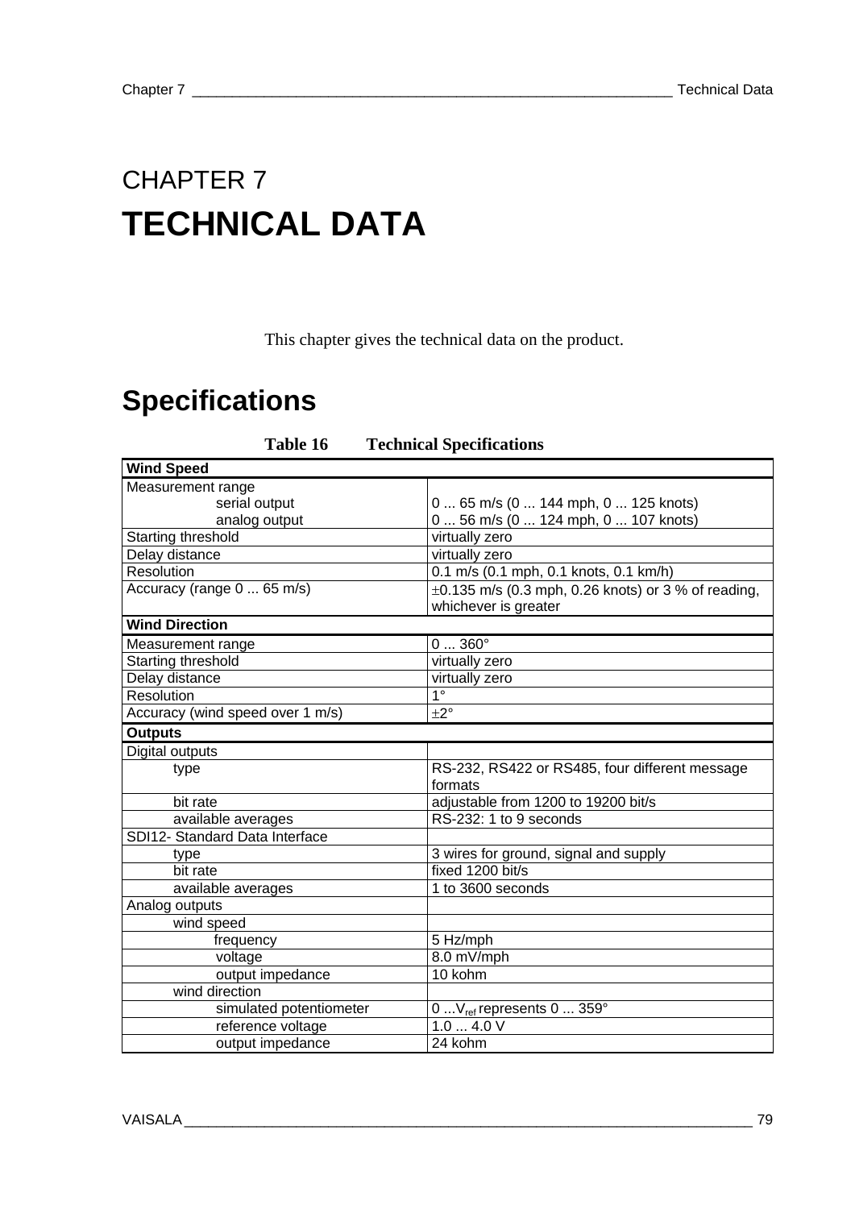# CHAPTER 7

# TECHNICAL DATA

This chapter gives the technical data on the product.

## Specifications

**Table 16 Technical Specifications**

| **Wind Speed** | |
|---|---|
| Measurement range | |
| serial output | 0 ... 65 m/s (0 ... 144 mph, 0 ... 125 knots) |
| analog output | 0 ... 56 m/s (0 ... 124 mph, 0 ... 107 knots) |
| Starting threshold | virtually zero |
| Delay distance | virtually zero |
| Resolution | 0.1 m/s (0.1 mph, 0.1 knots, 0.1 km/h) |
| Accuracy (range 0 ... 65 m/s) | ±0.135 m/s (0.3 mph, 0.26 knots) or 3 % of reading, whichever is greater |
| **Wind Direction** | |
| Measurement range | 0 ... 360° |
| Starting threshold | virtually zero |
| Delay distance | virtually zero |
| Resolution | 1° |
| Accuracy (wind speed over 1 m/s) | ±2° |
| **Outputs** | |
| Digital outputs | |
| type | RS-232, RS422 or RS485, four different message formats |
| bit rate | adjustable from 1200 to 19200 bit/s |
| available averages | RS-232: 1 to 9 seconds |
| SDI12- Standard Data Interface | |
| type | 3 wires for ground, signal and supply |
| bit rate | fixed 1200 bit/s |
| available averages | 1 to 3600 seconds |
| Analog outputs | |
| wind speed | |
| frequency | 5 Hz/mph |
| voltage | 8.0 mV/mph |
| output impedance | 10 kohm |
| wind direction | |
| simulated potentiometer | 0 ...$V_{ref}$ represents 0 ... 359° |
| reference voltage | 1.0 ... 4.0 V |
| output impedance | 24 kohm |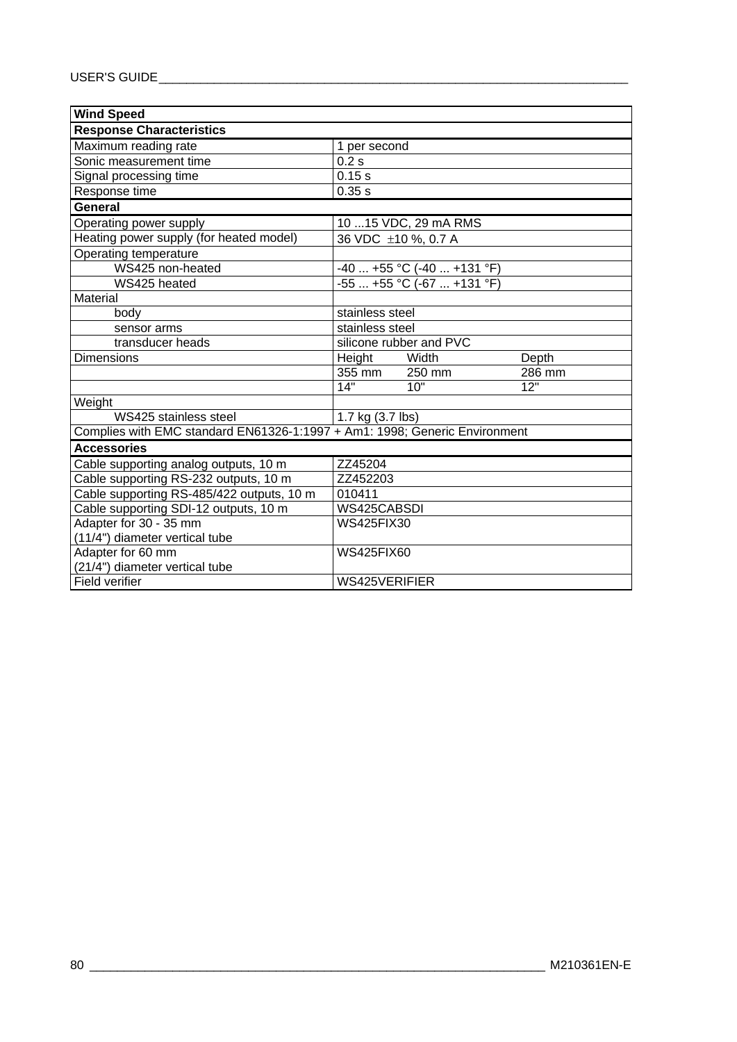| Wind Speed | |
|---|---|
| **Response Characteristics** | |
| Maximum reading rate | 1 per second |
| Sonic measurement time | 0.2 s |
| Signal processing time | 0.15 s |
| Response time | 0.35 s |
| **General** | |
| Operating power supply | 10 ...15 VDC, 29 mA RMS |
| Heating power supply (for heated model) | 36 VDC ±10 %, 0.7 A |
| Operating temperature | |
| WS425 non-heated | -40 ... +55 °C (-40 ... +131 °F) |
| WS425 heated | -55 ... +55 °C (-67 ... +131 °F) |
| Material | |
| body | stainless steel |
| sensor arms | stainless steel |
| transducer heads | silicone rubber and PVC |
| Dimensions | Height Width Depth |
| | 355 mm 250 mm 286 mm |
| | 14" 10" 12" |
| Weight | |
| WS425 stainless steel | 1.7 kg (3.7 lbs) |
| Complies with EMC standard EN61326-1:1997 + Am1: 1998; Generic Environment | |
| **Accessories** | |
| Cable supporting analog outputs, 10 m | ZZ45204 |
| Cable supporting RS-232 outputs, 10 m | ZZ452203 |
| Cable supporting RS-485/422 outputs, 10 m | 010411 |
| Cable supporting SDI-12 outputs, 10 m | WS425CABSDI |
| Adapter for 30 - 35 mm (11/4") diameter vertical tube | WS425FIX30 |
| Adapter for 60 mm (21/4") diameter vertical tube | WS425FIX60 |
| Field verifier | WS425VERIFIER |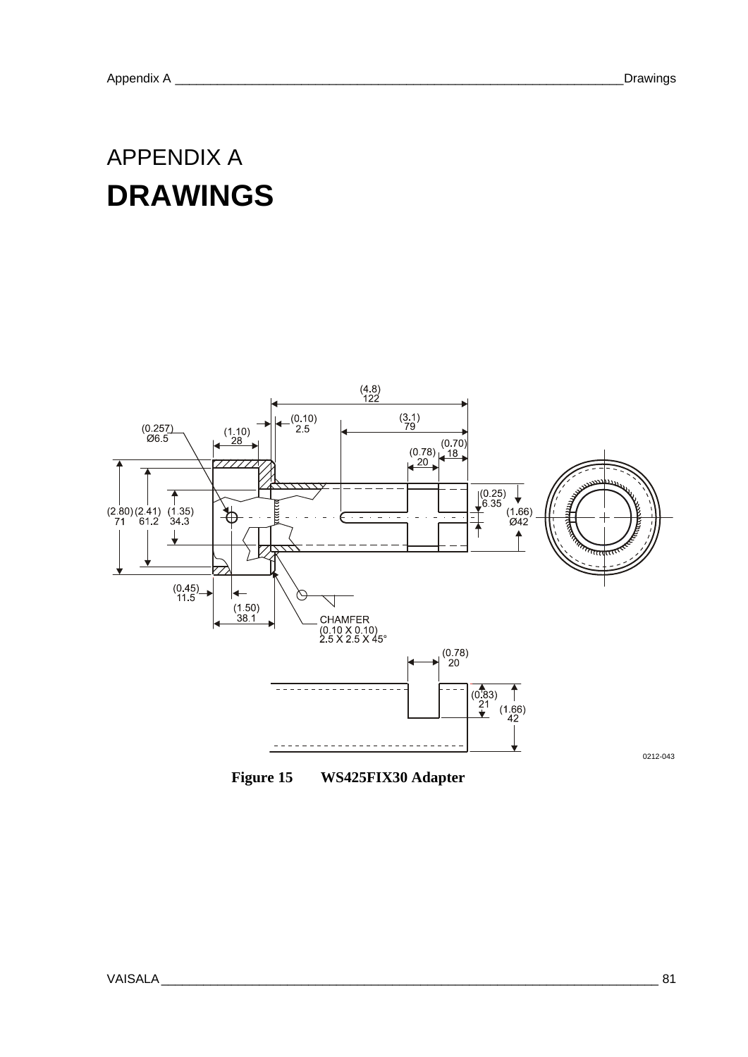APPENDIX A

# DRAWINGS

**Figure 15 WS425FIX30 Adapter**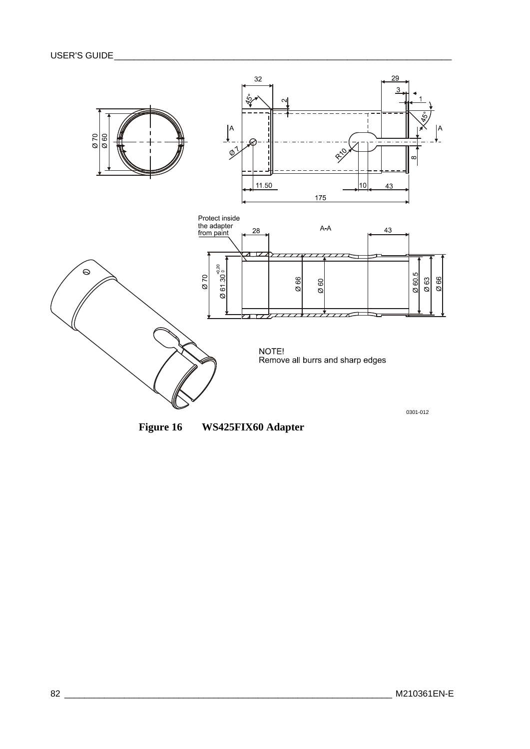Protect inside the adapter from paint

NOTE!
Remove all burrs and sharp edges

0301-012

**Figure 16 WS425FIX60 Adapter**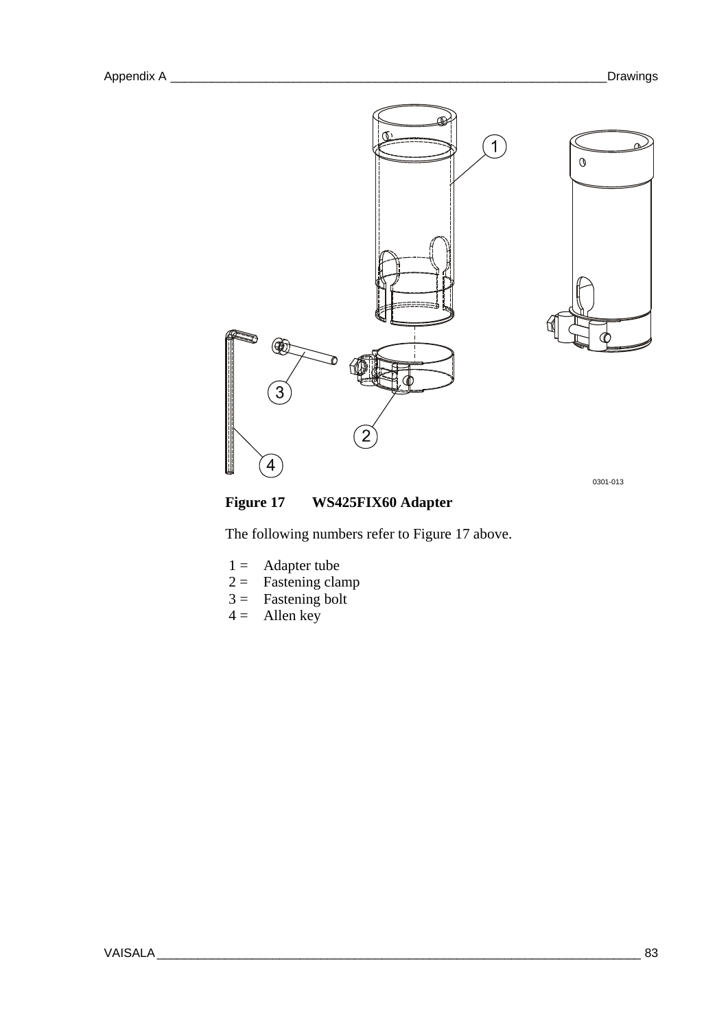**Figure 17 WS425FIX60 Adapter**

The following numbers refer to Figure 17 above.

1 = Adapter tube
2 = Fastening clamp
3 = Fastening bolt
4 = Allen key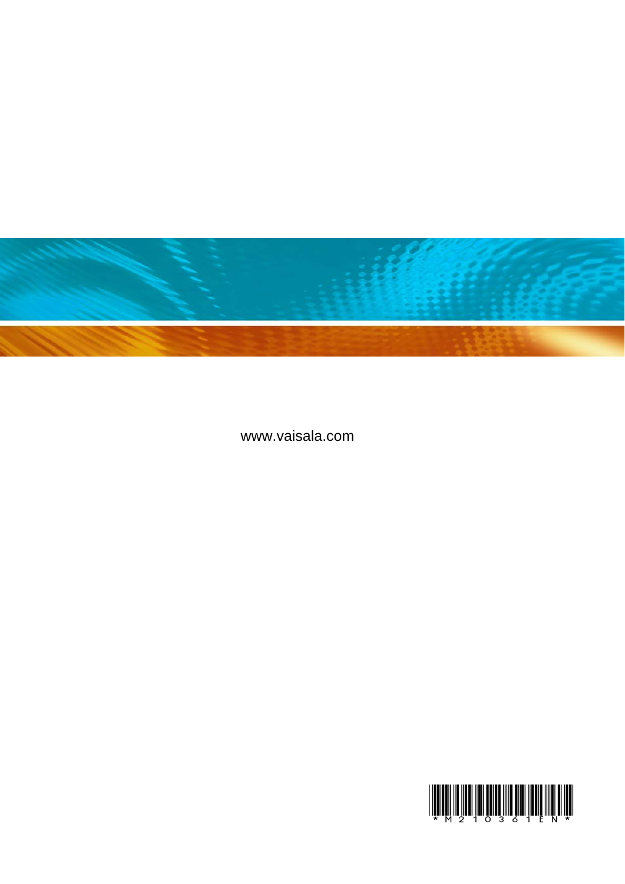www.vaisala.com

*M210361EN*